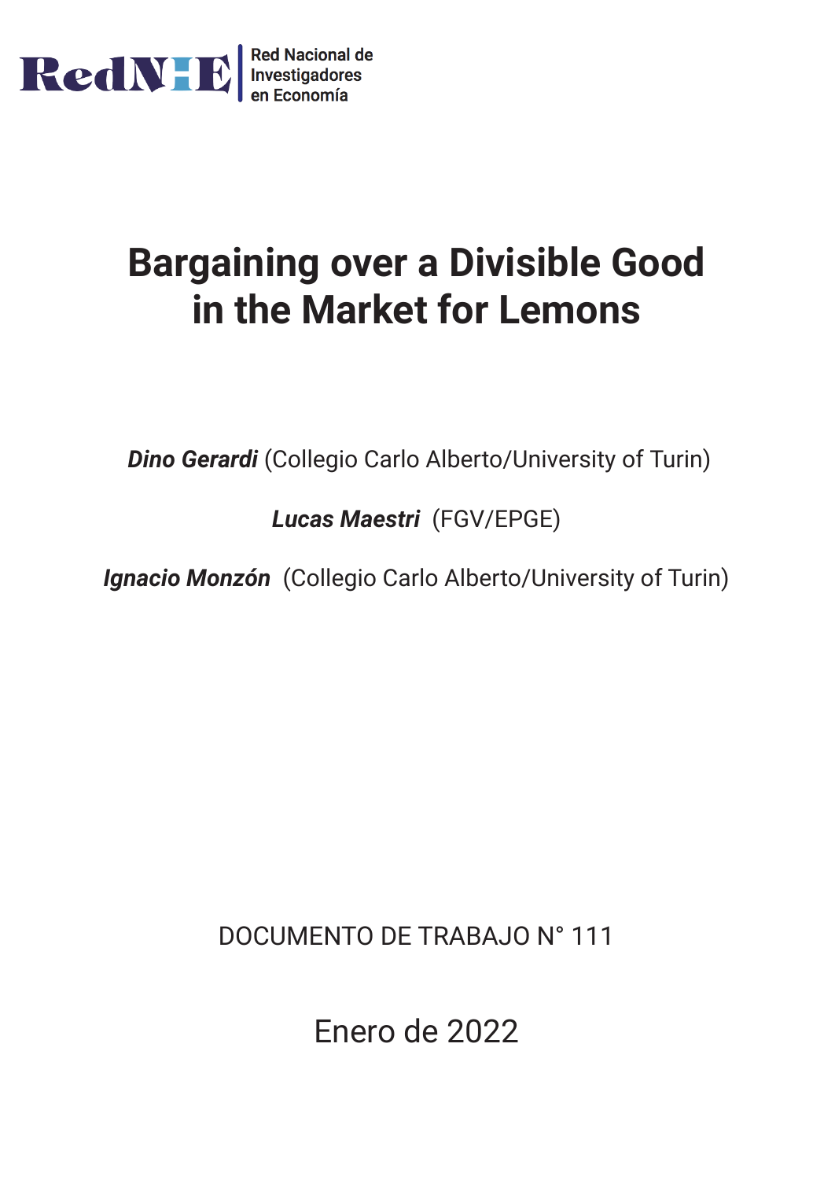RedNIE Red Nacional de Investigadores en Economía

# Bargaining over a Divisible Good in the Market for Lemons

***Dino Gerardi*** (Collegio Carlo Alberto/University of Turin)

***Lucas Maestri*** (FGV/EPGE)

***Ignacio Monzón*** (Collegio Carlo Alberto/University of Turin)

DOCUMENTO DE TRABAJO N° 111

Enero de 2022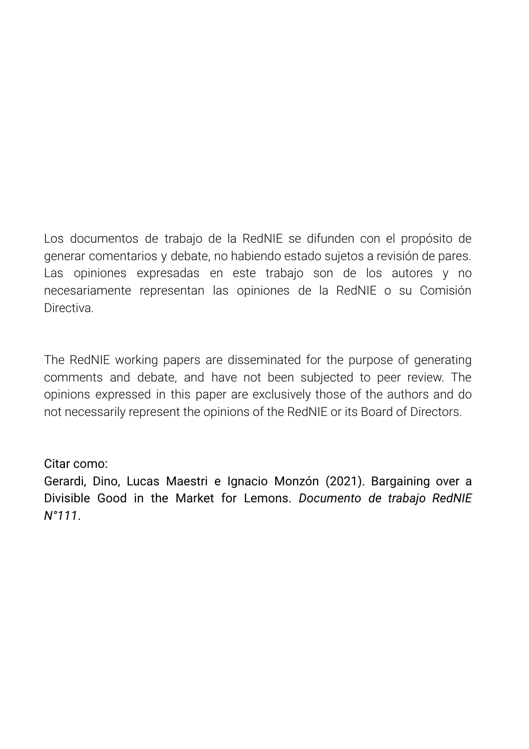Los documentos de trabajo de la RedNIE se difunden con el propósito de generar comentarios y debate, no habiendo estado sujetos a revisión de pares. Las opiniones expresadas en este trabajo son de los autores y no necesariamente representan las opiniones de la RedNIE o su Comisión Directiva.

The RedNIE working papers are disseminated for the purpose of generating comments and debate, and have not been subjected to peer review. The opinions expressed in this paper are exclusively those of the authors and do not necessarily represent the opinions of the RedNIE or its Board of Directors.

Citar como:
Gerardi, Dino, Lucas Maestri e Ignacio Monzón (2021). Bargaining over a Divisible Good in the Market for Lemons. *Documento de trabajo RedNIE N°111*.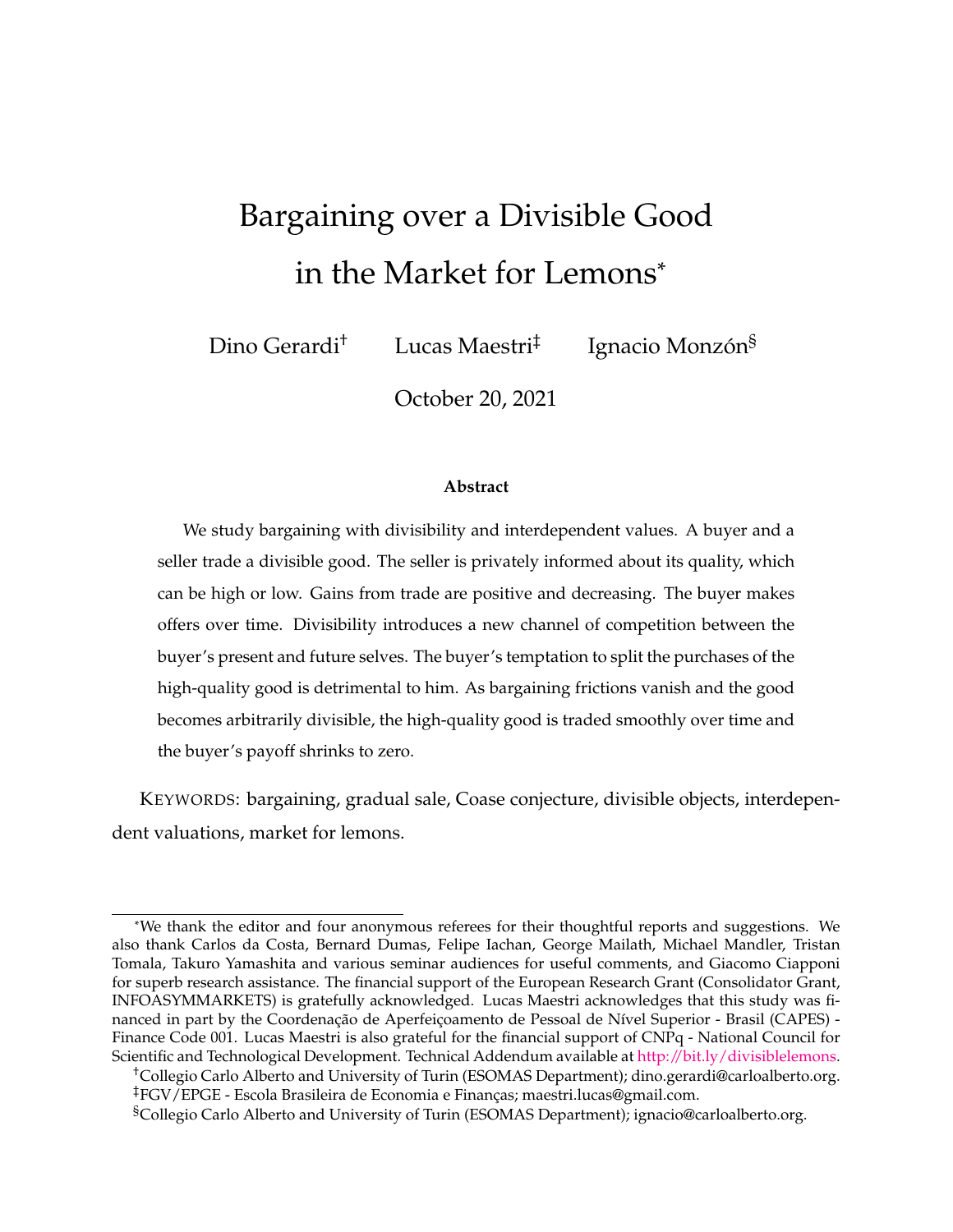# Bargaining over a Divisible Good in the Market for Lemons*

Dino Gerardi[†] Lucas Maestri[‡] Ignacio Monzón[§]

October 20, 2021

**Abstract**

We study bargaining with divisibility and interdependent values. A buyer and a seller trade a divisible good. The seller is privately informed about its quality, which can be high or low. Gains from trade are positive and decreasing. The buyer makes offers over time. Divisibility introduces a new channel of competition between the buyer's present and future selves. The buyer's temptation to split the purchases of the high-quality good is detrimental to him. As bargaining frictions vanish and the good becomes arbitrarily divisible, the high-quality good is traded smoothly over time and the buyer's payoff shrinks to zero.

KEYWORDS: bargaining, gradual sale, Coase conjecture, divisible objects, interdependent valuations, market for lemons.

---

*We thank the editor and four anonymous referees for their thoughtful reports and suggestions. We also thank Carlos da Costa, Bernard Dumas, Felipe Iachan, George Mailath, Michael Mandler, Tristan Tomala, Takuro Yamashita and various seminar audiences for useful comments, and Giacomo Ciapponi for superb research assistance. The financial support of the European Research Grant (Consolidator Grant, INFOASYMMARKETS) is gratefully acknowledged. Lucas Maestri acknowledges that this study was financed in part by the Coordenação de Aperfeiçoamento de Pessoal de Nível Superior - Brasil (CAPES) - Finance Code 001. Lucas Maestri is also grateful for the financial support of CNPq - National Council for Scientific and Technological Development. Technical Addendum available at http://bit.ly/divisiblelemons.

[†]Collegio Carlo Alberto and University of Turin (ESOMAS Department); dino.gerardi@carloalberto.org.

[‡]FGV/EPGE - Escola Brasileira de Economia e Finanças; maestri.lucas@gmail.com.

[§]Collegio Carlo Alberto and University of Turin (ESOMAS Department); ignacio@carloalberto.org.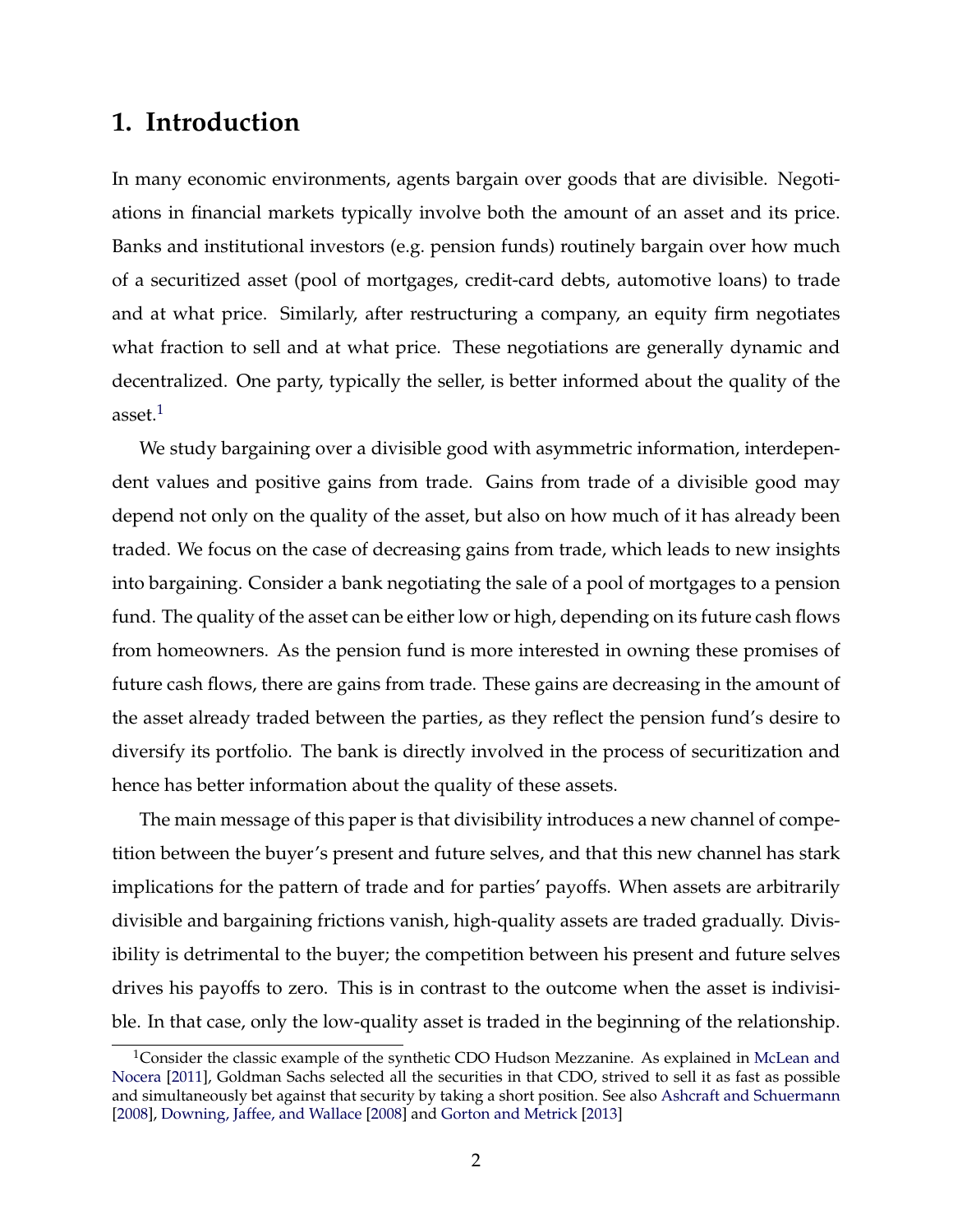# 1. Introduction

In many economic environments, agents bargain over goods that are divisible. Negotiations in financial markets typically involve both the amount of an asset and its price. Banks and institutional investors (e.g. pension funds) routinely bargain over how much of a securitized asset (pool of mortgages, credit-card debts, automotive loans) to trade and at what price. Similarly, after restructuring a company, an equity firm negotiates what fraction to sell and at what price. These negotiations are generally dynamic and decentralized. One party, typically the seller, is better informed about the quality of the asset.[1]

We study bargaining over a divisible good with asymmetric information, interdependent values and positive gains from trade. Gains from trade of a divisible good may depend not only on the quality of the asset, but also on how much of it has already been traded. We focus on the case of decreasing gains from trade, which leads to new insights into bargaining. Consider a bank negotiating the sale of a pool of mortgages to a pension fund. The quality of the asset can be either low or high, depending on its future cash flows from homeowners. As the pension fund is more interested in owning these promises of future cash flows, there are gains from trade. These gains are decreasing in the amount of the asset already traded between the parties, as they reflect the pension fund's desire to diversify its portfolio. The bank is directly involved in the process of securitization and hence has better information about the quality of these assets.

The main message of this paper is that divisibility introduces a new channel of competition between the buyer's present and future selves, and that this new channel has stark implications for the pattern of trade and for parties' payoffs. When assets are arbitrarily divisible and bargaining frictions vanish, high-quality assets are traded gradually. Divisibility is detrimental to the buyer; the competition between his present and future selves drives his payoffs to zero. This is in contrast to the outcome when the asset is indivisible. In that case, only the low-quality asset is traded in the beginning of the relationship.

[1] Consider the classic example of the synthetic CDO Hudson Mezzanine. As explained in McLean and Nocera [2011], Goldman Sachs selected all the securities in that CDO, strived to sell it as fast as possible and simultaneously bet against that security by taking a short position. See also Ashcraft and Schuermann [2008], Downing, Jaffee, and Wallace [2008] and Gorton and Metrick [2013]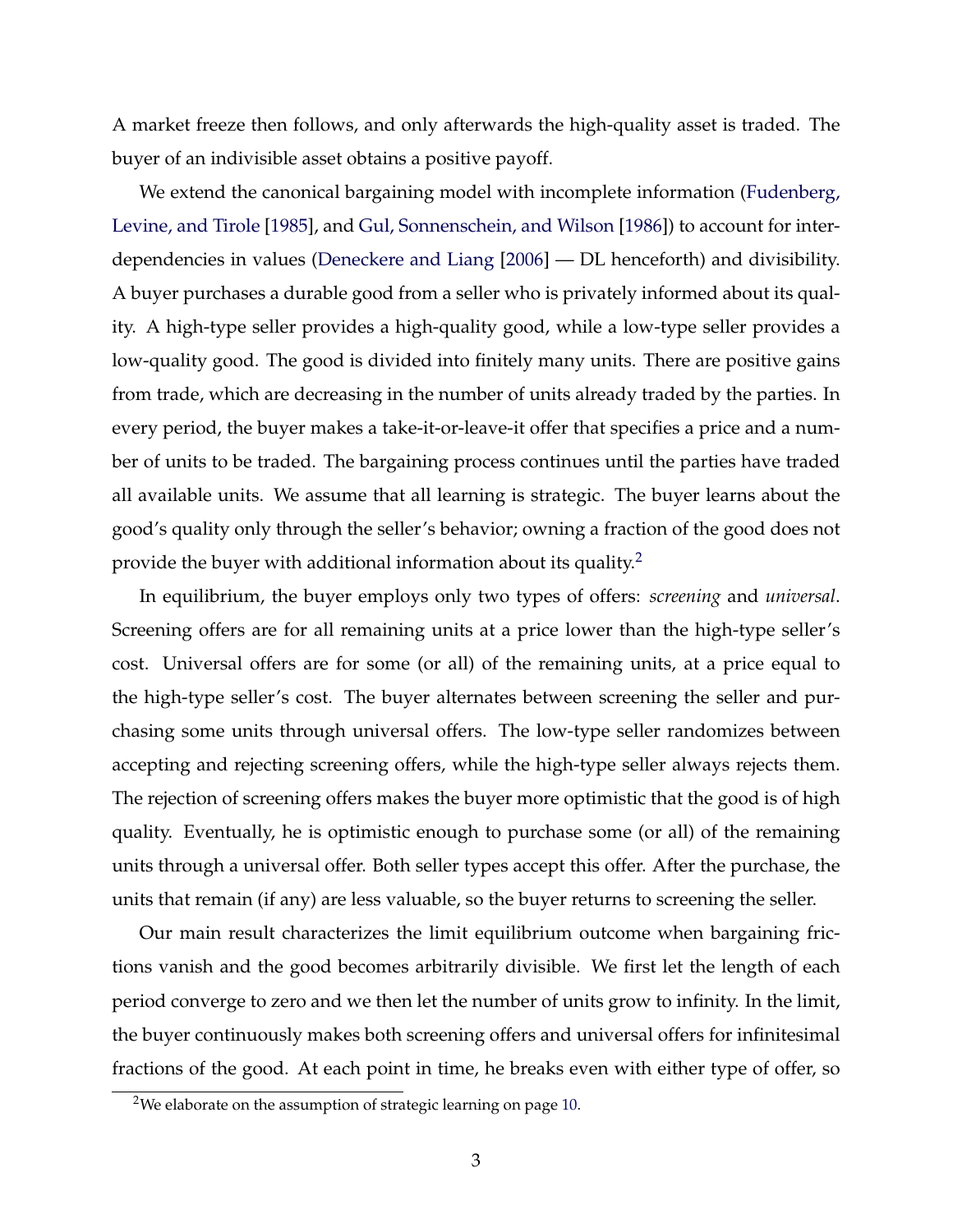A market freeze then follows, and only afterwards the high-quality asset is traded. The buyer of an indivisible asset obtains a positive payoff.

We extend the canonical bargaining model with incomplete information (Fudenberg, Levine, and Tirole [1985], and Gul, Sonnenschein, and Wilson [1986]) to account for interdependencies in values (Deneckere and Liang [2006] — DL henceforth) and divisibility. A buyer purchases a durable good from a seller who is privately informed about its quality. A high-type seller provides a high-quality good, while a low-type seller provides a low-quality good. The good is divided into finitely many units. There are positive gains from trade, which are decreasing in the number of units already traded by the parties. In every period, the buyer makes a take-it-or-leave-it offer that specifies a price and a number of units to be traded. The bargaining process continues until the parties have traded all available units. We assume that all learning is strategic. The buyer learns about the good's quality only through the seller's behavior; owning a fraction of the good does not provide the buyer with additional information about its quality.[2]

In equilibrium, the buyer employs only two types of offers: *screening* and *universal*. Screening offers are for all remaining units at a price lower than the high-type seller's cost. Universal offers are for some (or all) of the remaining units, at a price equal to the high-type seller's cost. The buyer alternates between screening the seller and purchasing some units through universal offers. The low-type seller randomizes between accepting and rejecting screening offers, while the high-type seller always rejects them. The rejection of screening offers makes the buyer more optimistic that the good is of high quality. Eventually, he is optimistic enough to purchase some (or all) of the remaining units through a universal offer. Both seller types accept this offer. After the purchase, the units that remain (if any) are less valuable, so the buyer returns to screening the seller.

Our main result characterizes the limit equilibrium outcome when bargaining frictions vanish and the good becomes arbitrarily divisible. We first let the length of each period converge to zero and we then let the number of units grow to infinity. In the limit, the buyer continuously makes both screening offers and universal offers for infinitesimal fractions of the good. At each point in time, he breaks even with either type of offer, so

[2] We elaborate on the assumption of strategic learning on page 10.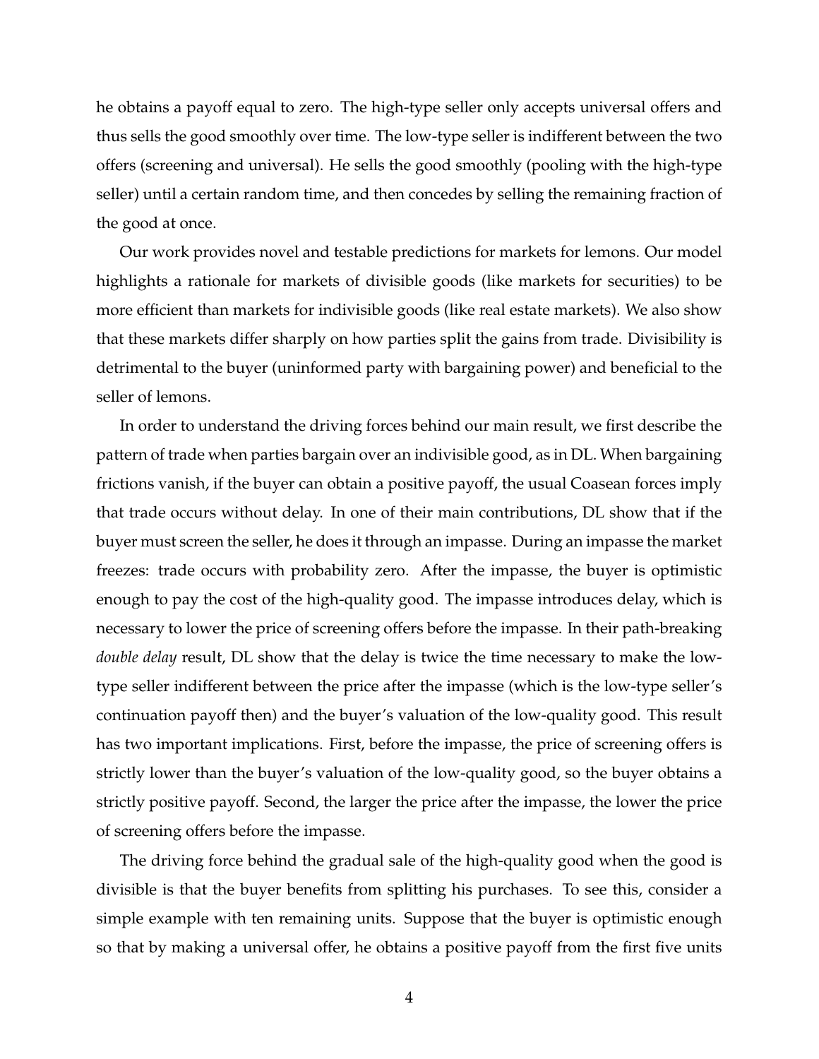he obtains a payoff equal to zero. The high-type seller only accepts universal offers and thus sells the good smoothly over time. The low-type seller is indifferent between the two offers (screening and universal). He sells the good smoothly (pooling with the high-type seller) until a certain random time, and then concedes by selling the remaining fraction of the good at once.

Our work provides novel and testable predictions for markets for lemons. Our model highlights a rationale for markets of divisible goods (like markets for securities) to be more efficient than markets for indivisible goods (like real estate markets). We also show that these markets differ sharply on how parties split the gains from trade. Divisibility is detrimental to the buyer (uninformed party with bargaining power) and beneficial to the seller of lemons.

In order to understand the driving forces behind our main result, we first describe the pattern of trade when parties bargain over an indivisible good, as in DL. When bargaining frictions vanish, if the buyer can obtain a positive payoff, the usual Coasean forces imply that trade occurs without delay. In one of their main contributions, DL show that if the buyer must screen the seller, he does it through an impasse. During an impasse the market freezes: trade occurs with probability zero. After the impasse, the buyer is optimistic enough to pay the cost of the high-quality good. The impasse introduces delay, which is necessary to lower the price of screening offers before the impasse. In their path-breaking *double delay* result, DL show that the delay is twice the time necessary to make the low-type seller indifferent between the price after the impasse (which is the low-type seller's continuation payoff then) and the buyer's valuation of the low-quality good. This result has two important implications. First, before the impasse, the price of screening offers is strictly lower than the buyer's valuation of the low-quality good, so the buyer obtains a strictly positive payoff. Second, the larger the price after the impasse, the lower the price of screening offers before the impasse.

The driving force behind the gradual sale of the high-quality good when the good is divisible is that the buyer benefits from splitting his purchases. To see this, consider a simple example with ten remaining units. Suppose that the buyer is optimistic enough so that by making a universal offer, he obtains a positive payoff from the first five units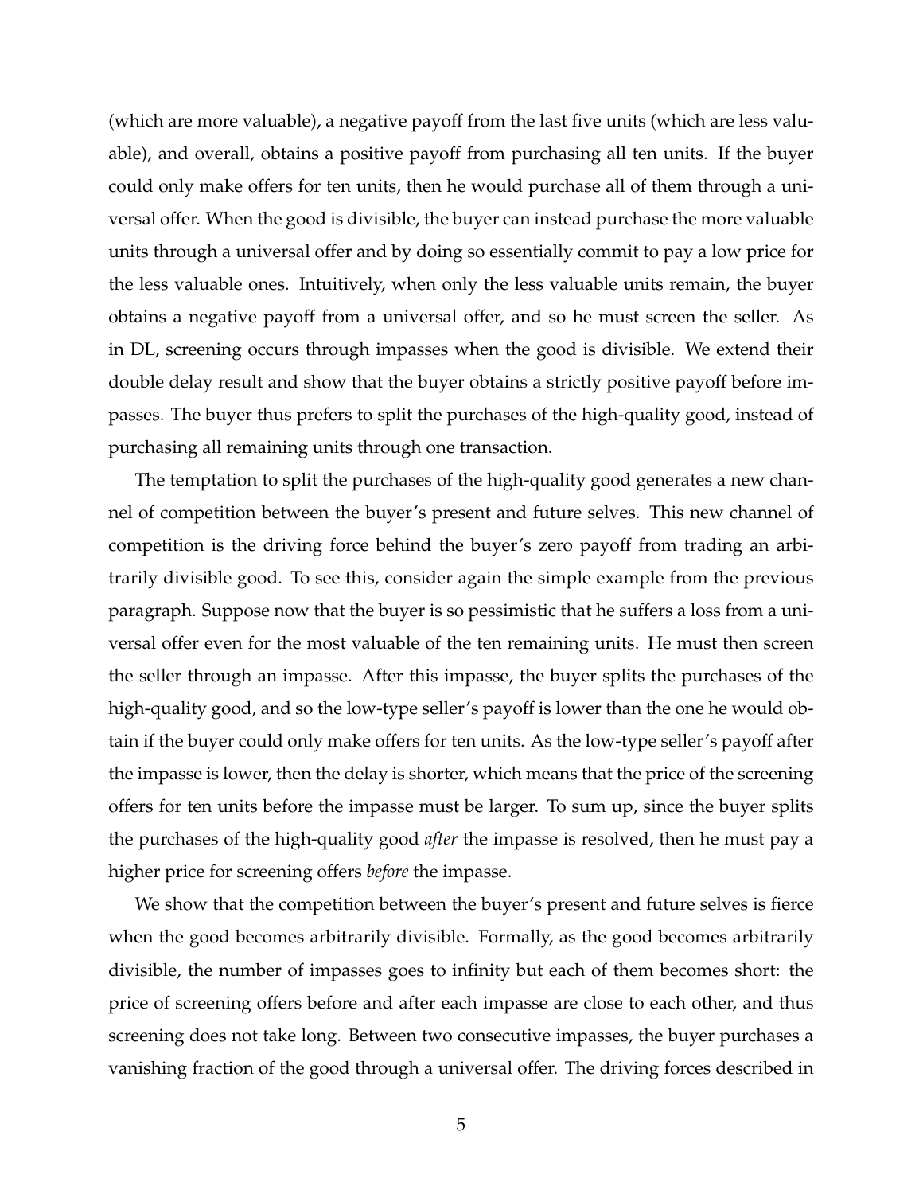(which are more valuable), a negative payoff from the last five units (which are less valuable), and overall, obtains a positive payoff from purchasing all ten units. If the buyer could only make offers for ten units, then he would purchase all of them through a universal offer. When the good is divisible, the buyer can instead purchase the more valuable units through a universal offer and by doing so essentially commit to pay a low price for the less valuable ones. Intuitively, when only the less valuable units remain, the buyer obtains a negative payoff from a universal offer, and so he must screen the seller. As in DL, screening occurs through impasses when the good is divisible. We extend their double delay result and show that the buyer obtains a strictly positive payoff before impasses. The buyer thus prefers to split the purchases of the high-quality good, instead of purchasing all remaining units through one transaction.

The temptation to split the purchases of the high-quality good generates a new channel of competition between the buyer's present and future selves. This new channel of competition is the driving force behind the buyer's zero payoff from trading an arbitrarily divisible good. To see this, consider again the simple example from the previous paragraph. Suppose now that the buyer is so pessimistic that he suffers a loss from a universal offer even for the most valuable of the ten remaining units. He must then screen the seller through an impasse. After this impasse, the buyer splits the purchases of the high-quality good, and so the low-type seller's payoff is lower than the one he would obtain if the buyer could only make offers for ten units. As the low-type seller's payoff after the impasse is lower, then the delay is shorter, which means that the price of the screening offers for ten units before the impasse must be larger. To sum up, since the buyer splits the purchases of the high-quality good *after* the impasse is resolved, then he must pay a higher price for screening offers *before* the impasse.

We show that the competition between the buyer's present and future selves is fierce when the good becomes arbitrarily divisible. Formally, as the good becomes arbitrarily divisible, the number of impasses goes to infinity but each of them becomes short: the price of screening offers before and after each impasse are close to each other, and thus screening does not take long. Between two consecutive impasses, the buyer purchases a vanishing fraction of the good through a universal offer. The driving forces described in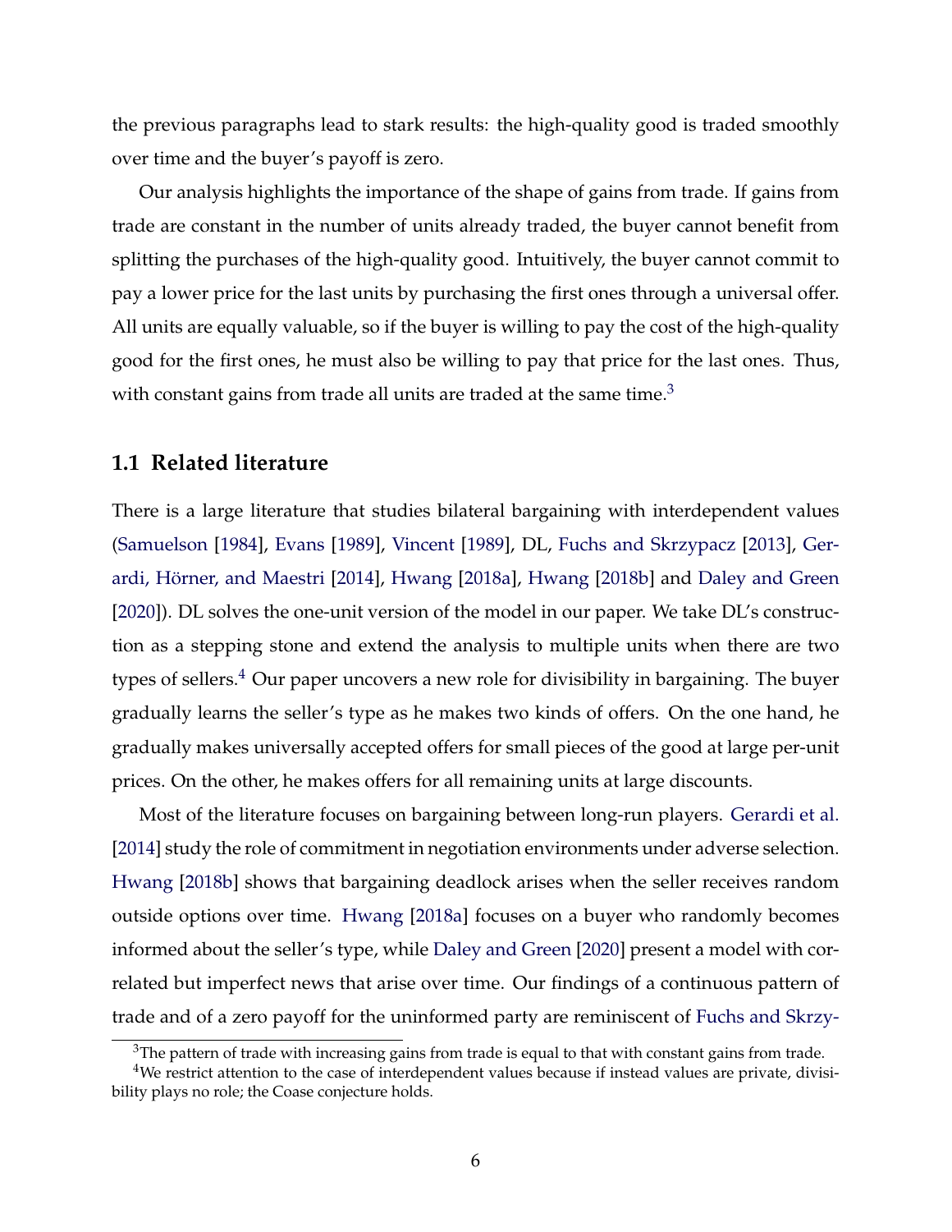the previous paragraphs lead to stark results: the high-quality good is traded smoothly over time and the buyer's payoff is zero.

Our analysis highlights the importance of the shape of gains from trade. If gains from trade are constant in the number of units already traded, the buyer cannot benefit from splitting the purchases of the high-quality good. Intuitively, the buyer cannot commit to pay a lower price for the last units by purchasing the first ones through a universal offer. All units are equally valuable, so if the buyer is willing to pay the cost of the high-quality good for the first ones, he must also be willing to pay that price for the last ones. Thus, with constant gains from trade all units are traded at the same time.[3]

## 1.1 Related literature

There is a large literature that studies bilateral bargaining with interdependent values (Samuelson [1984], Evans [1989], Vincent [1989], DL, Fuchs and Skrzypacz [2013], Gerardi, Hörner, and Maestri [2014], Hwang [2018a], Hwang [2018b] and Daley and Green [2020]). DL solves the one-unit version of the model in our paper. We take DL's construction as a stepping stone and extend the analysis to multiple units when there are two types of sellers.[4] Our paper uncovers a new role for divisibility in bargaining. The buyer gradually learns the seller's type as he makes two kinds of offers. On the one hand, he gradually makes universally accepted offers for small pieces of the good at large per-unit prices. On the other, he makes offers for all remaining units at large discounts.

Most of the literature focuses on bargaining between long-run players. Gerardi et al. [2014] study the role of commitment in negotiation environments under adverse selection. Hwang [2018b] shows that bargaining deadlock arises when the seller receives random outside options over time. Hwang [2018a] focuses on a buyer who randomly becomes informed about the seller's type, while Daley and Green [2020] present a model with correlated but imperfect news that arise over time. Our findings of a continuous pattern of trade and of a zero payoff for the uninformed party are reminiscent of Fuchs and Skrzy-

[3] The pattern of trade with increasing gains from trade is equal to that with constant gains from trade.

[4] We restrict attention to the case of interdependent values because if instead values are private, divisibility plays no role; the Coase conjecture holds.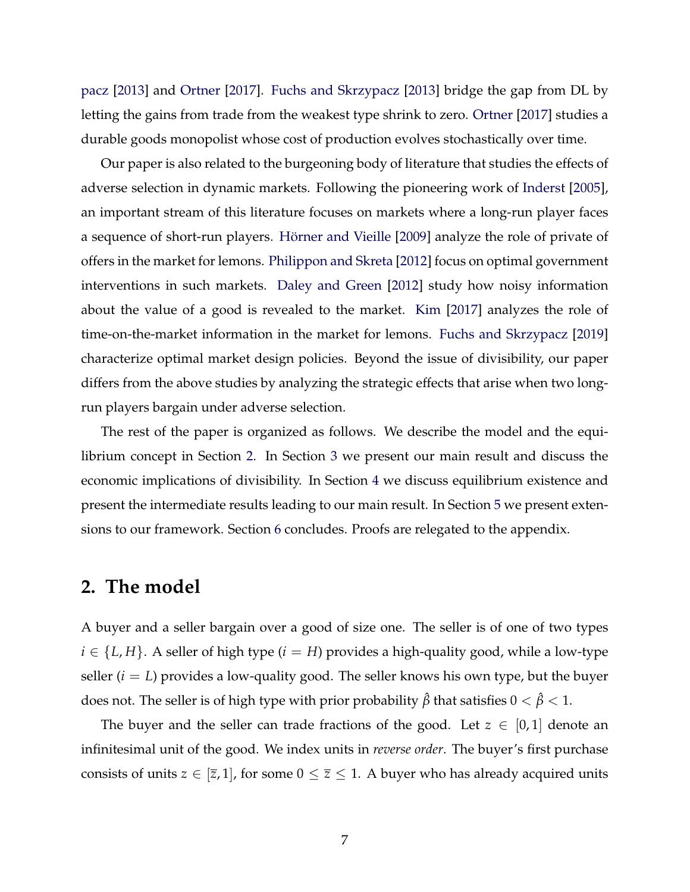pacz [2013] and Ortner [2017]. Fuchs and Skrzypacz [2013] bridge the gap from DL by letting the gains from trade from the weakest type shrink to zero. Ortner [2017] studies a durable goods monopolist whose cost of production evolves stochastically over time.

Our paper is also related to the burgeoning body of literature that studies the effects of adverse selection in dynamic markets. Following the pioneering work of Inderst [2005], an important stream of this literature focuses on markets where a long-run player faces a sequence of short-run players. Hörner and Vieille [2009] analyze the role of private of offers in the market for lemons. Philippon and Skreta [2012] focus on optimal government interventions in such markets. Daley and Green [2012] study how noisy information about the value of a good is revealed to the market. Kim [2017] analyzes the role of time-on-the-market information in the market for lemons. Fuchs and Skrzypacz [2019] characterize optimal market design policies. Beyond the issue of divisibility, our paper differs from the above studies by analyzing the strategic effects that arise when two long-run players bargain under adverse selection.

The rest of the paper is organized as follows. We describe the model and the equilibrium concept in Section 2. In Section 3 we present our main result and discuss the economic implications of divisibility. In Section 4 we discuss equilibrium existence and present the intermediate results leading to our main result. In Section 5 we present extensions to our framework. Section 6 concludes. Proofs are relegated to the appendix.

## 2. The model

A buyer and a seller bargain over a good of size one. The seller is of one of two types $i \in \{L, H\}$. A seller of high type ($i = H$) provides a high-quality good, while a low-type seller ($i = L$) provides a low-quality good. The seller knows his own type, but the buyer does not. The seller is of high type with prior probability $\hat{\beta}$ that satisfies $0 < \hat{\beta} < 1$.

The buyer and the seller can trade fractions of the good. Let $z \in [0, 1]$ denote an infinitesimal unit of the good. We index units in *reverse order*. The buyer's first purchase consists of units $z \in [\bar{z}, 1]$, for some $0 \leq \bar{z} \leq 1$. A buyer who has already acquired units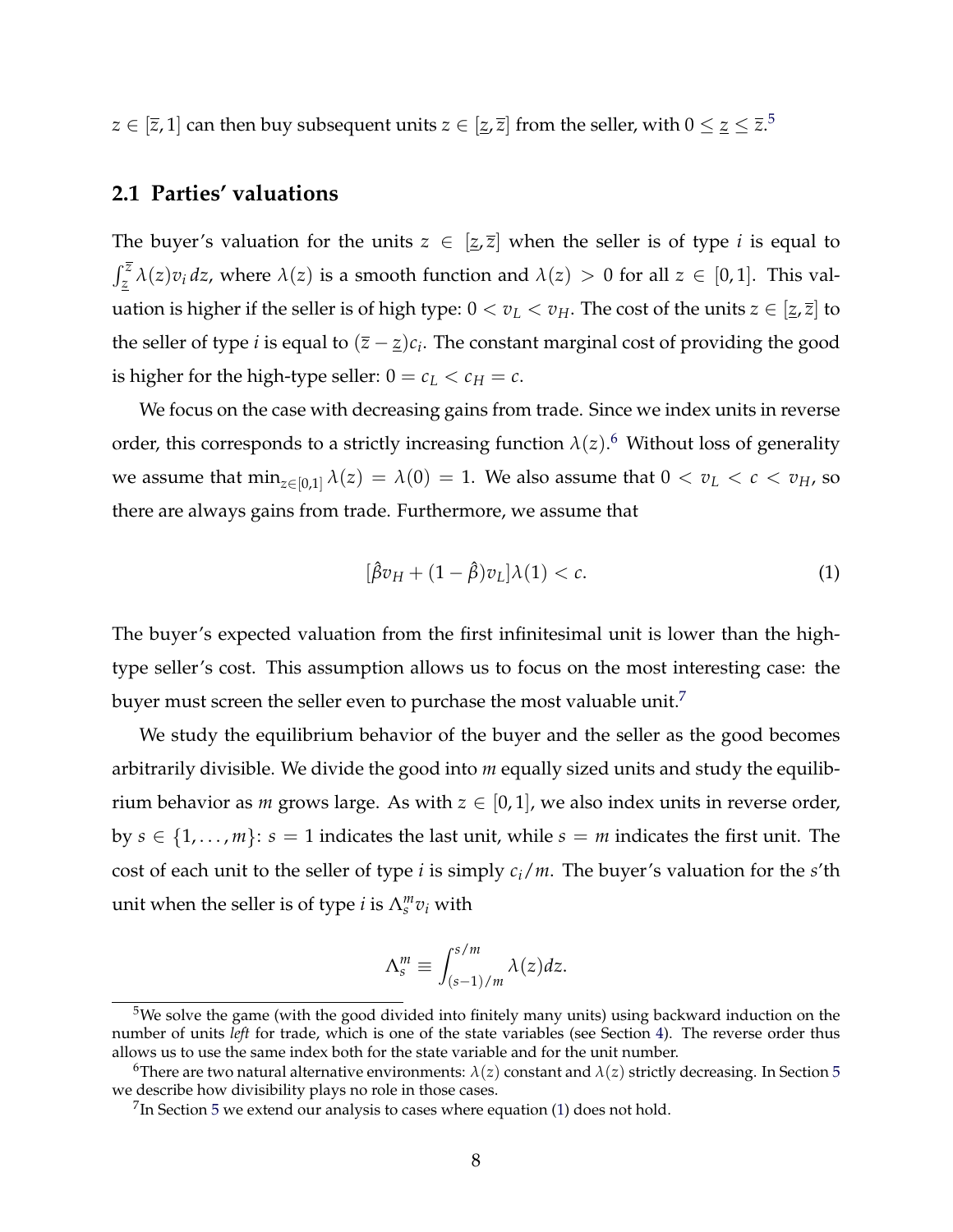$z \in [\overline{z}, 1]$ can then buy subsequent units $z \in [\underline{z}, \overline{z}]$ from the seller, with $0 \leq \underline{z} \leq \overline{z}$.[5]

## 2.1 Parties' valuations

The buyer's valuation for the units $z \in [\underline{z}, \overline{z}]$ when the seller is of type $i$ is equal to $\int_{\underline{z}}^{\overline{z}} \lambda(z) v_i \, dz$, where $\lambda(z)$ is a smooth function and $\lambda(z) > 0$ for all $z \in [0, 1]$. This valuation is higher if the seller is of high type: $0 < v_L < v_H$. The cost of the units $z \in [\underline{z}, \overline{z}]$ to the seller of type $i$ is equal to $(\overline{z} - \underline{z})c_i$. The constant marginal cost of providing the good is higher for the high-type seller: $0 = c_L < c_H = c$.

We focus on the case with decreasing gains from trade. Since we index units in reverse order, this corresponds to a strictly increasing function $\lambda(z)$.[6] Without loss of generality we assume that $\min_{z \in [0,1]} \lambda(z) = \lambda(0) = 1$. We also assume that $0 < v_L < c < v_H$, so there are always gains from trade. Furthermore, we assume that

$$[\hat{\beta} v_H + (1 - \hat{\beta}) v_L] \lambda(1) < c. \tag{1}$$

The buyer's expected valuation from the first infinitesimal unit is lower than the high-type seller's cost. This assumption allows us to focus on the most interesting case: the buyer must screen the seller even to purchase the most valuable unit.[7]

We study the equilibrium behavior of the buyer and the seller as the good becomes arbitrarily divisible. We divide the good into $m$ equally sized units and study the equilibrium behavior as $m$ grows large. As with $z \in [0, 1]$, we also index units in reverse order, by $s \in \{1, \ldots, m\}$: $s = 1$ indicates the last unit, while $s = m$ indicates the first unit. The cost of each unit to the seller of type $i$ is simply $c_i / m$. The buyer's valuation for the $s$'th unit when the seller is of type $i$ is $\Lambda_s^m v_i$ with

$$\Lambda_s^m \equiv \int_{(s-1)/m}^{s/m} \lambda(z) dz.$$

[5] We solve the game (with the good divided into finitely many units) using backward induction on the number of units *left* for trade, which is one of the state variables (see Section 4). The reverse order thus allows us to use the same index both for the state variable and for the unit number.

[6] There are two natural alternative environments: $\lambda(z)$ constant and $\lambda(z)$ strictly decreasing. In Section 5 we describe how divisibility plays no role in those cases.

[7] In Section 5 we extend our analysis to cases where equation (1) does not hold.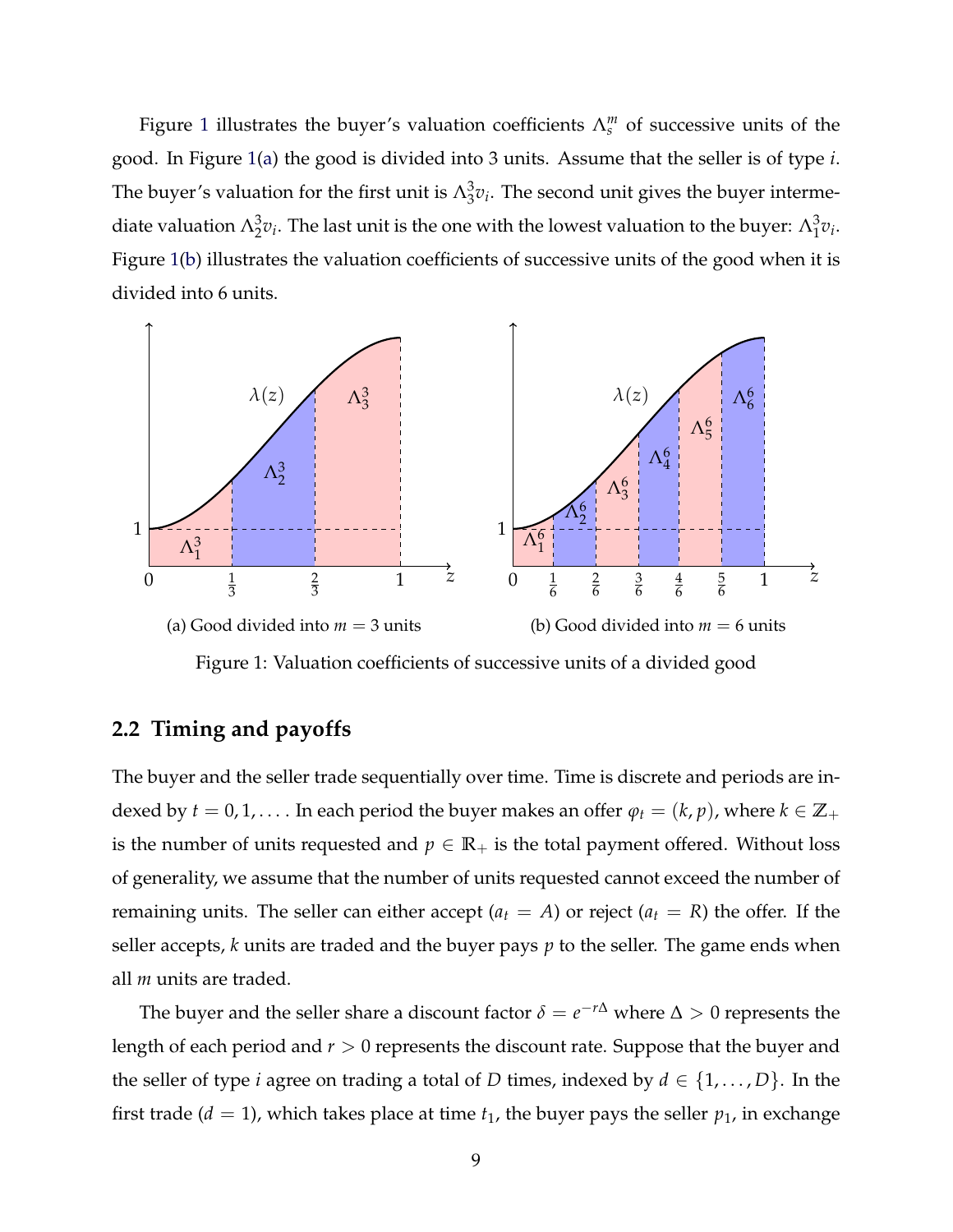Figure 1 illustrates the buyer's valuation coefficients $\Lambda_s^m$ of successive units of the good. In Figure 1(a) the good is divided into 3 units. Assume that the seller is of type $i$. The buyer's valuation for the first unit is $\Lambda_3^3 v_i$. The second unit gives the buyer intermediate valuation $\Lambda_2^3 v_i$. The last unit is the one with the lowest valuation to the buyer: $\Lambda_1^3 v_i$. Figure 1(b) illustrates the valuation coefficients of successive units of the good when it is divided into 6 units.

(a) Good divided into $m = 3$ units

(b) Good divided into $m = 6$ units

Figure 1: Valuation coefficients of successive units of a divided good

## 2.2 Timing and payoffs

The buyer and the seller trade sequentially over time. Time is discrete and periods are indexed by $t = 0, 1, \ldots$. In each period the buyer makes an offer $\varphi_t = (k, p)$, where $k \in \mathbb{Z}_+$ is the number of units requested and $p \in \mathbb{R}_+$ is the total payment offered. Without loss of generality, we assume that the number of units requested cannot exceed the number of remaining units. The seller can either accept ($a_t = A$) or reject ($a_t = R$) the offer. If the seller accepts, $k$ units are traded and the buyer pays $p$ to the seller. The game ends when all $m$ units are traded.

The buyer and the seller share a discount factor $\delta = e^{-r\Delta}$ where $\Delta > 0$ represents the length of each period and $r > 0$ represents the discount rate. Suppose that the buyer and the seller of type $i$ agree on trading a total of $D$ times, indexed by $d \in \{1, \ldots, D\}$. In the first trade ($d = 1$), which takes place at time $t_1$, the buyer pays the seller $p_1$, in exchange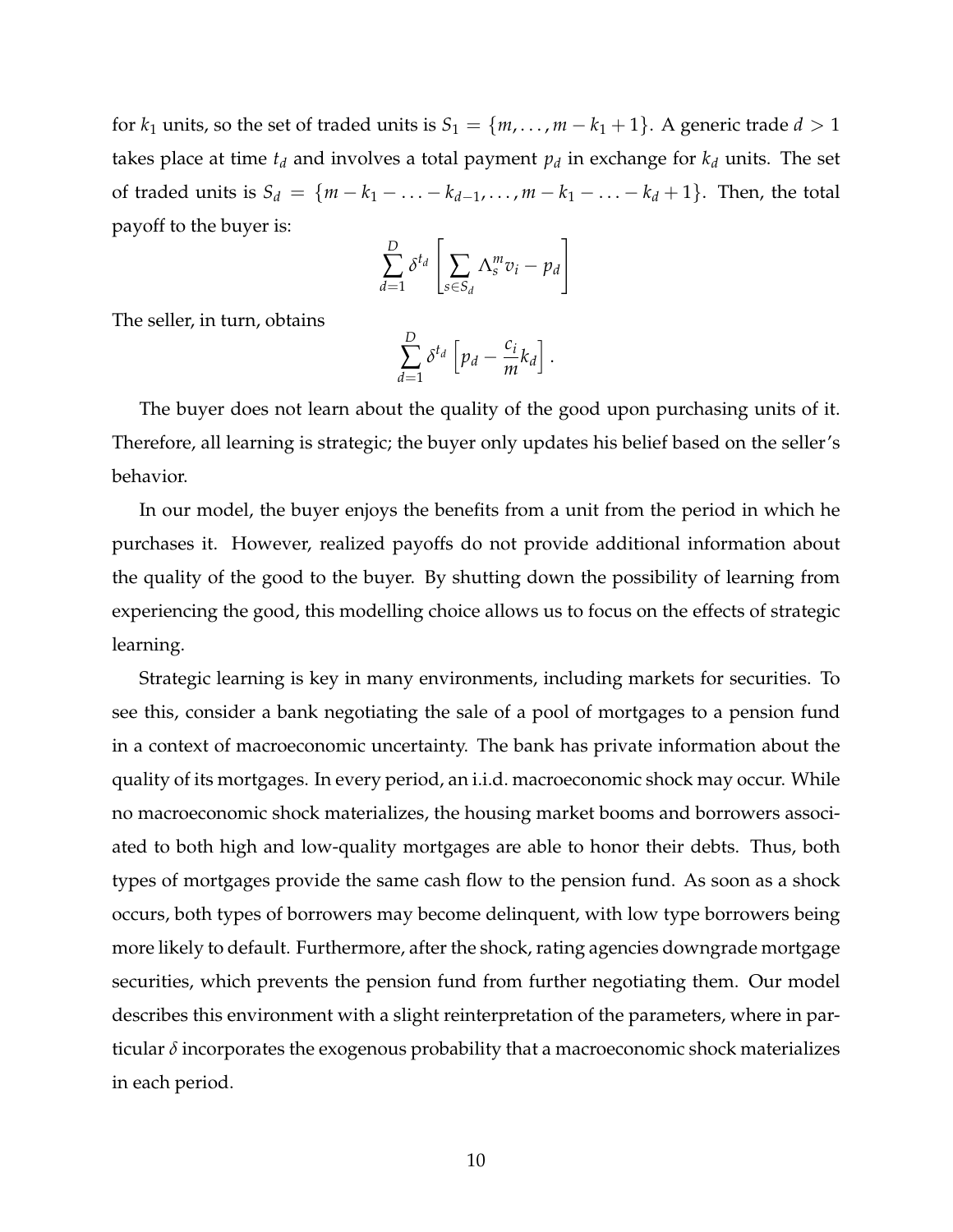for $k_1$ units, so the set of traded units is $S_1 = \{m, \ldots, m - k_1 + 1\}$. A generic trade $d > 1$ takes place at time $t_d$ and involves a total payment $p_d$ in exchange for $k_d$ units. The set of traded units is $S_d = \{m - k_1 - \ldots - k_{d-1}, \ldots, m - k_1 - \ldots - k_d + 1\}$. Then, the total payoff to the buyer is:

$$\sum_{d=1}^{D} \delta^{t_d} \left[ \sum_{s \in S_d} \Lambda_s^m v_i - p_d \right]$$

The seller, in turn, obtains

$$\sum_{d=1}^{D} \delta^{t_d} \left[ p_d - \frac{c_i}{m} k_d \right].$$

The buyer does not learn about the quality of the good upon purchasing units of it. Therefore, all learning is strategic; the buyer only updates his belief based on the seller's behavior.

In our model, the buyer enjoys the benefits from a unit from the period in which he purchases it. However, realized payoffs do not provide additional information about the quality of the good to the buyer. By shutting down the possibility of learning from experiencing the good, this modelling choice allows us to focus on the effects of strategic learning.

Strategic learning is key in many environments, including markets for securities. To see this, consider a bank negotiating the sale of a pool of mortgages to a pension fund in a context of macroeconomic uncertainty. The bank has private information about the quality of its mortgages. In every period, an i.i.d. macroeconomic shock may occur. While no macroeconomic shock materializes, the housing market booms and borrowers associated to both high and low-quality mortgages are able to honor their debts. Thus, both types of mortgages provide the same cash flow to the pension fund. As soon as a shock occurs, both types of borrowers may become delinquent, with low type borrowers being more likely to default. Furthermore, after the shock, rating agencies downgrade mortgage securities, which prevents the pension fund from further negotiating them. Our model describes this environment with a slight reinterpretation of the parameters, where in particular $\delta$ incorporates the exogenous probability that a macroeconomic shock materializes in each period.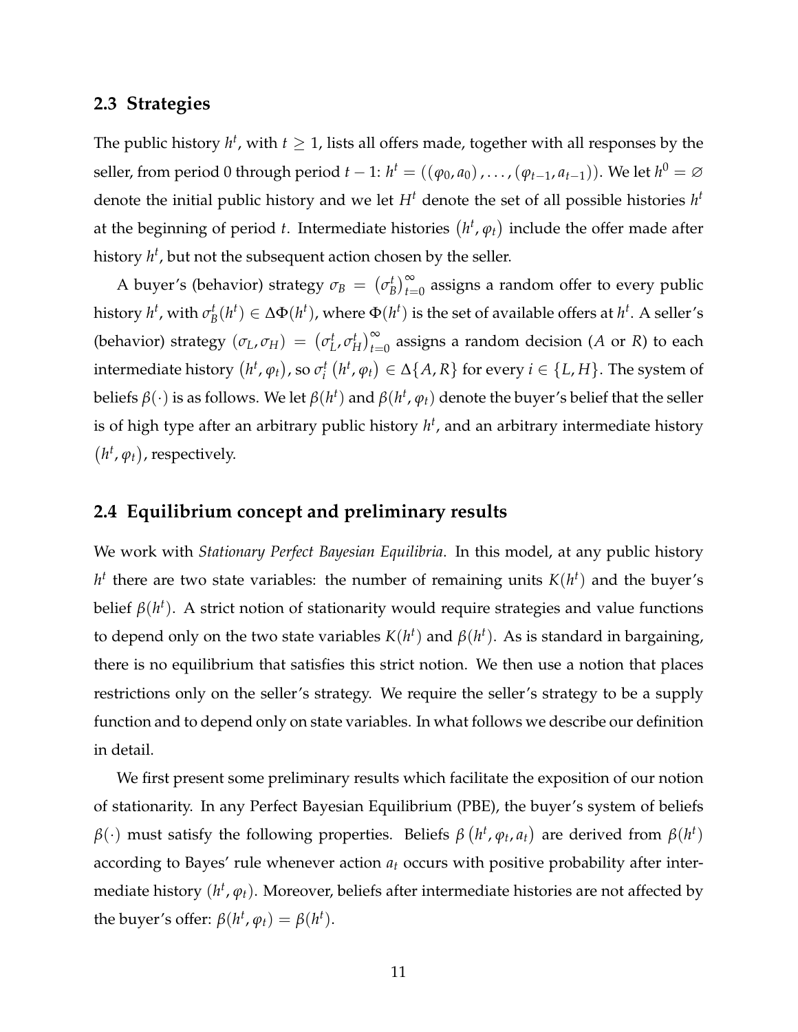## 2.3 Strategies

The public history $h^t$, with $t \geq 1$, lists all offers made, together with all responses by the seller, from period 0 through period $t-1$: $h^t = ((\varphi_0, a_0), \ldots, (\varphi_{t-1}, a_{t-1}))$. We let $h^0 = \varnothing$ denote the initial public history and we let $H^t$ denote the set of all possible histories $h^t$ at the beginning of period $t$. Intermediate histories $(h^t, \varphi_t)$ include the offer made after history $h^t$, but not the subsequent action chosen by the seller.

A buyer's (behavior) strategy $\sigma_B = (\sigma_B^t)_{t=0}^{\infty}$ assigns a random offer to every public history $h^t$, with $\sigma_B^t(h^t) \in \Delta\Phi(h^t)$, where $\Phi(h^t)$ is the set of available offers at $h^t$. A seller's (behavior) strategy $(\sigma_L, \sigma_H) = (\sigma_L^t, \sigma_H^t)_{t=0}^{\infty}$ assigns a random decision ($A$ or $R$) to each intermediate history $(h^t, \varphi_t)$, so $\sigma_i^t(h^t, \varphi_t) \in \Delta\{A, R\}$ for every $i \in \{L, H\}$. The system of beliefs $\beta(\cdot)$ is as follows. We let $\beta(h^t)$ and $\beta(h^t, \varphi_t)$ denote the buyer's belief that the seller is of high type after an arbitrary public history $h^t$, and an arbitrary intermediate history $(h^t, \varphi_t)$, respectively.

## 2.4 Equilibrium concept and preliminary results

We work with *Stationary Perfect Bayesian Equilibria*. In this model, at any public history $h^t$ there are two state variables: the number of remaining units $K(h^t)$ and the buyer's belief $\beta(h^t)$. A strict notion of stationarity would require strategies and value functions to depend only on the two state variables $K(h^t)$ and $\beta(h^t)$. As is standard in bargaining, there is no equilibrium that satisfies this strict notion. We then use a notion that places restrictions only on the seller's strategy. We require the seller's strategy to be a supply function and to depend only on state variables. In what follows we describe our definition in detail.

We first present some preliminary results which facilitate the exposition of our notion of stationarity. In any Perfect Bayesian Equilibrium (PBE), the buyer's system of beliefs $\beta(\cdot)$ must satisfy the following properties. Beliefs $\beta(h^t, \varphi_t, a_t)$ are derived from $\beta(h^t)$ according to Bayes' rule whenever action $a_t$ occurs with positive probability after intermediate history $(h^t, \varphi_t)$. Moreover, beliefs after intermediate histories are not affected by the buyer's offer: $\beta(h^t, \varphi_t) = \beta(h^t)$.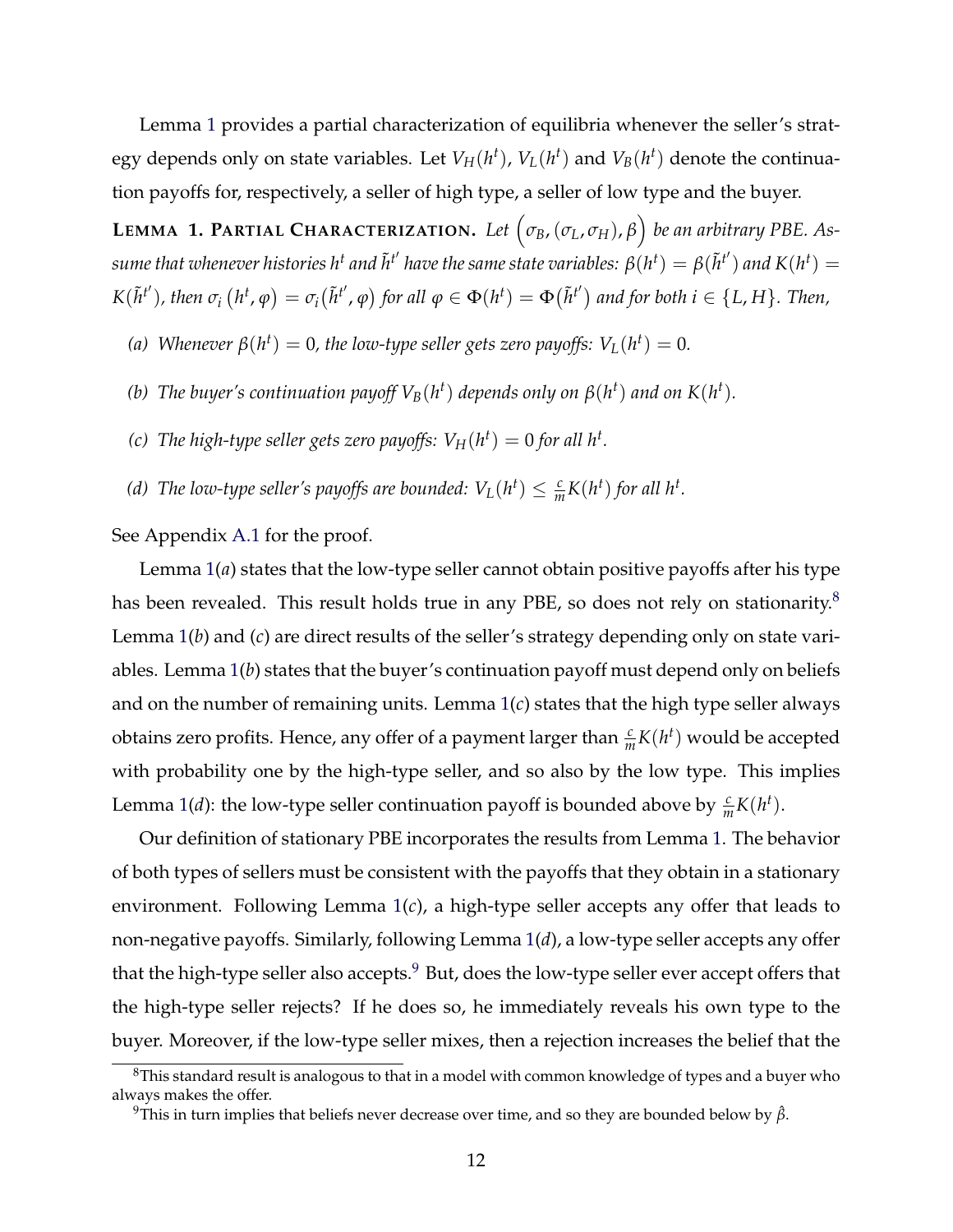Lemma 1 provides a partial characterization of equilibria whenever the seller's strategy depends only on state variables. Let $V_H(h^t)$, $V_L(h^t)$ and $V_B(h^t)$ denote the continuation payoffs for, respectively, a seller of high type, a seller of low type and the buyer.

**LEMMA 1. PARTIAL CHARACTERIZATION.** *Let $\left(\sigma_B, (\sigma_L, \sigma_H), \beta\right)$ be an arbitrary PBE. Assume that whenever histories $h^t$ and $\tilde{h}^{t'}$ have the same state variables: $\beta(h^t) = \beta(\tilde{h}^{t'})$ and $K(h^t) = K(\tilde{h}^{t'})$, then $\sigma_i\left(h^t, \varphi\right) = \sigma_i\left(\tilde{h}^{t'}, \varphi\right)$ for all $\varphi \in \Phi(h^t) = \Phi\left(\tilde{h}^{t'}\right)$ and for both $i \in \{L, H\}$. Then,*

*(a) Whenever $\beta(h^t) = 0$, the low-type seller gets zero payoffs: $V_L(h^t) = 0$.*

*(b) The buyer's continuation payoff $V_B(h^t)$ depends only on $\beta(h^t)$ and on $K(h^t)$.*

*(c) The high-type seller gets zero payoffs: $V_H(h^t) = 0$ for all $h^t$.*

*(d) The low-type seller's payoffs are bounded: $V_L(h^t) \leq \frac{c}{m}K(h^t)$ for all $h^t$.*

See Appendix A.1 for the proof.

Lemma 1($a$) states that the low-type seller cannot obtain positive payoffs after his type has been revealed. This result holds true in any PBE, so does not rely on stationarity.[8] Lemma 1($b$) and ($c$) are direct results of the seller's strategy depending only on state variables. Lemma 1($b$) states that the buyer's continuation payoff must depend only on beliefs and on the number of remaining units. Lemma 1($c$) states that the high type seller always obtains zero profits. Hence, any offer of a payment larger than $\frac{c}{m}K(h^t)$ would be accepted with probability one by the high-type seller, and so also by the low type. This implies Lemma 1($d$): the low-type seller continuation payoff is bounded above by $\frac{c}{m}K(h^t)$.

Our definition of stationary PBE incorporates the results from Lemma 1. The behavior of both types of sellers must be consistent with the payoffs that they obtain in a stationary environment. Following Lemma 1($c$), a high-type seller accepts any offer that leads to non-negative payoffs. Similarly, following Lemma 1($d$), a low-type seller accepts any offer that the high-type seller also accepts.[9] But, does the low-type seller ever accept offers that the high-type seller rejects? If he does so, he immediately reveals his own type to the buyer. Moreover, if the low-type seller mixes, then a rejection increases the belief that the

[8] This standard result is analogous to that in a model with common knowledge of types and a buyer who always makes the offer.

[9] This in turn implies that beliefs never decrease over time, and so they are bounded below by $\hat{\beta}$.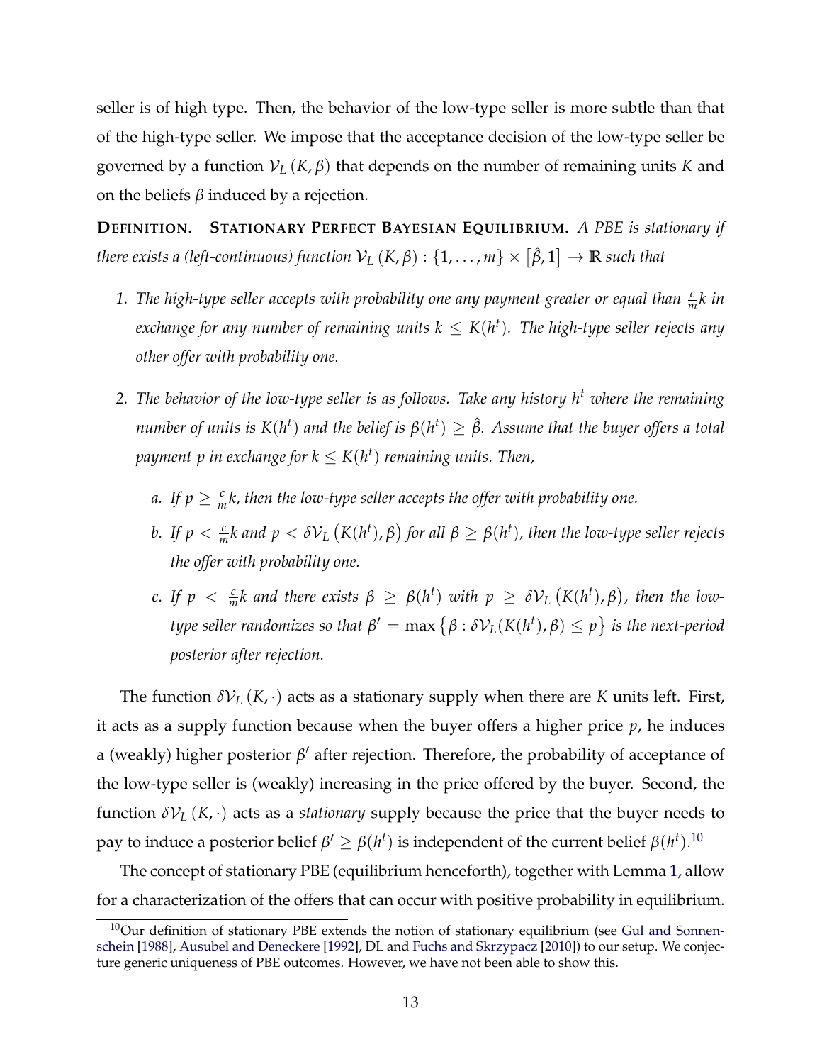seller is of high type. Then, the behavior of the low-type seller is more subtle than that of the high-type seller. We impose that the acceptance decision of the low-type seller be governed by a function $\mathcal{V}_L(K, \beta)$ that depends on the number of remaining units $K$ and on the beliefs $\beta$ induced by a rejection.

**DEFINITION. STATIONARY PERFECT BAYESIAN EQUILIBRIUM.** *A PBE is stationary if there exists a (left-continuous) function $\mathcal{V}_L(K, \beta) : \{1, \ldots, m\} \times [\hat{\beta}, 1] \to \mathbb{R}$ such that*

1. *The high-type seller accepts with probability one any payment greater or equal than $\frac{c}{m}k$ in exchange for any number of remaining units $k \leq K(h^t)$. The high-type seller rejects any other offer with probability one.*

2. *The behavior of the low-type seller is as follows. Take any history $h^t$ where the remaining number of units is $K(h^t)$ and the belief is $\beta(h^t) \geq \hat{\beta}$. Assume that the buyer offers a total payment $p$ in exchange for $k \leq K(h^t)$ remaining units. Then,*

   a. *If $p \geq \frac{c}{m}k$, then the low-type seller accepts the offer with probability one.*

   b. *If $p < \frac{c}{m}k$ and $p < \delta\mathcal{V}_L(K(h^t), \beta)$ for all $\beta \geq \beta(h^t)$, then the low-type seller rejects the offer with probability one.*

   c. *If $p < \frac{c}{m}k$ and there exists $\beta \geq \beta(h^t)$ with $p \geq \delta\mathcal{V}_L(K(h^t), \beta)$, then the low-type seller randomizes so that $\beta' = \max\{\beta : \delta\mathcal{V}_L(K(h^t), \beta) \leq p\}$ is the next-period posterior after rejection.*

The function $\delta\mathcal{V}_L(K, \cdot)$ acts as a stationary supply when there are $K$ units left. First, it acts as a supply function because when the buyer offers a higher price $p$, he induces a (weakly) higher posterior $\beta'$ after rejection. Therefore, the probability of acceptance of the low-type seller is (weakly) increasing in the price offered by the buyer. Second, the function $\delta\mathcal{V}_L(K, \cdot)$ acts as a *stationary* supply because the price that the buyer needs to pay to induce a posterior belief $\beta' \geq \beta(h^t)$ is independent of the current belief $\beta(h^t)$.[10]

The concept of stationary PBE (equilibrium henceforth), together with Lemma 1, allow for a characterization of the offers that can occur with positive probability in equilibrium.

[10] Our definition of stationary PBE extends the notion of stationary equilibrium (see Gul and Sonnenschein [1988], Ausubel and Deneckere [1992], DL and Fuchs and Skrzypacz [2010]) to our setup. We conjecture generic uniqueness of PBE outcomes. However, we have not been able to show this.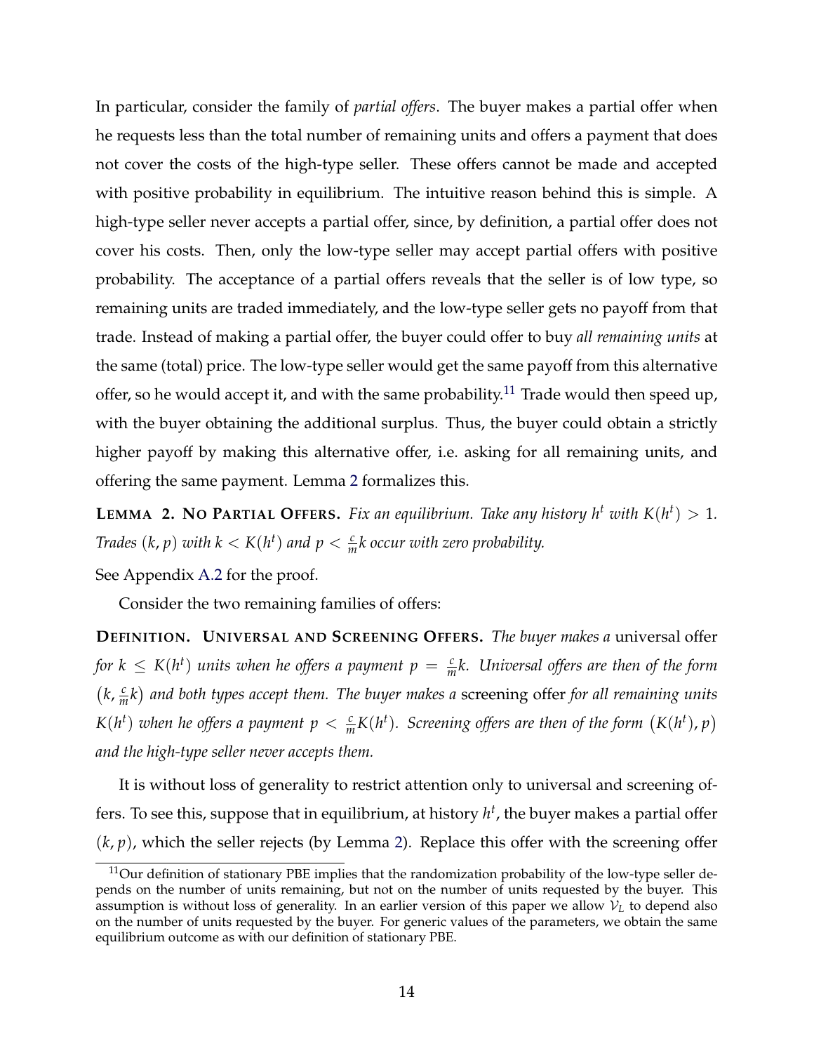In particular, consider the family of *partial offers*. The buyer makes a partial offer when he requests less than the total number of remaining units and offers a payment that does not cover the costs of the high-type seller. These offers cannot be made and accepted with positive probability in equilibrium. The intuitive reason behind this is simple. A high-type seller never accepts a partial offer, since, by definition, a partial offer does not cover his costs. Then, only the low-type seller may accept partial offers with positive probability. The acceptance of a partial offers reveals that the seller is of low type, so remaining units are traded immediately, and the low-type seller gets no payoff from that trade. Instead of making a partial offer, the buyer could offer to buy *all remaining units* at the same (total) price. The low-type seller would get the same payoff from this alternative offer, so he would accept it, and with the same probability.[11] Trade would then speed up, with the buyer obtaining the additional surplus. Thus, the buyer could obtain a strictly higher payoff by making this alternative offer, i.e. asking for all remaining units, and offering the same payment. Lemma 2 formalizes this.

**LEMMA 2. NO PARTIAL OFFERS.** *Fix an equilibrium. Take any history $h^t$ with $K(h^t) > 1$. Trades $(k, p)$ with $k < K(h^t)$ and $p < \frac{c}{m}k$ occur with zero probability.*

See Appendix A.2 for the proof.

Consider the two remaining families of offers:

**DEFINITION. UNIVERSAL AND SCREENING OFFERS.** *The buyer makes a* universal offer *for $k \leq K(h^t)$ units when he offers a payment $p = \frac{c}{m}k$. Universal offers are then of the form $\left(k, \frac{c}{m}k\right)$ and both types accept them. The buyer makes a* screening offer *for all remaining units $K(h^t)$ when he offers a payment $p < \frac{c}{m}K(h^t)$. Screening offers are then of the form $\left(K(h^t), p\right)$ and the high-type seller never accepts them.*

It is without loss of generality to restrict attention only to universal and screening offers. To see this, suppose that in equilibrium, at history $h^t$, the buyer makes a partial offer $(k, p)$, which the seller rejects (by Lemma 2). Replace this offer with the screening offer

[11] Our definition of stationary PBE implies that the randomization probability of the low-type seller depends on the number of units remaining, but not on the number of units requested by the buyer. This assumption is without loss of generality. In an earlier version of this paper we allow $\mathcal{V}_L$ to depend also on the number of units requested by the buyer. For generic values of the parameters, we obtain the same equilibrium outcome as with our definition of stationary PBE.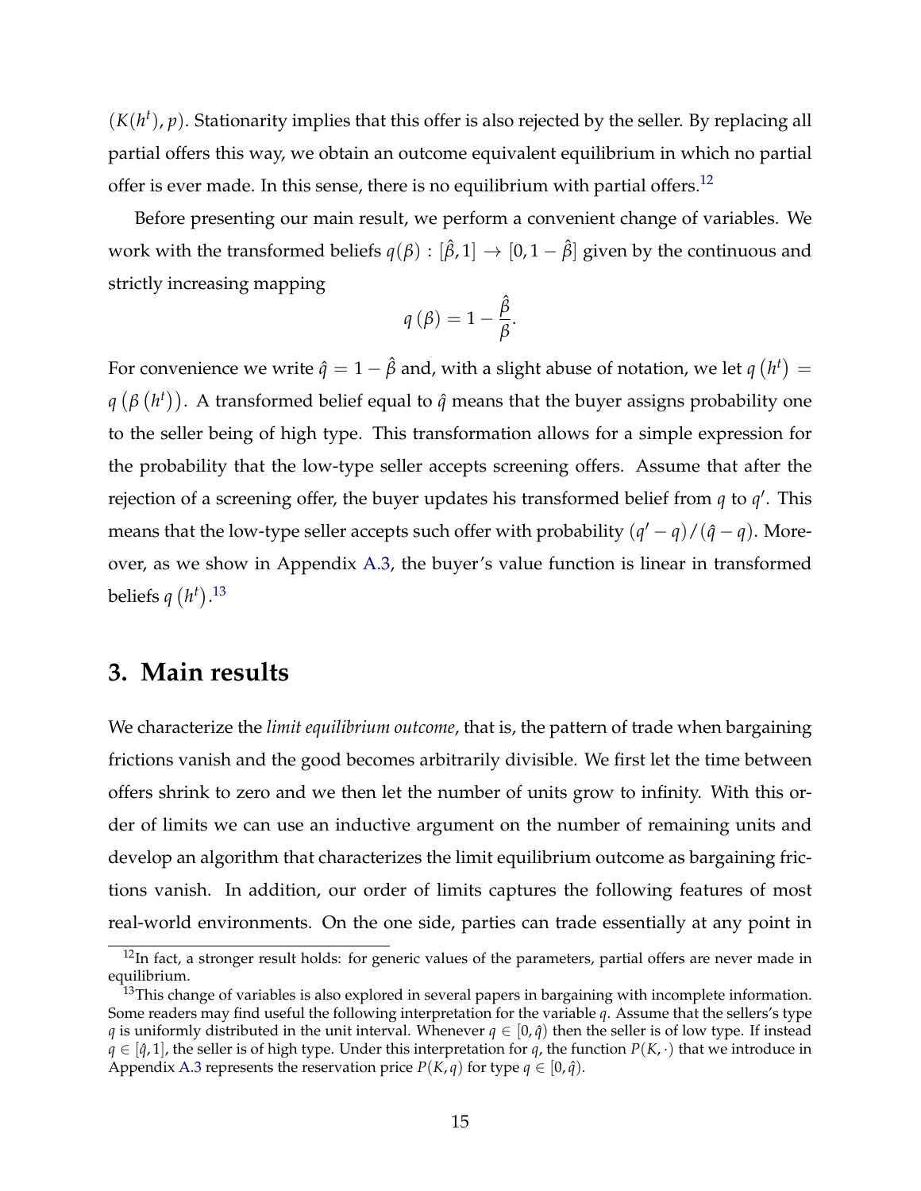$(K(h^t), p)$. Stationarity implies that this offer is also rejected by the seller. By replacing all partial offers this way, we obtain an outcome equivalent equilibrium in which no partial offer is ever made. In this sense, there is no equilibrium with partial offers.[12]

Before presenting our main result, we perform a convenient change of variables. We work with the transformed beliefs $q(\beta) : [\hat{\beta}, 1] \to [0, 1 - \hat{\beta}]$ given by the continuous and strictly increasing mapping

$$q(\beta) = 1 - \frac{\hat{\beta}}{\beta}.$$

For convenience we write $\hat{q} = 1 - \hat{\beta}$ and, with a slight abuse of notation, we let $q(h^t) = q(\beta(h^t))$. A transformed belief equal to $\hat{q}$ means that the buyer assigns probability one to the seller being of high type. This transformation allows for a simple expression for the probability that the low-type seller accepts screening offers. Assume that after the rejection of a screening offer, the buyer updates his transformed belief from $q$ to $q'$. This means that the low-type seller accepts such offer with probability $(q' - q)/(\hat{q} - q)$. Moreover, as we show in Appendix A.3, the buyer's value function is linear in transformed beliefs $q(h^t)$.[13]

# 3. Main results

We characterize the *limit equilibrium outcome*, that is, the pattern of trade when bargaining frictions vanish and the good becomes arbitrarily divisible. We first let the time between offers shrink to zero and we then let the number of units grow to infinity. With this order of limits we can use an inductive argument on the number of remaining units and develop an algorithm that characterizes the limit equilibrium outcome as bargaining frictions vanish. In addition, our order of limits captures the following features of most real-world environments. On the one side, parties can trade essentially at any point in

[12] In fact, a stronger result holds: for generic values of the parameters, partial offers are never made in equilibrium.

[13] This change of variables is also explored in several papers in bargaining with incomplete information. Some readers may find useful the following interpretation for the variable $q$. Assume that the sellers's type $q$ is uniformly distributed in the unit interval. Whenever $q \in [0, \hat{q})$ then the seller is of low type. If instead $q \in [\hat{q}, 1]$, the seller is of high type. Under this interpretation for $q$, the function $P(K, \cdot)$ that we introduce in Appendix A.3 represents the reservation price $P(K, q)$ for type $q \in [0, \hat{q})$.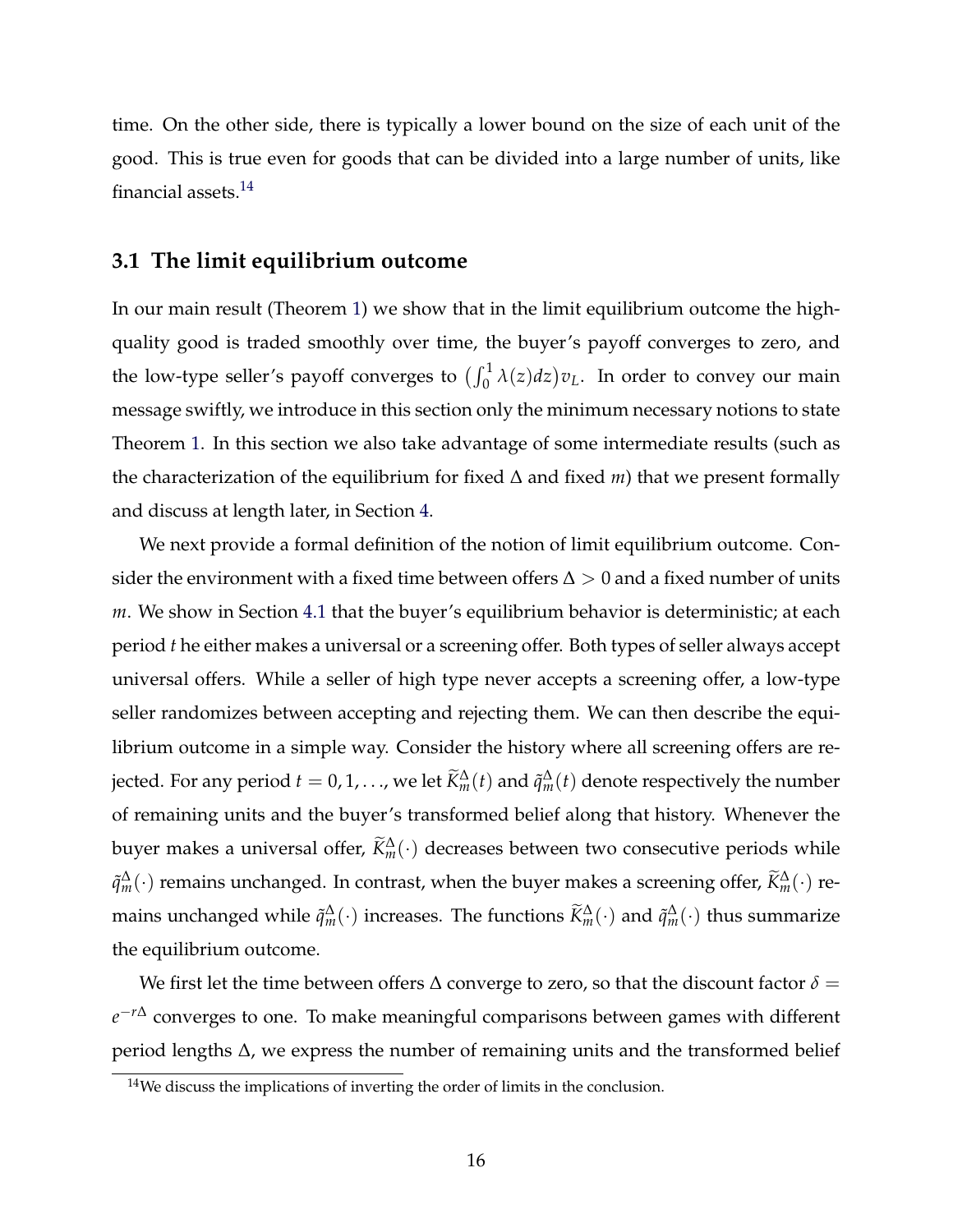time. On the other side, there is typically a lower bound on the size of each unit of the good. This is true even for goods that can be divided into a large number of units, like financial assets.[14]

## 3.1 The limit equilibrium outcome

In our main result (Theorem 1) we show that in the limit equilibrium outcome the high-quality good is traded smoothly over time, the buyer's payoff converges to zero, and the low-type seller's payoff converges to $\left(\int_0^1 \lambda(z)dz\right)v_L$. In order to convey our main message swiftly, we introduce in this section only the minimum necessary notions to state Theorem 1. In this section we also take advantage of some intermediate results (such as the characterization of the equilibrium for fixed $\Delta$ and fixed $m$) that we present formally and discuss at length later, in Section 4.

We next provide a formal definition of the notion of limit equilibrium outcome. Consider the environment with a fixed time between offers $\Delta > 0$ and a fixed number of units $m$. We show in Section 4.1 that the buyer's equilibrium behavior is deterministic; at each period $t$ he either makes a universal or a screening offer. Both types of seller always accept universal offers. While a seller of high type never accepts a screening offer, a low-type seller randomizes between accepting and rejecting them. We can then describe the equilibrium outcome in a simple way. Consider the history where all screening offers are rejected. For any period $t = 0, 1, \ldots$, we let $\widetilde{K}_m^\Delta(t)$ and $\tilde{q}_m^\Delta(t)$ denote respectively the number of remaining units and the buyer's transformed belief along that history. Whenever the buyer makes a universal offer, $\widetilde{K}_m^\Delta(\cdot)$ decreases between two consecutive periods while $\tilde{q}_m^\Delta(\cdot)$ remains unchanged. In contrast, when the buyer makes a screening offer, $\widetilde{K}_m^\Delta(\cdot)$ remains unchanged while $\tilde{q}_m^\Delta(\cdot)$ increases. The functions $\widetilde{K}_m^\Delta(\cdot)$ and $\tilde{q}_m^\Delta(\cdot)$ thus summarize the equilibrium outcome.

We first let the time between offers $\Delta$ converge to zero, so that the discount factor $\delta = e^{-r\Delta}$ converges to one. To make meaningful comparisons between games with different period lengths $\Delta$, we express the number of remaining units and the transformed belief

[14]We discuss the implications of inverting the order of limits in the conclusion.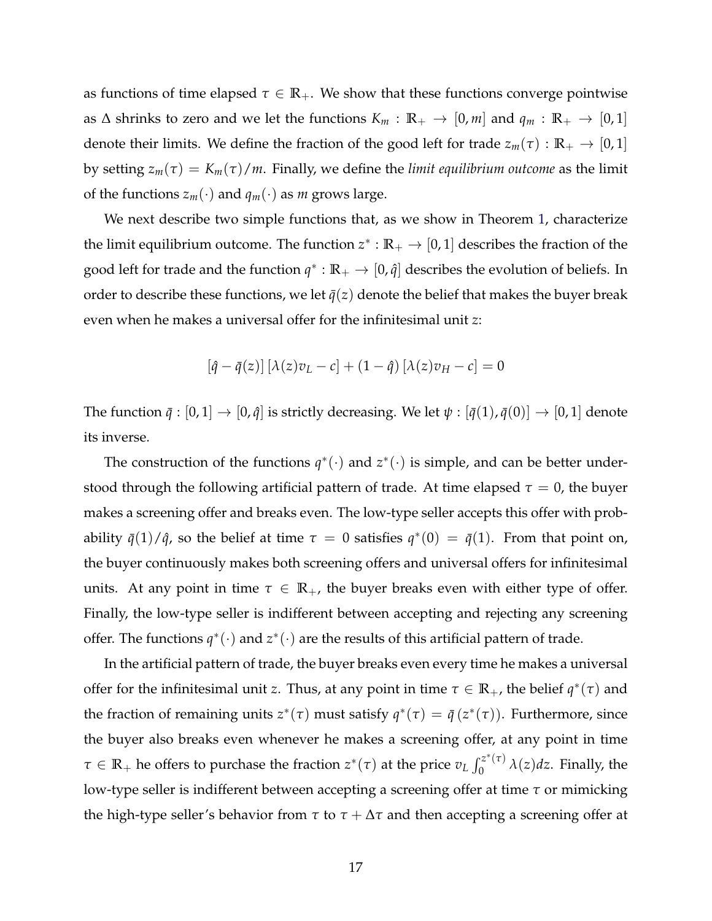as functions of time elapsed $\tau \in \mathbb{R}_+$. We show that these functions converge pointwise as $\Delta$ shrinks to zero and we let the functions $K_m : \mathbb{R}_+ \to [0, m]$ and $q_m : \mathbb{R}_+ \to [0, 1]$ denote their limits. We define the fraction of the good left for trade $z_m(\tau) : \mathbb{R}_+ \to [0, 1]$ by setting $z_m(\tau) = K_m(\tau)/m$. Finally, we define the *limit equilibrium outcome* as the limit of the functions $z_m(\cdot)$ and $q_m(\cdot)$ as $m$ grows large.

We next describe two simple functions that, as we show in Theorem 1, characterize the limit equilibrium outcome. The function $z^* : \mathbb{R}_+ \to [0, 1]$ describes the fraction of the good left for trade and the function $q^* : \mathbb{R}_+ \to [0, \hat{q}]$ describes the evolution of beliefs. In order to describe these functions, we let $\bar{q}(z)$ denote the belief that makes the buyer break even when he makes a universal offer for the infinitesimal unit $z$:

$$[\hat{q} - \bar{q}(z)] [\lambda(z) v_L - c] + (1 - \hat{q}) [\lambda(z) v_H - c] = 0$$

The function $\bar{q} : [0, 1] \to [0, \hat{q}]$ is strictly decreasing. We let $\psi : [\bar{q}(1), \bar{q}(0)] \to [0, 1]$ denote its inverse.

The construction of the functions $q^*(\cdot)$ and $z^*(\cdot)$ is simple, and can be better understood through the following artificial pattern of trade. At time elapsed $\tau = 0$, the buyer makes a screening offer and breaks even. The low-type seller accepts this offer with probability $\bar{q}(1)/\hat{q}$, so the belief at time $\tau = 0$ satisfies $q^*(0) = \bar{q}(1)$. From that point on, the buyer continuously makes both screening offers and universal offers for infinitesimal units. At any point in time $\tau \in \mathbb{R}_+$, the buyer breaks even with either type of offer. Finally, the low-type seller is indifferent between accepting and rejecting any screening offer. The functions $q^*(\cdot)$ and $z^*(\cdot)$ are the results of this artificial pattern of trade.

In the artificial pattern of trade, the buyer breaks even every time he makes a universal offer for the infinitesimal unit $z$. Thus, at any point in time $\tau \in \mathbb{R}_+$, the belief $q^*(\tau)$ and the fraction of remaining units $z^*(\tau)$ must satisfy $q^*(\tau) = \bar{q}(z^*(\tau))$. Furthermore, since the buyer also breaks even whenever he makes a screening offer, at any point in time $\tau \in \mathbb{R}_+$ he offers to purchase the fraction $z^*(\tau)$ at the price $v_L \int_0^{z^*(\tau)} \lambda(z) dz$. Finally, the low-type seller is indifferent between accepting a screening offer at time $\tau$ or mimicking the high-type seller's behavior from $\tau$ to $\tau + \Delta\tau$ and then accepting a screening offer at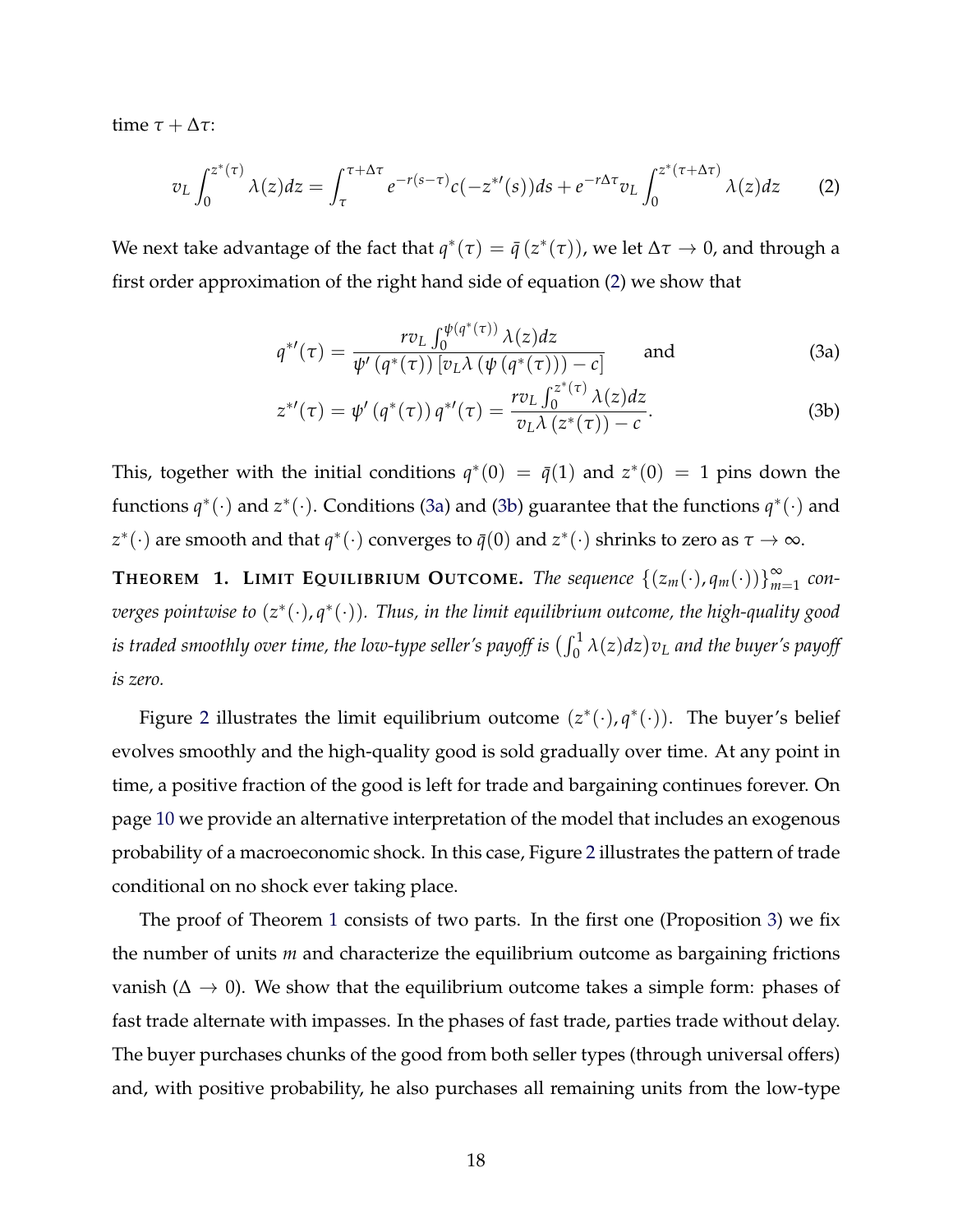time $\tau + \Delta\tau$:

$$v_L \int_0^{z^*(\tau)} \lambda(z)dz = \int_\tau^{\tau+\Delta\tau} e^{-r(s-\tau)} c(-z^{*\prime}(s))ds + e^{-r\Delta\tau} v_L \int_0^{z^*(\tau+\Delta\tau)} \lambda(z)dz \tag{2}$$

We next take advantage of the fact that $q^*(\tau) = \bar{q}(z^*(\tau))$, we let $\Delta\tau \to 0$, and through a first order approximation of the right hand side of equation (2) we show that

$$q^{*\prime}(\tau) = \frac{r v_L \int_0^{\psi(q^*(\tau))} \lambda(z)dz}{\psi'(q^*(\tau))\left[v_L \lambda(\psi(q^*(\tau))) - c\right]} \qquad \text{and} \tag{3a}$$

$$z^{*\prime}(\tau) = \psi'(q^*(\tau))\, q^{*\prime}(\tau) = \frac{r v_L \int_0^{z^*(\tau)} \lambda(z)dz}{v_L \lambda(z^*(\tau)) - c}. \tag{3b}$$

This, together with the initial conditions $q^*(0) = \bar{q}(1)$ and $z^*(0) = 1$ pins down the functions $q^*(\cdot)$ and $z^*(\cdot)$. Conditions (3a) and (3b) guarantee that the functions $q^*(\cdot)$ and $z^*(\cdot)$ are smooth and that $q^*(\cdot)$ converges to $\bar{q}(0)$ and $z^*(\cdot)$ shrinks to zero as $\tau \to \infty$.

**THEOREM 1. LIMIT EQUILIBRIUM OUTCOME.** *The sequence $\{(z_m(\cdot), q_m(\cdot))\}_{m=1}^{\infty}$ converges pointwise to $(z^*(\cdot), q^*(\cdot))$. Thus, in the limit equilibrium outcome, the high-quality good is traded smoothly over time, the low-type seller's payoff is $\left(\int_0^1 \lambda(z)dz\right)v_L$ and the buyer's payoff is zero.*

Figure 2 illustrates the limit equilibrium outcome $(z^*(\cdot), q^*(\cdot))$. The buyer's belief evolves smoothly and the high-quality good is sold gradually over time. At any point in time, a positive fraction of the good is left for trade and bargaining continues forever. On page 10 we provide an alternative interpretation of the model that includes an exogenous probability of a macroeconomic shock. In this case, Figure 2 illustrates the pattern of trade conditional on no shock ever taking place.

The proof of Theorem 1 consists of two parts. In the first one (Proposition 3) we fix the number of units $m$ and characterize the equilibrium outcome as bargaining frictions vanish ($\Delta \to 0$). We show that the equilibrium outcome takes a simple form: phases of fast trade alternate with impasses. In the phases of fast trade, parties trade without delay. The buyer purchases chunks of the good from both seller types (through universal offers) and, with positive probability, he also purchases all remaining units from the low-type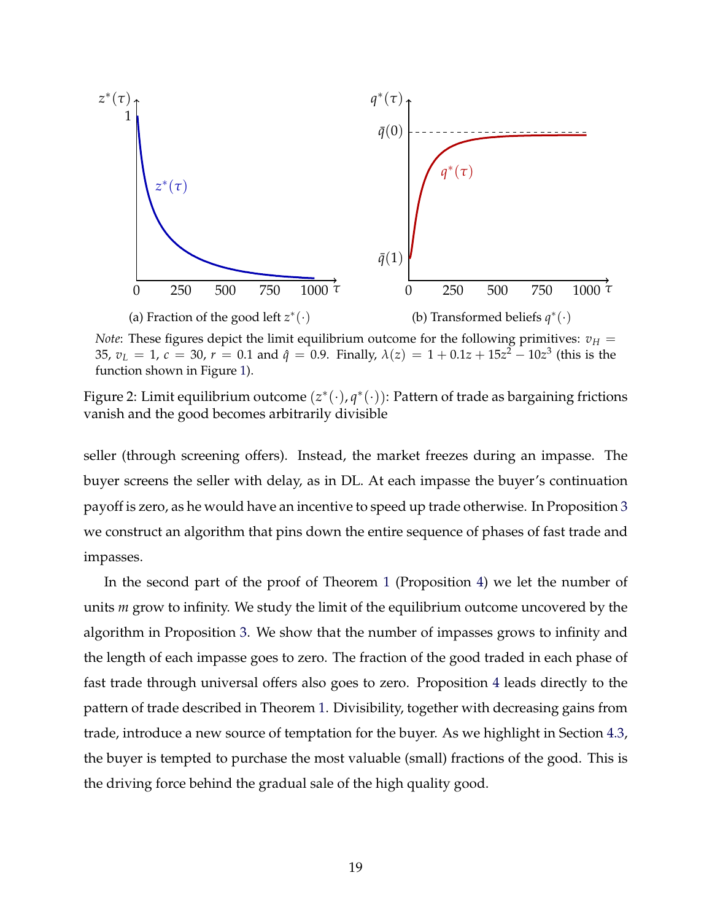(a) Fraction of the good left $z^*(\cdot)$

(b) Transformed beliefs $q^*(\cdot)$

*Note*: These figures depict the limit equilibrium outcome for the following primitives: $v_H = 35$, $v_L = 1$, $c = 30$, $r = 0.1$ and $\hat{q} = 0.9$. Finally, $\lambda(z) = 1 + 0.1z + 15z^2 - 10z^3$ (this is the function shown in Figure 1).

Figure 2: Limit equilibrium outcome $(z^*(\cdot), q^*(\cdot))$: Pattern of trade as bargaining frictions vanish and the good becomes arbitrarily divisible

seller (through screening offers). Instead, the market freezes during an impasse. The buyer screens the seller with delay, as in DL. At each impasse the buyer's continuation payoff is zero, as he would have an incentive to speed up trade otherwise. In Proposition 3 we construct an algorithm that pins down the entire sequence of phases of fast trade and impasses.

In the second part of the proof of Theorem 1 (Proposition 4) we let the number of units $m$ grow to infinity. We study the limit of the equilibrium outcome uncovered by the algorithm in Proposition 3. We show that the number of impasses grows to infinity and the length of each impasse goes to zero. The fraction of the good traded in each phase of fast trade through universal offers also goes to zero. Proposition 4 leads directly to the pattern of trade described in Theorem 1. Divisibility, together with decreasing gains from trade, introduce a new source of temptation for the buyer. As we highlight in Section 4.3, the buyer is tempted to purchase the most valuable (small) fractions of the good. This is the driving force behind the gradual sale of the high quality good.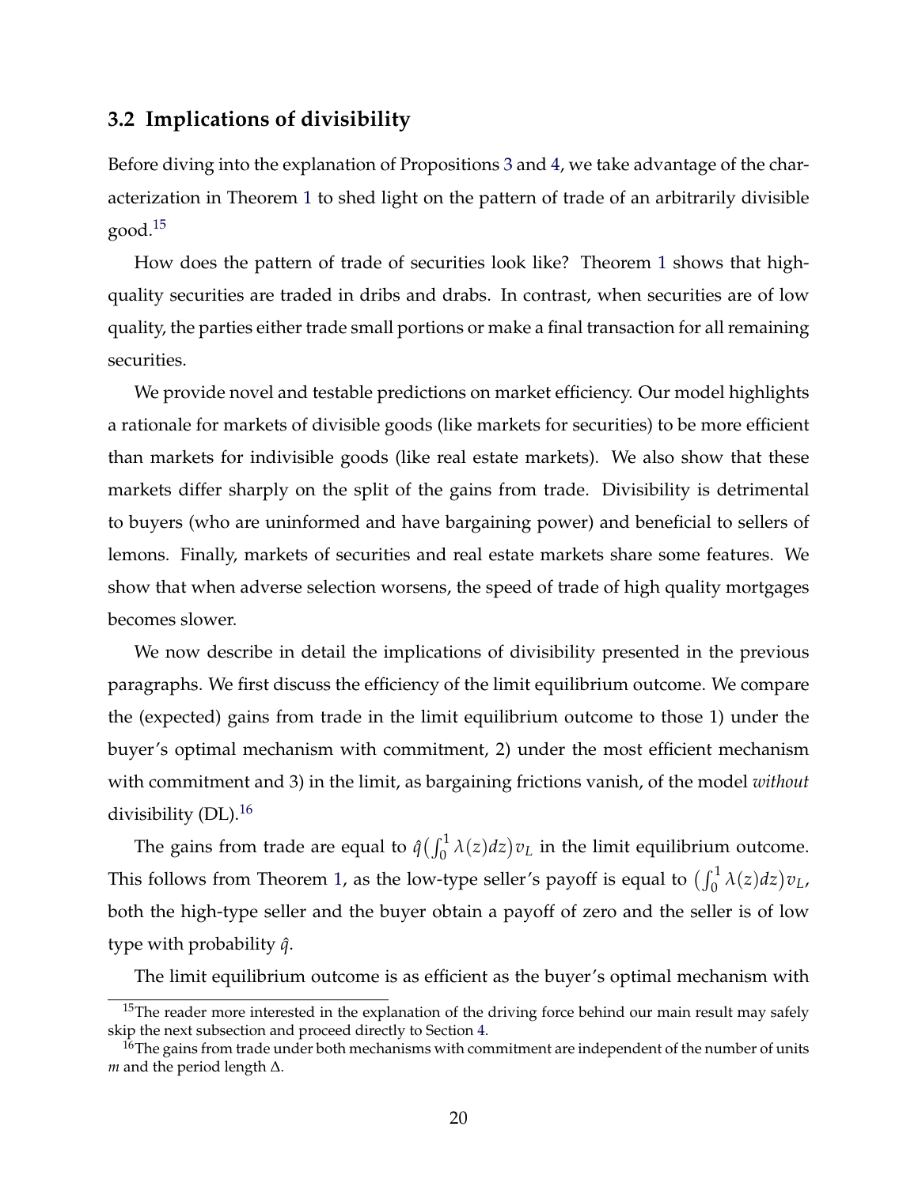## 3.2 Implications of divisibility

Before diving into the explanation of Propositions 3 and 4, we take advantage of the characterization in Theorem 1 to shed light on the pattern of trade of an arbitrarily divisible good.[15]

How does the pattern of trade of securities look like? Theorem 1 shows that high-quality securities are traded in dribs and drabs. In contrast, when securities are of low quality, the parties either trade small portions or make a final transaction for all remaining securities.

We provide novel and testable predictions on market efficiency. Our model highlights a rationale for markets of divisible goods (like markets for securities) to be more efficient than markets for indivisible goods (like real estate markets). We also show that these markets differ sharply on the split of the gains from trade. Divisibility is detrimental to buyers (who are uninformed and have bargaining power) and beneficial to sellers of lemons. Finally, markets of securities and real estate markets share some features. We show that when adverse selection worsens, the speed of trade of high quality mortgages becomes slower.

We now describe in detail the implications of divisibility presented in the previous paragraphs. We first discuss the efficiency of the limit equilibrium outcome. We compare the (expected) gains from trade in the limit equilibrium outcome to those 1) under the buyer's optimal mechanism with commitment, 2) under the most efficient mechanism with commitment and 3) in the limit, as bargaining frictions vanish, of the model *without* divisibility (DL).[16]

The gains from trade are equal to $\hat{q}\big(\int_0^1 \lambda(z)dz\big)v_L$ in the limit equilibrium outcome. This follows from Theorem 1, as the low-type seller's payoff is equal to $\big(\int_0^1 \lambda(z)dz\big)v_L$, both the high-type seller and the buyer obtain a payoff of zero and the seller is of low type with probability $\hat{q}$.

The limit equilibrium outcome is as efficient as the buyer's optimal mechanism with

[15]The reader more interested in the explanation of the driving force behind our main result may safely skip the next subsection and proceed directly to Section 4.

[16]The gains from trade under both mechanisms with commitment are independent of the number of units $m$ and the period length $\Delta$.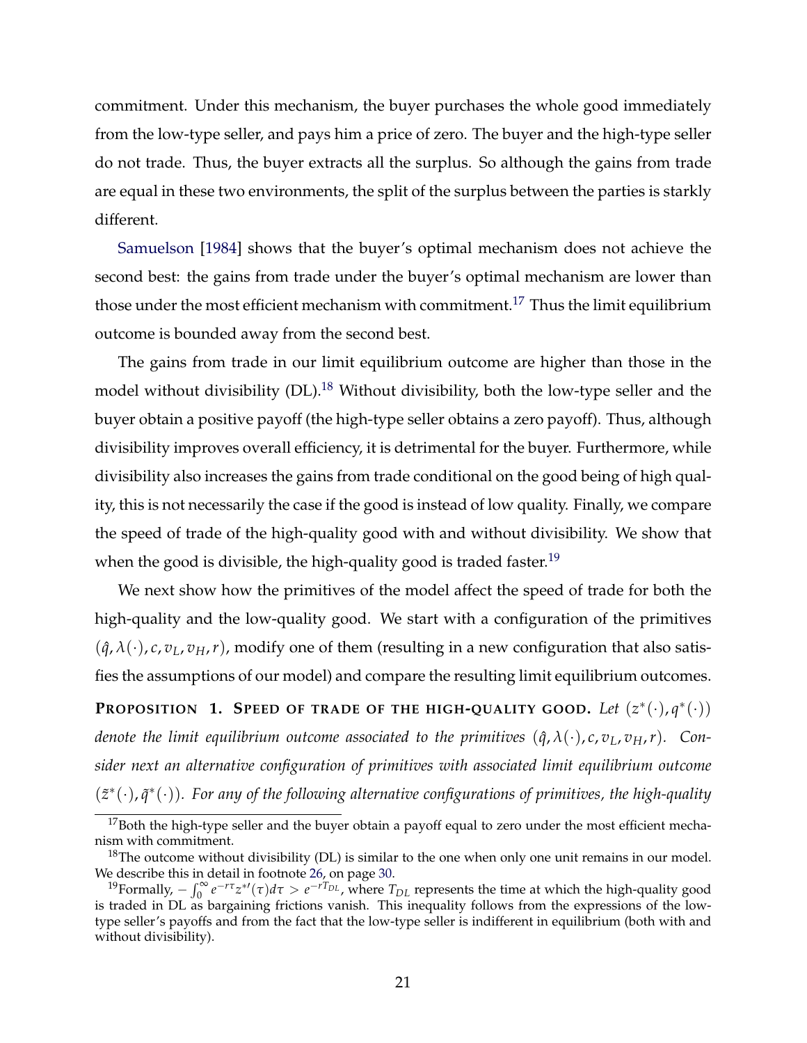commitment. Under this mechanism, the buyer purchases the whole good immediately from the low-type seller, and pays him a price of zero. The buyer and the high-type seller do not trade. Thus, the buyer extracts all the surplus. So although the gains from trade are equal in these two environments, the split of the surplus between the parties is starkly different.

Samuelson [1984] shows that the buyer's optimal mechanism does not achieve the second best: the gains from trade under the buyer's optimal mechanism are lower than those under the most efficient mechanism with commitment.[17] Thus the limit equilibrium outcome is bounded away from the second best.

The gains from trade in our limit equilibrium outcome are higher than those in the model without divisibility (DL).[18] Without divisibility, both the low-type seller and the buyer obtain a positive payoff (the high-type seller obtains a zero payoff). Thus, although divisibility improves overall efficiency, it is detrimental for the buyer. Furthermore, while divisibility also increases the gains from trade conditional on the good being of high quality, this is not necessarily the case if the good is instead of low quality. Finally, we compare the speed of trade of the high-quality good with and without divisibility. We show that when the good is divisible, the high-quality good is traded faster.[19]

We next show how the primitives of the model affect the speed of trade for both the high-quality and the low-quality good. We start with a configuration of the primitives $(\hat{q}, \lambda(\cdot), c, v_L, v_H, r)$, modify one of them (resulting in a new configuration that also satisfies the assumptions of our model) and compare the resulting limit equilibrium outcomes.

**Proposition 1. Speed of trade of the high-quality good.** *Let $(z^*(\cdot), q^*(\cdot))$ denote the limit equilibrium outcome associated to the primitives $(\hat{q}, \lambda(\cdot), c, v_L, v_H, r)$. Consider next an alternative configuration of primitives with associated limit equilibrium outcome $(\tilde{z}^*(\cdot), \tilde{q}^*(\cdot))$. For any of the following alternative configurations of primitives, the high-quality*

---

[17] Both the high-type seller and the buyer obtain a payoff equal to zero under the most efficient mechanism with commitment.

[18] The outcome without divisibility (DL) is similar to the one when only one unit remains in our model. We describe this in detail in footnote 26, on page 30.

[19] Formally, $-\int_0^\infty e^{-r\tau} z^{*\prime}(\tau) d\tau > e^{-rT_{DL}}$, where $T_{DL}$ represents the time at which the high-quality good is traded in DL as bargaining frictions vanish. This inequality follows from the expressions of the low-type seller's payoffs and from the fact that the low-type seller is indifferent in equilibrium (both with and without divisibility).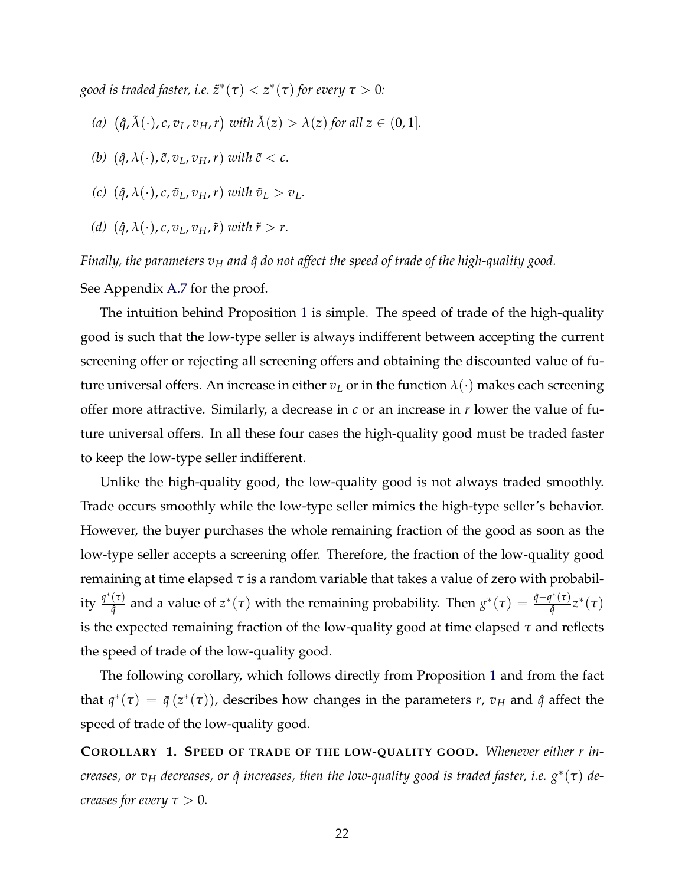*good is traded faster, i.e.* $\tilde{z}^*(\tau) < z^*(\tau)$ *for every* $\tau > 0$*:*

*(a)* $(\hat{q}, \tilde{\lambda}(\cdot), c, v_L, v_H, r)$ *with* $\tilde{\lambda}(z) > \lambda(z)$ *for all* $z \in (0, 1]$*.*

*(b)* $(\hat{q}, \lambda(\cdot), \tilde{c}, v_L, v_H, r)$ *with* $\tilde{c} < c$*.*

*(c)* $(\hat{q}, \lambda(\cdot), c, \tilde{v}_L, v_H, r)$ *with* $\tilde{v}_L > v_L$*.*

*(d)* $(\hat{q}, \lambda(\cdot), c, v_L, v_H, \tilde{r})$ *with* $\tilde{r} > r$*.*

*Finally, the parameters* $v_H$ *and* $\hat{q}$ *do not affect the speed of trade of the high-quality good.*

See Appendix A.7 for the proof.

The intuition behind Proposition 1 is simple. The speed of trade of the high-quality good is such that the low-type seller is always indifferent between accepting the current screening offer or rejecting all screening offers and obtaining the discounted value of future universal offers. An increase in either $v_L$ or in the function $\lambda(\cdot)$ makes each screening offer more attractive. Similarly, a decrease in $c$ or an increase in $r$ lower the value of future universal offers. In all these four cases the high-quality good must be traded faster to keep the low-type seller indifferent.

Unlike the high-quality good, the low-quality good is not always traded smoothly. Trade occurs smoothly while the low-type seller mimics the high-type seller's behavior. However, the buyer purchases the whole remaining fraction of the good as soon as the low-type seller accepts a screening offer. Therefore, the fraction of the low-quality good remaining at time elapsed $\tau$ is a random variable that takes a value of zero with probability $\frac{q^*(\tau)}{\hat{q}}$ and a value of $z^*(\tau)$ with the remaining probability. Then $g^*(\tau) = \frac{\hat{q} - q^*(\tau)}{\hat{q}} z^*(\tau)$ is the expected remaining fraction of the low-quality good at time elapsed $\tau$ and reflects the speed of trade of the low-quality good.

The following corollary, which follows directly from Proposition 1 and from the fact that $q^*(\tau) = \bar{q}(z^*(\tau))$, describes how changes in the parameters $r$, $v_H$ and $\hat{q}$ affect the speed of trade of the low-quality good.

**COROLLARY 1. SPEED OF TRADE OF THE LOW-QUALITY GOOD.** *Whenever either* $r$ *increases, or* $v_H$ *decreases, or* $\hat{q}$ *increases, then the low-quality good is traded faster, i.e.* $g^*(\tau)$ *decreases for every* $\tau > 0$*.*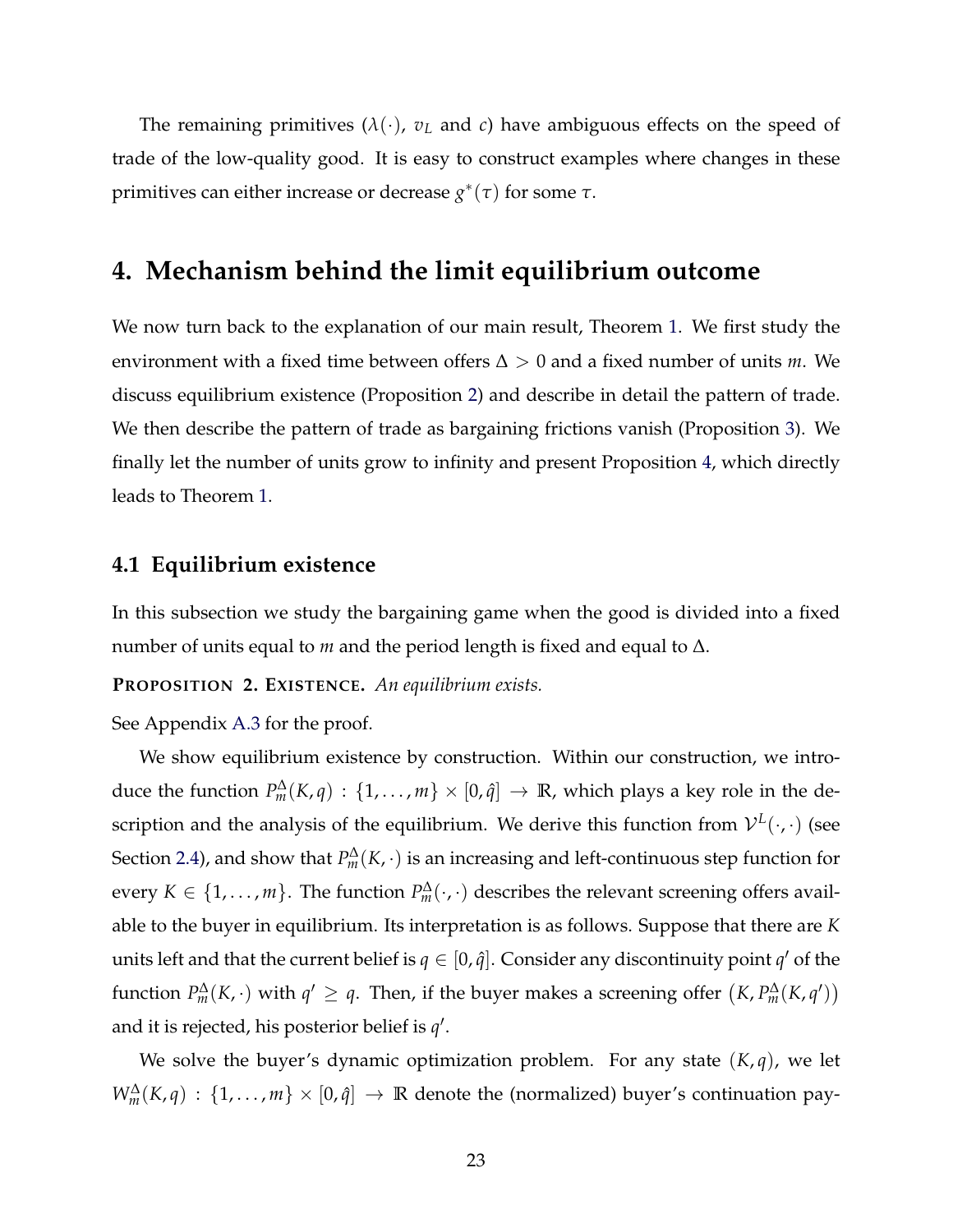The remaining primitives ($\lambda(\cdot)$, $v_L$ and $c$) have ambiguous effects on the speed of trade of the low-quality good. It is easy to construct examples where changes in these primitives can either increase or decrease $g^*(\tau)$ for some $\tau$.

# 4. Mechanism behind the limit equilibrium outcome

We now turn back to the explanation of our main result, Theorem 1. We first study the environment with a fixed time between offers $\Delta > 0$ and a fixed number of units $m$. We discuss equilibrium existence (Proposition 2) and describe in detail the pattern of trade. We then describe the pattern of trade as bargaining frictions vanish (Proposition 3). We finally let the number of units grow to infinity and present Proposition 4, which directly leads to Theorem 1.

## 4.1 Equilibrium existence

In this subsection we study the bargaining game when the good is divided into a fixed number of units equal to $m$ and the period length is fixed and equal to $\Delta$.

**PROPOSITION 2. EXISTENCE.** *An equilibrium exists.*

See Appendix A.3 for the proof.

We show equilibrium existence by construction. Within our construction, we introduce the function $P_m^\Delta(K, q) : \{1, \ldots, m\} \times [0, \hat{q}] \to \mathbb{R}$, which plays a key role in the description and the analysis of the equilibrium. We derive this function from $\mathcal{V}^L(\cdot, \cdot)$ (see Section 2.4), and show that $P_m^\Delta(K, \cdot)$ is an increasing and left-continuous step function for every $K \in \{1, \ldots, m\}$. The function $P_m^\Delta(\cdot, \cdot)$ describes the relevant screening offers available to the buyer in equilibrium. Its interpretation is as follows. Suppose that there are $K$ units left and that the current belief is $q \in [0, \hat{q}]$. Consider any discontinuity point $q'$ of the function $P_m^\Delta(K, \cdot)$ with $q' \geq q$. Then, if the buyer makes a screening offer $\left(K, P_m^\Delta(K, q')\right)$ and it is rejected, his posterior belief is $q'$.

We solve the buyer's dynamic optimization problem. For any state $(K, q)$, we let $W_m^\Delta(K, q) : \{1, \ldots, m\} \times [0, \hat{q}] \to \mathbb{R}$ denote the (normalized) buyer's continuation pay-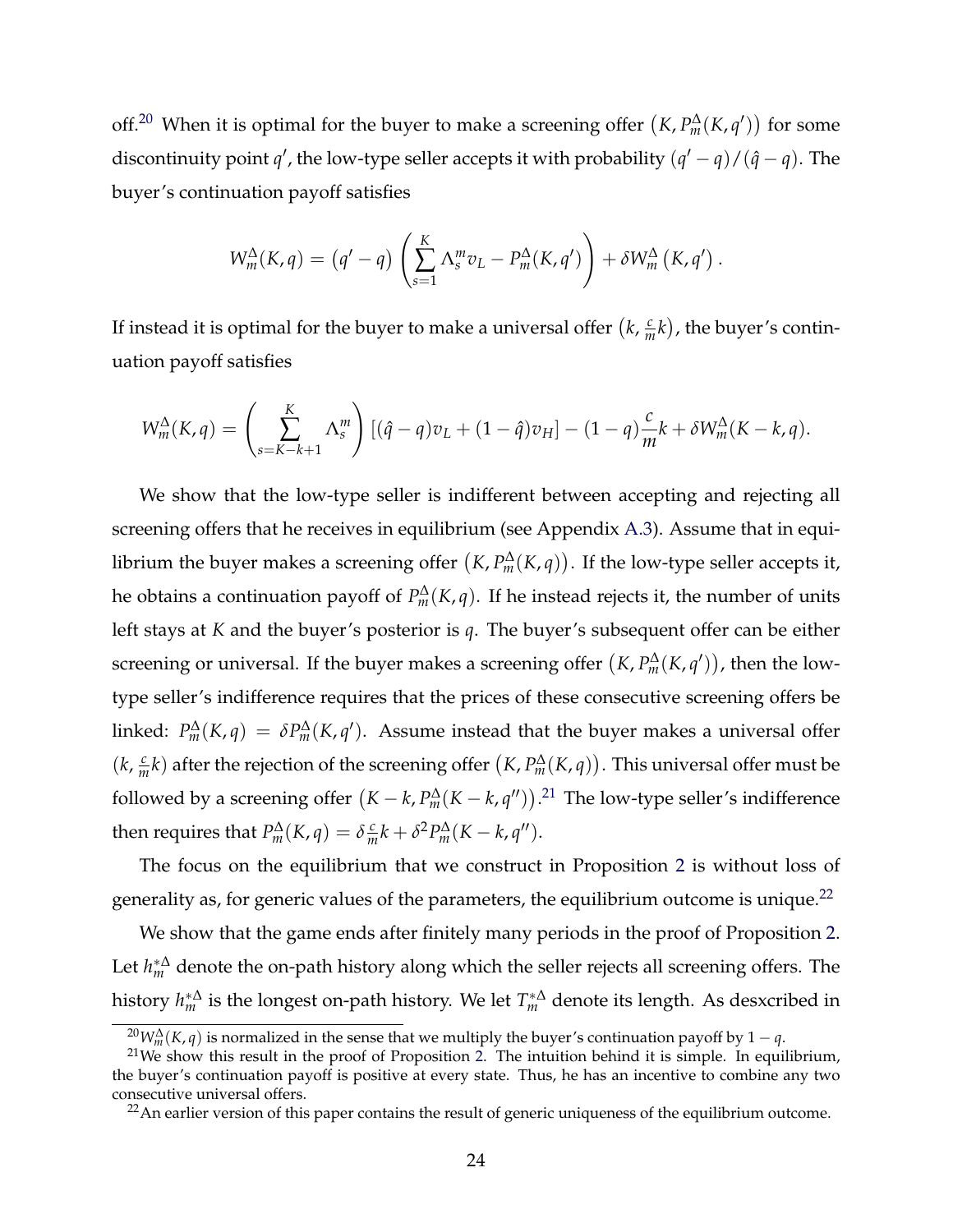off.[20] When it is optimal for the buyer to make a screening offer $\left(K, P_m^\Delta(K,q')\right)$ for some discontinuity point $q'$, the low-type seller accepts it with probability $(q'-q)/(\hat{q}-q)$. The buyer's continuation payoff satisfies

$$W_m^\Delta(K,q) = \left(q'-q\right)\left(\sum_{s=1}^{K} \Lambda_s^m v_L - P_m^\Delta(K,q')\right) + \delta W_m^\Delta\left(K,q'\right).$$

If instead it is optimal for the buyer to make a universal offer $\left(k, \frac{c}{m}k\right)$, the buyer's continuation payoff satisfies

$$W_m^\Delta(K,q) = \left(\sum_{s=K-k+1}^{K} \Lambda_s^m\right)\left[(\hat{q}-q)v_L + (1-\hat{q})v_H\right] - (1-q)\frac{c}{m}k + \delta W_m^\Delta(K-k,q).$$

We show that the low-type seller is indifferent between accepting and rejecting all screening offers that he receives in equilibrium (see Appendix A.3). Assume that in equilibrium the buyer makes a screening offer $\left(K, P_m^\Delta(K,q)\right)$. If the low-type seller accepts it, he obtains a continuation payoff of $P_m^\Delta(K,q)$. If he instead rejects it, the number of units left stays at $K$ and the buyer's posterior is $q$. The buyer's subsequent offer can be either screening or universal. If the buyer makes a screening offer $\left(K, P_m^\Delta(K,q')\right)$, then the low-type seller's indifference requires that the prices of these consecutive screening offers be linked: $P_m^\Delta(K,q) = \delta P_m^\Delta(K,q')$. Assume instead that the buyer makes a universal offer $(k, \frac{c}{m}k)$ after the rejection of the screening offer $\left(K, P_m^\Delta(K,q)\right)$. This universal offer must be followed by a screening offer $\left(K-k, P_m^\Delta(K-k,q'')\right)$.[21] The low-type seller's indifference then requires that $P_m^\Delta(K,q) = \delta\frac{c}{m}k + \delta^2 P_m^\Delta(K-k,q'')$.

The focus on the equilibrium that we construct in Proposition 2 is without loss of generality as, for generic values of the parameters, the equilibrium outcome is unique.[22]

We show that the game ends after finitely many periods in the proof of Proposition 2. Let $h_m^{*\Delta}$ denote the on-path history along which the seller rejects all screening offers. The history $h_m^{*\Delta}$ is the longest on-path history. We let $T_m^{*\Delta}$ denote its length. As desxcribed in

[20] $W_m^\Delta(K,q)$ is normalized in the sense that we multiply the buyer's continuation payoff by $1-q$.

[21] We show this result in the proof of Proposition 2. The intuition behind it is simple. In equilibrium, the buyer's continuation payoff is positive at every state. Thus, he has an incentive to combine any two consecutive universal offers.

[22] An earlier version of this paper contains the result of generic uniqueness of the equilibrium outcome.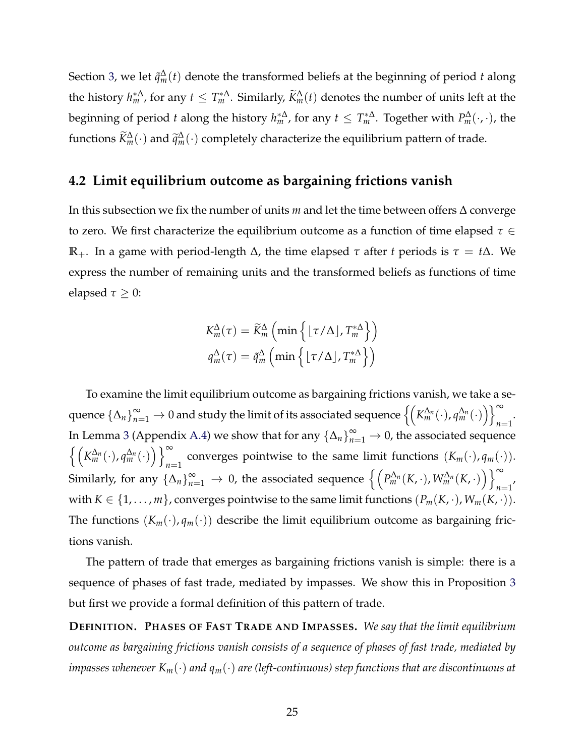Section 3, we let $\tilde{q}_m^\Delta(t)$ denote the transformed beliefs at the beginning of period $t$ along the history $h_m^{*\Delta}$, for any $t \leq T_m^{*\Delta}$. Similarly, $\widetilde{K}_m^\Delta(t)$ denotes the number of units left at the beginning of period $t$ along the history $h_m^{*\Delta}$, for any $t \leq T_m^{*\Delta}$. Together with $P_m^\Delta(\cdot,\cdot)$, the functions $\widetilde{K}_m^\Delta(\cdot)$ and $\tilde{q}_m^\Delta(\cdot)$ completely characterize the equilibrium pattern of trade.

## 4.2 Limit equilibrium outcome as bargaining frictions vanish

In this subsection we fix the number of units $m$ and let the time between offers $\Delta$ converge to zero. We first characterize the equilibrium outcome as a function of time elapsed $\tau \in \mathbb{R}_+$. In a game with period-length $\Delta$, the time elapsed $\tau$ after $t$ periods is $\tau = t\Delta$. We express the number of remaining units and the transformed beliefs as functions of time elapsed $\tau \geq 0$:

$$K_m^\Delta(\tau) = \widetilde{K}_m^\Delta\left(\min\left\{\lfloor \tau/\Delta \rfloor, T_m^{*\Delta}\right\}\right)$$
$$q_m^\Delta(\tau) = \tilde{q}_m^\Delta\left(\min\left\{\lfloor \tau/\Delta \rfloor, T_m^{*\Delta}\right\}\right)$$

To examine the limit equilibrium outcome as bargaining frictions vanish, we take a sequence $\{\Delta_n\}_{n=1}^\infty \to 0$ and study the limit of its associated sequence $\left\{\left(K_m^{\Delta_n}(\cdot), q_m^{\Delta_n}(\cdot)\right)\right\}_{n=1}^\infty$. In Lemma 3 (Appendix A.4) we show that for any $\{\Delta_n\}_{n=1}^\infty \to 0$, the associated sequence $\left\{\left(K_m^{\Delta_n}(\cdot), q_m^{\Delta_n}(\cdot)\right)\right\}_{n=1}^\infty$ converges pointwise to the same limit functions $(K_m(\cdot), q_m(\cdot))$. Similarly, for any $\{\Delta_n\}_{n=1}^\infty \to 0$, the associated sequence $\left\{\left(P_m^{\Delta_n}(K,\cdot), W_m^{\Delta_n}(K,\cdot)\right)\right\}_{n=1}^\infty$, with $K \in \{1,\ldots,m\}$, converges pointwise to the same limit functions $(P_m(K,\cdot), W_m(K,\cdot))$. The functions $(K_m(\cdot), q_m(\cdot))$ describe the limit equilibrium outcome as bargaining frictions vanish.

The pattern of trade that emerges as bargaining frictions vanish is simple: there is a sequence of phases of fast trade, mediated by impasses. We show this in Proposition 3 but first we provide a formal definition of this pattern of trade.

**Definition. Phases of Fast Trade and Impasses.** *We say that the limit equilibrium outcome as bargaining frictions vanish consists of a sequence of phases of fast trade, mediated by impasses whenever $K_m(\cdot)$ and $q_m(\cdot)$ are (left-continuous) step functions that are discontinuous at*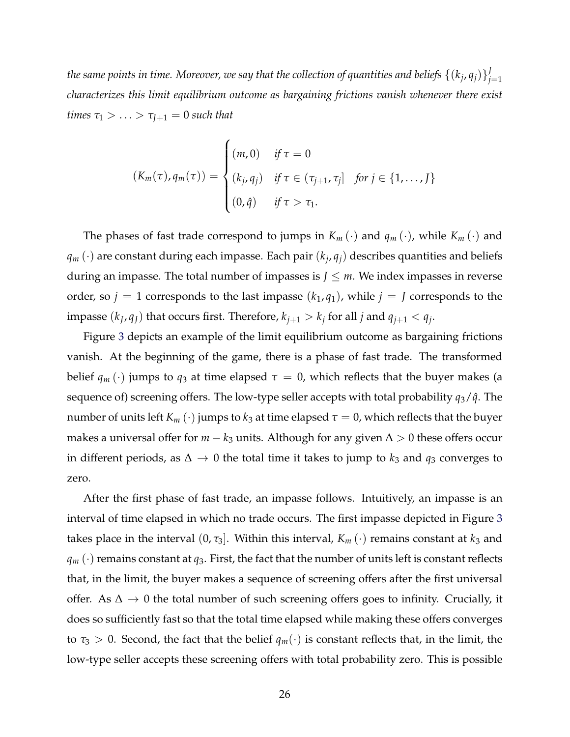*the same points in time. Moreover, we say that the collection of quantities and beliefs* $\{(k_j, q_j)\}_{j=1}^{J}$ *characterizes this limit equilibrium outcome as bargaining frictions vanish whenever there exist times* $\tau_1 > \ldots > \tau_{J+1} = 0$ *such that*

$$
(K_m(\tau), q_m(\tau)) = \begin{cases} (m, 0) & \text{if } \tau = 0 \\ (k_j, q_j) & \text{if } \tau \in (\tau_{j+1}, \tau_j] \quad \text{for } j \in \{1, \ldots, J\} \\ (0, \hat{q}) & \text{if } \tau > \tau_1. \end{cases}
$$

The phases of fast trade correspond to jumps in $K_m(\cdot)$ and $q_m(\cdot)$, while $K_m(\cdot)$ and $q_m(\cdot)$ are constant during each impasse. Each pair $(k_j, q_j)$ describes quantities and beliefs during an impasse. The total number of impasses is $J \leq m$. We index impasses in reverse order, so $j = 1$ corresponds to the last impasse $(k_1, q_1)$, while $j = J$ corresponds to the impasse $(k_J, q_J)$ that occurs first. Therefore, $k_{j+1} > k_j$ for all $j$ and $q_{j+1} < q_j$.

Figure 3 depicts an example of the limit equilibrium outcome as bargaining frictions vanish. At the beginning of the game, there is a phase of fast trade. The transformed belief $q_m(\cdot)$ jumps to $q_3$ at time elapsed $\tau = 0$, which reflects that the buyer makes (a sequence of) screening offers. The low-type seller accepts with total probability $q_3/\hat{q}$. The number of units left $K_m(\cdot)$ jumps to $k_3$ at time elapsed $\tau = 0$, which reflects that the buyer makes a universal offer for $m - k_3$ units. Although for any given $\Delta > 0$ these offers occur in different periods, as $\Delta \to 0$ the total time it takes to jump to $k_3$ and $q_3$ converges to zero.

After the first phase of fast trade, an impasse follows. Intuitively, an impasse is an interval of time elapsed in which no trade occurs. The first impasse depicted in Figure 3 takes place in the interval $(0, \tau_3]$. Within this interval, $K_m(\cdot)$ remains constant at $k_3$ and $q_m(\cdot)$ remains constant at $q_3$. First, the fact that the number of units left is constant reflects that, in the limit, the buyer makes a sequence of screening offers after the first universal offer. As $\Delta \to 0$ the total number of such screening offers goes to infinity. Crucially, it does so sufficiently fast so that the total time elapsed while making these offers converges to $\tau_3 > 0$. Second, the fact that the belief $q_m(\cdot)$ is constant reflects that, in the limit, the low-type seller accepts these screening offers with total probability zero. This is possible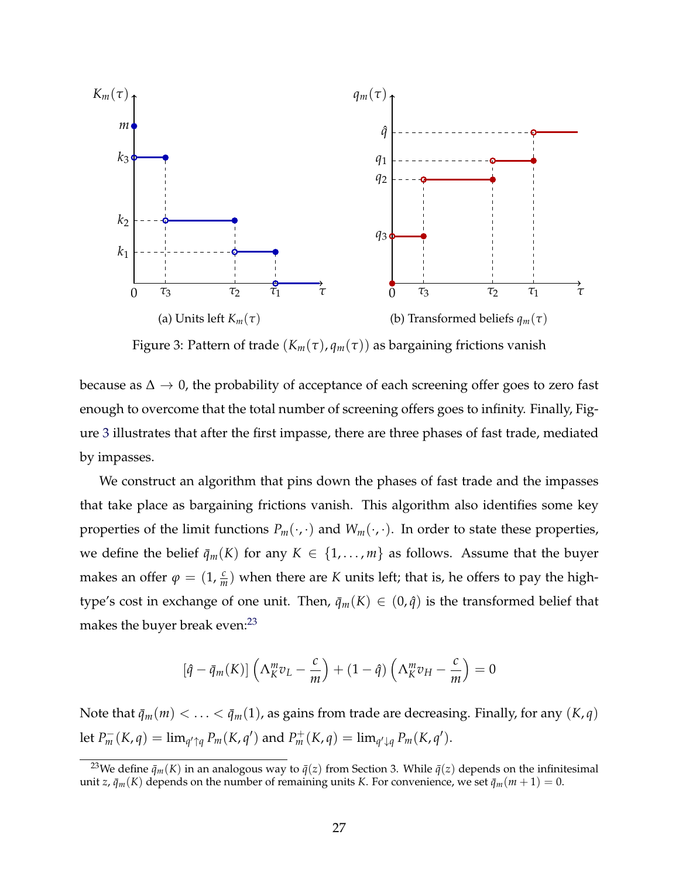(a) Units left $K_m(\tau)$

(b) Transformed beliefs $q_m(\tau)$

Figure 3: Pattern of trade $(K_m(\tau), q_m(\tau))$ as bargaining frictions vanish

because as $\Delta \to 0$, the probability of acceptance of each screening offer goes to zero fast enough to overcome that the total number of screening offers goes to infinity. Finally, Figure 3 illustrates that after the first impasse, there are three phases of fast trade, mediated by impasses.

We construct an algorithm that pins down the phases of fast trade and the impasses that take place as bargaining frictions vanish. This algorithm also identifies some key properties of the limit functions $P_m(\cdot,\cdot)$ and $W_m(\cdot,\cdot)$. In order to state these properties, we define the belief $\bar{q}_m(K)$ for any $K \in \{1, \ldots, m\}$ as follows. Assume that the buyer makes an offer $\varphi = (1, \frac{c}{m})$ when there are $K$ units left; that is, he offers to pay the high-type's cost in exchange of one unit. Then, $\bar{q}_m(K) \in (0, \hat{q})$ is the transformed belief that makes the buyer break even:[23]

$$[\hat{q} - \bar{q}_m(K)] \left( \Lambda_K^m v_L - \frac{c}{m} \right) + (1 - \hat{q}) \left( \Lambda_K^m v_H - \frac{c}{m} \right) = 0$$

Note that $\bar{q}_m(m) < \ldots < \bar{q}_m(1)$, as gains from trade are decreasing. Finally, for any $(K, q)$ let $P_m^-(K, q) = \lim_{q' \uparrow q} P_m(K, q')$ and $P_m^+(K, q) = \lim_{q' \downarrow q} P_m(K, q')$.

[23] We define $\bar{q}_m(K)$ in an analogous way to $\bar{q}(z)$ from Section 3. While $\bar{q}(z)$ depends on the infinitesimal unit $z$, $\bar{q}_m(K)$ depends on the number of remaining units $K$. For convenience, we set $\bar{q}_m(m+1) = 0$.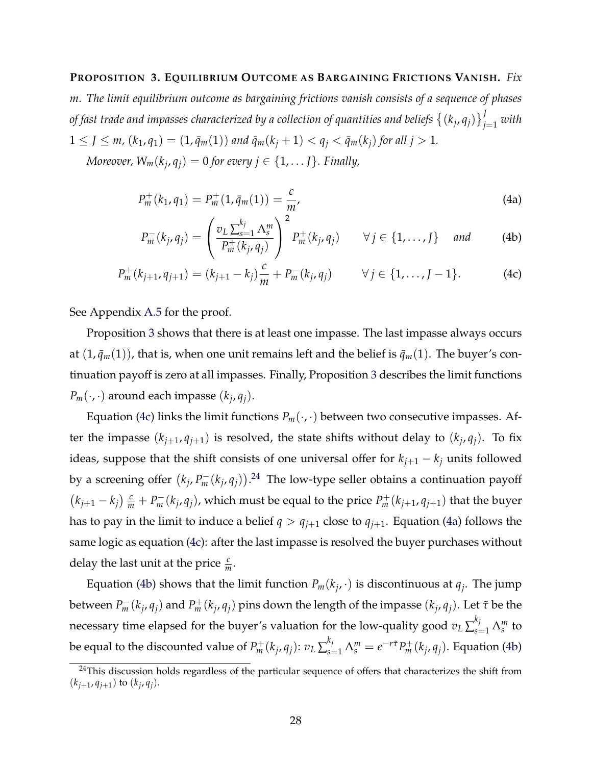**PROPOSITION 3. EQUILIBRIUM OUTCOME AS BARGAINING FRICTIONS VANISH.** *Fix $m$. The limit equilibrium outcome as bargaining frictions vanish consists of a sequence of phases of fast trade and impasses characterized by a collection of quantities and beliefs $\{(k_j, q_j)\}_{j=1}^{J}$ with $1 \le J \le m$, $(k_1, q_1) = (1, \bar{q}_m(1))$ and $\bar{q}_m(k_j + 1) < q_j < \bar{q}_m(k_j)$ for all $j > 1$.*

*Moreover, $W_m(k_j, q_j) = 0$ for every $j \in \{1, \dots J\}$. Finally,*

$$P_m^+(k_1, q_1) = P_m^+(1, \bar{q}_m(1)) = \frac{c}{m}, \tag{4a}$$

$$P_m^-(k_j, q_j) = \left( \frac{v_L \sum_{s=1}^{k_j} \Lambda_s^m}{P_m^+(k_j, q_j)} \right)^2 P_m^+(k_j, q_j) \qquad \forall\, j \in \{1, \dots, J\} \quad \textit{and} \tag{4b}$$

$$P_m^+(k_{j+1}, q_{j+1}) = (k_{j+1} - k_j)\frac{c}{m} + P_m^-(k_j, q_j) \qquad \forall\, j \in \{1, \dots, J-1\}. \tag{4c}$$

See Appendix A.5 for the proof.

Proposition 3 shows that there is at least one impasse. The last impasse always occurs at $(1, \bar{q}_m(1))$, that is, when one unit remains left and the belief is $\bar{q}_m(1)$. The buyer's continuation payoff is zero at all impasses. Finally, Proposition 3 describes the limit functions $P_m(\cdot, \cdot)$ around each impasse $(k_j, q_j)$.

Equation (4c) links the limit functions $P_m(\cdot, \cdot)$ between two consecutive impasses. After the impasse $(k_{j+1}, q_{j+1})$ is resolved, the state shifts without delay to $(k_j, q_j)$. To fix ideas, suppose that the shift consists of one universal offer for $k_{j+1} - k_j$ units followed by a screening offer $(k_j, P_m^-(k_j, q_j))$.[24] The low-type seller obtains a continuation payoff $(k_{j+1} - k_j)\frac{c}{m} + P_m^-(k_j, q_j)$, which must be equal to the price $P_m^+(k_{j+1}, q_{j+1})$ that the buyer has to pay in the limit to induce a belief $q > q_{j+1}$ close to $q_{j+1}$. Equation (4a) follows the same logic as equation (4c): after the last impasse is resolved the buyer purchases without delay the last unit at the price $\frac{c}{m}$.

Equation (4b) shows that the limit function $P_m(k_j, \cdot)$ is discontinuous at $q_j$. The jump between $P_m^-(k_j, q_j)$ and $P_m^+(k_j, q_j)$ pins down the length of the impasse $(k_j, q_j)$. Let $\tilde{\tau}$ be the necessary time elapsed for the buyer's valuation for the low-quality good $v_L \sum_{s=1}^{k_j} \Lambda_s^m$ to be equal to the discounted value of $P_m^+(k_j, q_j)$: $v_L \sum_{s=1}^{k_j} \Lambda_s^m = e^{-r\tilde{\tau}} P_m^+(k_j, q_j)$. Equation (4b)

[24] This discussion holds regardless of the particular sequence of offers that characterizes the shift from $(k_{j+1}, q_{j+1})$ to $(k_j, q_j)$.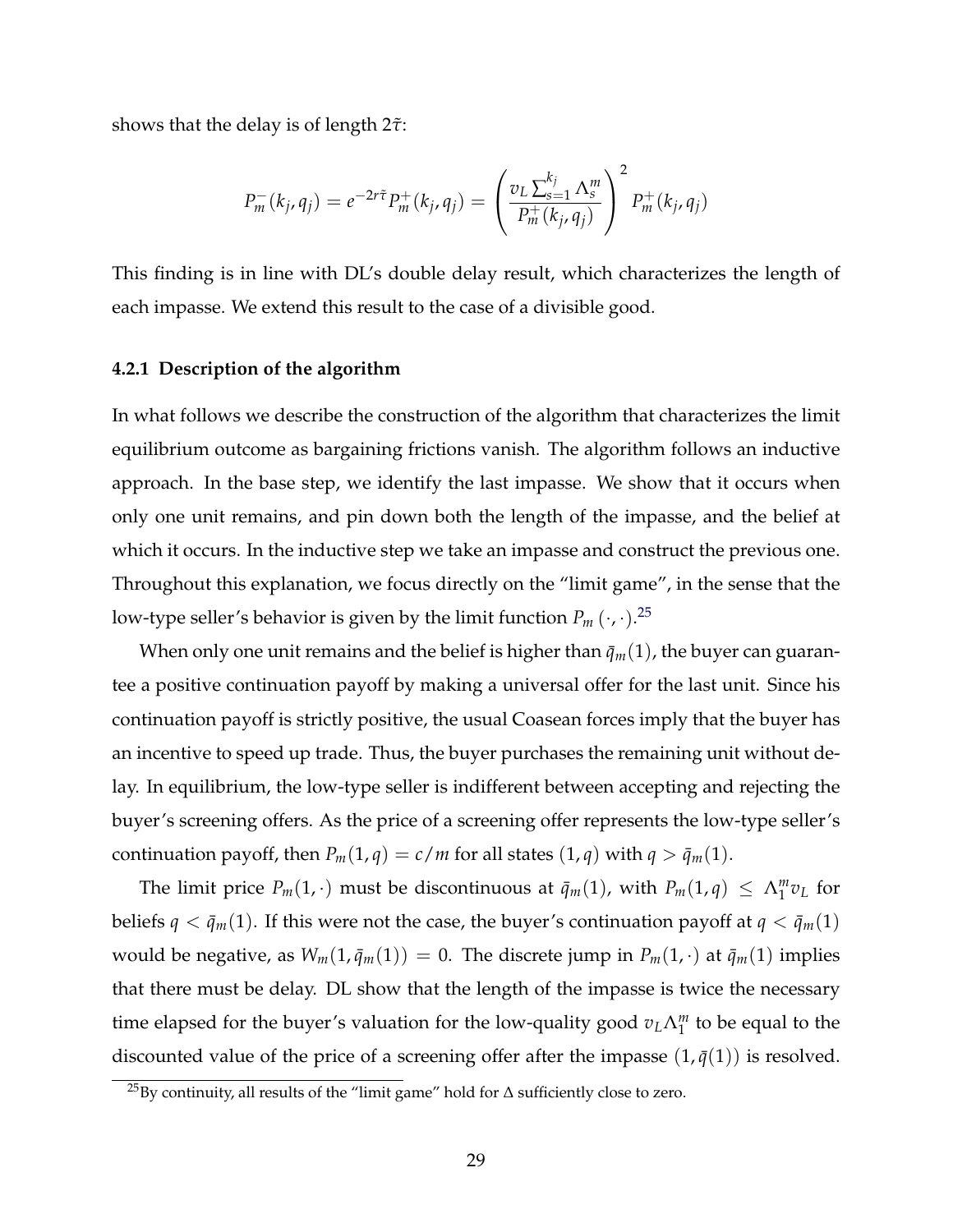shows that the delay is of length $2\tilde{\tau}$:

$$P_m^-(k_j, q_j) = e^{-2r\tilde{\tau}} P_m^+(k_j, q_j) = \left( \frac{v_L \sum_{s=1}^{k_j} \Lambda_s^m}{P_m^+(k_j, q_j)} \right)^2 P_m^+(k_j, q_j)$$

This finding is in line with DL's double delay result, which characterizes the length of each impasse. We extend this result to the case of a divisible good.

### 4.2.1 Description of the algorithm

In what follows we describe the construction of the algorithm that characterizes the limit equilibrium outcome as bargaining frictions vanish. The algorithm follows an inductive approach. In the base step, we identify the last impasse. We show that it occurs when only one unit remains, and pin down both the length of the impasse, and the belief at which it occurs. In the inductive step we take an impasse and construct the previous one. Throughout this explanation, we focus directly on the "limit game", in the sense that the low-type seller's behavior is given by the limit function $P_m(\cdot, \cdot)$.[25]

When only one unit remains and the belief is higher than $\bar{q}_m(1)$, the buyer can guarantee a positive continuation payoff by making a universal offer for the last unit. Since his continuation payoff is strictly positive, the usual Coasean forces imply that the buyer has an incentive to speed up trade. Thus, the buyer purchases the remaining unit without delay. In equilibrium, the low-type seller is indifferent between accepting and rejecting the buyer's screening offers. As the price of a screening offer represents the low-type seller's continuation payoff, then $P_m(1, q) = c/m$ for all states $(1, q)$ with $q > \bar{q}_m(1)$.

The limit price $P_m(1, \cdot)$ must be discontinuous at $\bar{q}_m(1)$, with $P_m(1, q) \leq \Lambda_1^m v_L$ for beliefs $q < \bar{q}_m(1)$. If this were not the case, the buyer's continuation payoff at $q < \bar{q}_m(1)$ would be negative, as $W_m(1, \bar{q}_m(1)) = 0$. The discrete jump in $P_m(1, \cdot)$ at $\bar{q}_m(1)$ implies that there must be delay. DL show that the length of the impasse is twice the necessary time elapsed for the buyer's valuation for the low-quality good $v_L \Lambda_1^m$ to be equal to the discounted value of the price of a screening offer after the impasse $(1, \bar{q}(1))$ is resolved.

[25]By continuity, all results of the "limit game" hold for $\Delta$ sufficiently close to zero.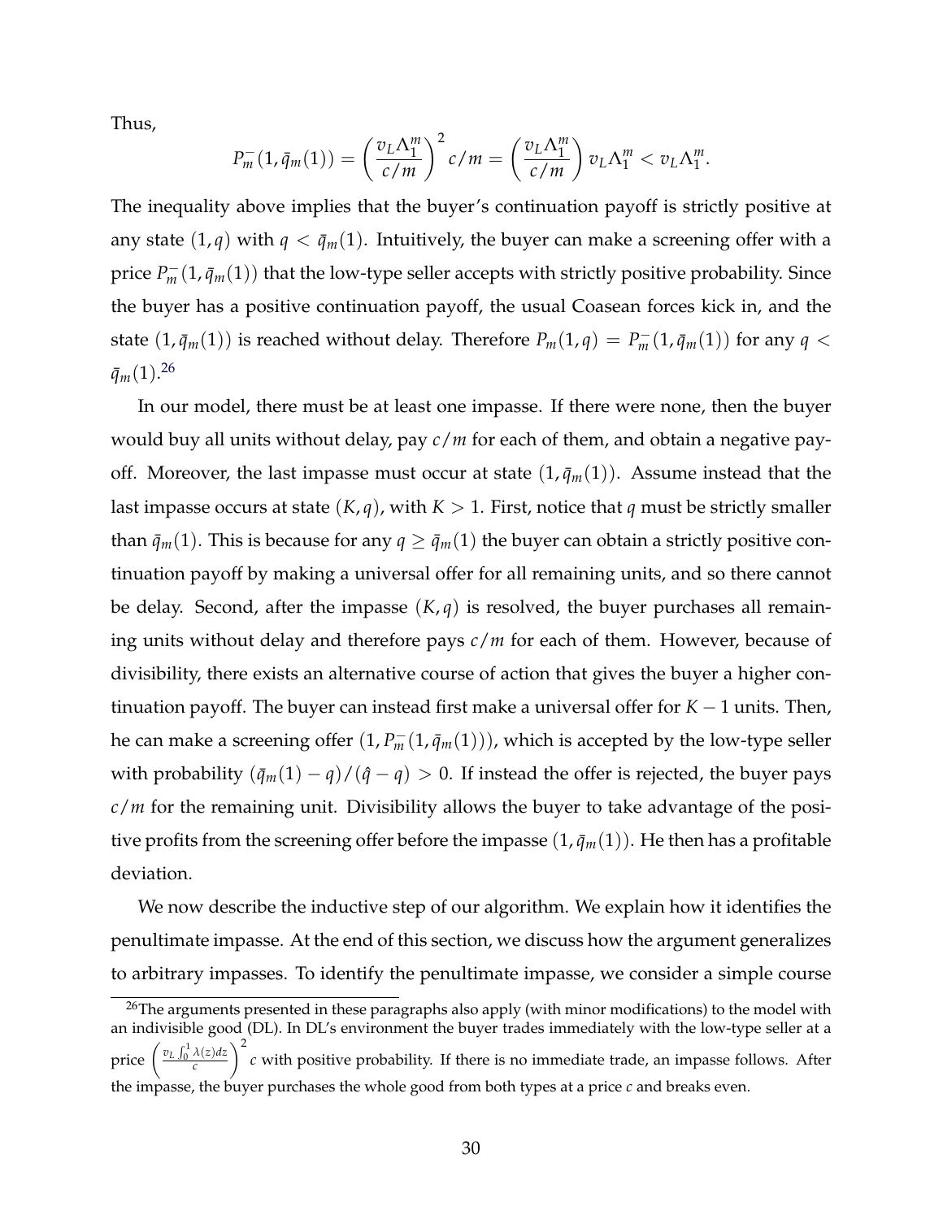Thus,

$$P_m^-(1, \bar{q}_m(1)) = \left(\frac{v_L \Lambda_1^m}{c/m}\right)^2 c/m = \left(\frac{v_L \Lambda_1^m}{c/m}\right) v_L \Lambda_1^m < v_L \Lambda_1^m.$$

The inequality above implies that the buyer's continuation payoff is strictly positive at any state $(1, q)$ with $q < \bar{q}_m(1)$. Intuitively, the buyer can make a screening offer with a price $P_m^-(1, \bar{q}_m(1))$ that the low-type seller accepts with strictly positive probability. Since the buyer has a positive continuation payoff, the usual Coasean forces kick in, and the state $(1, \bar{q}_m(1))$ is reached without delay. Therefore $P_m(1, q) = P_m^-(1, \bar{q}_m(1))$ for any $q < \bar{q}_m(1)$.[26]

In our model, there must be at least one impasse. If there were none, then the buyer would buy all units without delay, pay $c/m$ for each of them, and obtain a negative payoff. Moreover, the last impasse must occur at state $(1, \bar{q}_m(1))$. Assume instead that the last impasse occurs at state $(K, q)$, with $K > 1$. First, notice that $q$ must be strictly smaller than $\bar{q}_m(1)$. This is because for any $q \geq \bar{q}_m(1)$ the buyer can obtain a strictly positive continuation payoff by making a universal offer for all remaining units, and so there cannot be delay. Second, after the impasse $(K, q)$ is resolved, the buyer purchases all remaining units without delay and therefore pays $c/m$ for each of them. However, because of divisibility, there exists an alternative course of action that gives the buyer a higher continuation payoff. The buyer can instead first make a universal offer for $K - 1$ units. Then, he can make a screening offer $(1, P_m^-(1, \bar{q}_m(1)))$, which is accepted by the low-type seller with probability $(\bar{q}_m(1) - q)/(\hat{q} - q) > 0$. If instead the offer is rejected, the buyer pays $c/m$ for the remaining unit. Divisibility allows the buyer to take advantage of the positive profits from the screening offer before the impasse $(1, \bar{q}_m(1))$. He then has a profitable deviation.

We now describe the inductive step of our algorithm. We explain how it identifies the penultimate impasse. At the end of this section, we discuss how the argument generalizes to arbitrary impasses. To identify the penultimate impasse, we consider a simple course

[26] The arguments presented in these paragraphs also apply (with minor modifications) to the model with an indivisible good (DL). In DL's environment the buyer trades immediately with the low-type seller at a price $\left(\frac{v_L \int_0^1 \lambda(z) dz}{c}\right)^2 c$ with positive probability. If there is no immediate trade, an impasse follows. After the impasse, the buyer purchases the whole good from both types at a price $c$ and breaks even.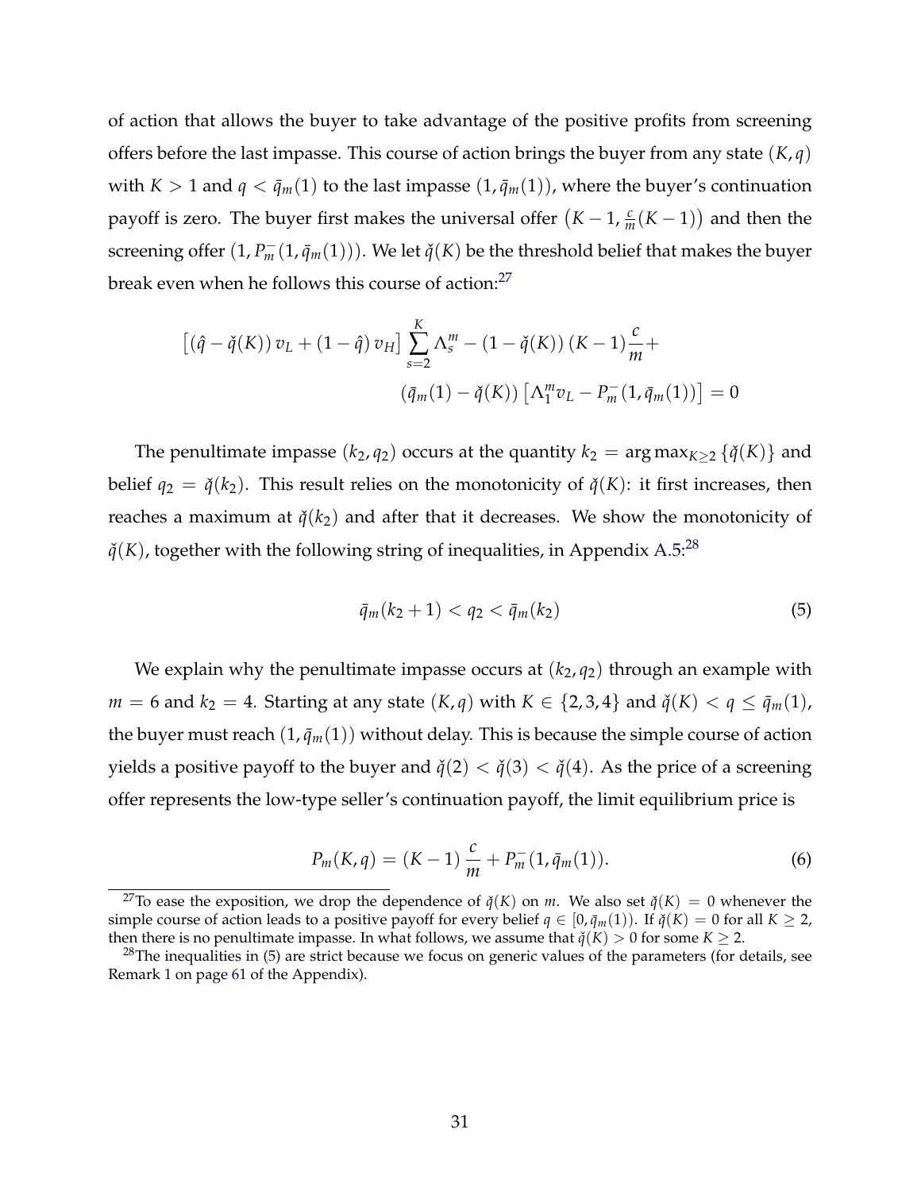of action that allows the buyer to take advantage of the positive profits from screening offers before the last impasse. This course of action brings the buyer from any state $(K, q)$ with $K > 1$ and $q < \bar{q}_m(1)$ to the last impasse $(1, \bar{q}_m(1))$, where the buyer's continuation payoff is zero. The buyer first makes the universal offer $\left(K-1, \frac{c}{m}(K-1)\right)$ and then the screening offer $(1, P_m^-(1, \bar{q}_m(1)))$. We let $\check{q}(K)$ be the threshold belief that makes the buyer break even when he follows this course of action:[27]

$$\left[(\hat{q} - \check{q}(K))\, v_L + (1-\hat{q})\, v_H\right] \sum_{s=2}^{K} \Lambda_s^m - (1 - \check{q}(K))\,(K-1)\frac{c}{m} +$$
$$(\bar{q}_m(1) - \check{q}(K))\left[\Lambda_1^m v_L - P_m^-(1, \bar{q}_m(1))\right] = 0$$

The penultimate impasse $(k_2, q_2)$ occurs at the quantity $k_2 = \arg\max_{K \geq 2} \{\check{q}(K)\}$ and belief $q_2 = \check{q}(k_2)$. This result relies on the monotonicity of $\check{q}(K)$: it first increases, then reaches a maximum at $\check{q}(k_2)$ and after that it decreases. We show the monotonicity of $\check{q}(K)$, together with the following string of inequalities, in Appendix A.5:[28]

$$\bar{q}_m(k_2 + 1) < q_2 < \bar{q}_m(k_2) \tag{5}$$

We explain why the penultimate impasse occurs at $(k_2, q_2)$ through an example with $m = 6$ and $k_2 = 4$. Starting at any state $(K, q)$ with $K \in \{2, 3, 4\}$ and $\check{q}(K) < q \leq \bar{q}_m(1)$, the buyer must reach $(1, \bar{q}_m(1))$ without delay. This is because the simple course of action yields a positive payoff to the buyer and $\check{q}(2) < \check{q}(3) < \check{q}(4)$. As the price of a screening offer represents the low-type seller's continuation payoff, the limit equilibrium price is

$$P_m(K, q) = (K-1)\,\frac{c}{m} + P_m^-(1, \bar{q}_m(1)). \tag{6}$$

[27] To ease the exposition, we drop the dependence of $\check{q}(K)$ on $m$. We also set $\check{q}(K) = 0$ whenever the simple course of action leads to a positive payoff for every belief $q \in [0, \bar{q}_m(1))$. If $\check{q}(K) = 0$ for all $K \geq 2$, then there is no penultimate impasse. In what follows, we assume that $\check{q}(K) > 0$ for some $K \geq 2$.

[28] The inequalities in (5) are strict because we focus on generic values of the parameters (for details, see Remark 1 on page 61 of the Appendix).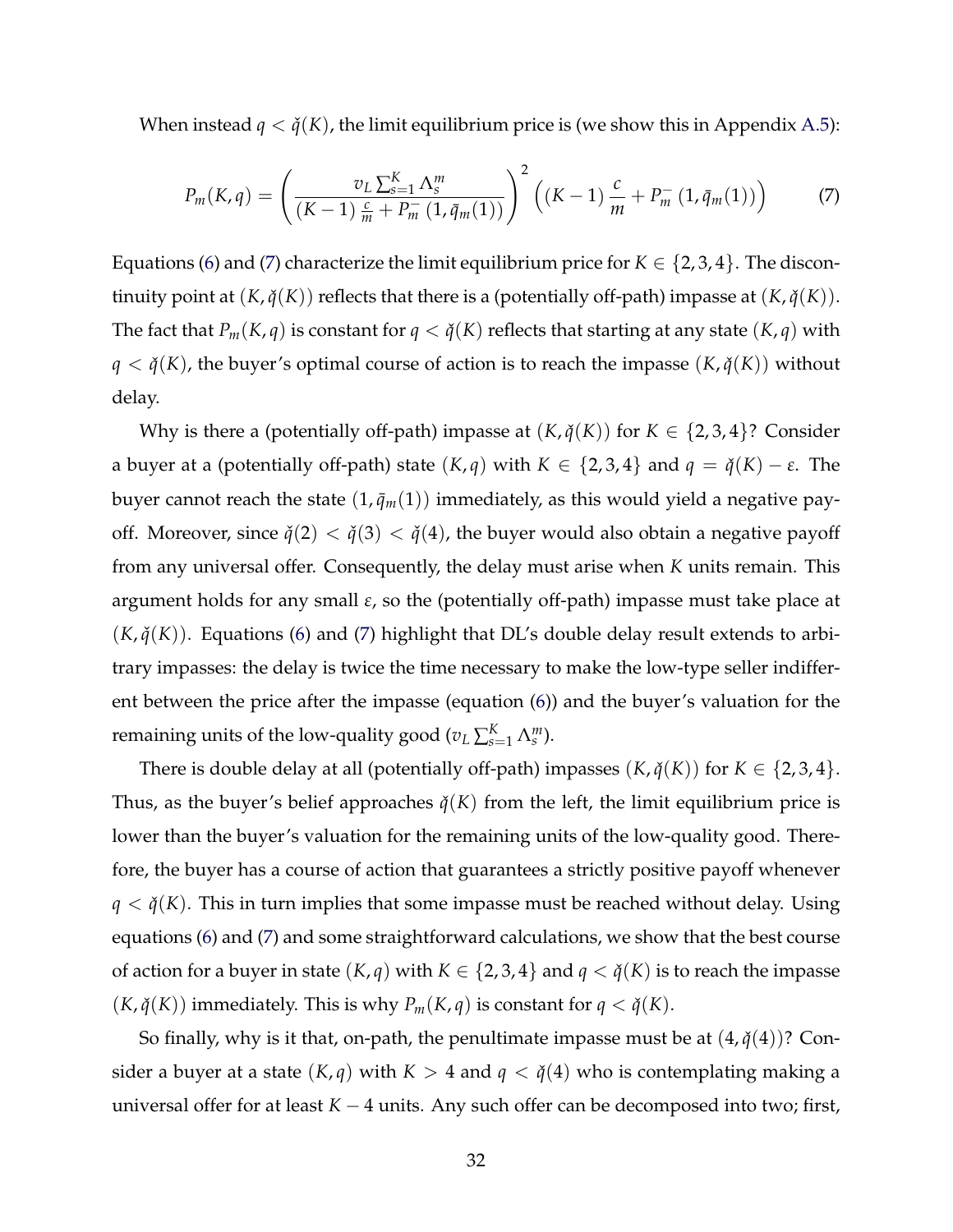When instead $q < \check{q}(K)$, the limit equilibrium price is (we show this in Appendix A.5):

$$P_m(K,q) = \left( \frac{v_L \sum_{s=1}^{K} \Lambda_s^m}{(K-1)\frac{c}{m} + P_m^-\left(1, \bar{q}_m(1)\right)} \right)^2 \left( (K-1)\frac{c}{m} + P_m^-\left(1, \bar{q}_m(1)\right) \right) \tag{7}$$

Equations (6) and (7) characterize the limit equilibrium price for $K \in \{2,3,4\}$. The discontinuity point at $(K, \check{q}(K))$ reflects that there is a (potentially off-path) impasse at $(K, \check{q}(K))$. The fact that $P_m(K,q)$ is constant for $q < \check{q}(K)$ reflects that starting at any state $(K,q)$ with $q < \check{q}(K)$, the buyer's optimal course of action is to reach the impasse $(K, \check{q}(K))$ without delay.

Why is there a (potentially off-path) impasse at $(K, \check{q}(K))$ for $K \in \{2,3,4\}$? Consider a buyer at a (potentially off-path) state $(K,q)$ with $K \in \{2,3,4\}$ and $q = \check{q}(K) - \varepsilon$. The buyer cannot reach the state $(1, \bar{q}_m(1))$ immediately, as this would yield a negative payoff. Moreover, since $\check{q}(2) < \check{q}(3) < \check{q}(4)$, the buyer would also obtain a negative payoff from any universal offer. Consequently, the delay must arise when $K$ units remain. This argument holds for any small $\varepsilon$, so the (potentially off-path) impasse must take place at $(K, \check{q}(K))$. Equations (6) and (7) highlight that DL's double delay result extends to arbitrary impasses: the delay is twice the time necessary to make the low-type seller indifferent between the price after the impasse (equation (6)) and the buyer's valuation for the remaining units of the low-quality good ($v_L \sum_{s=1}^{K} \Lambda_s^m$).

There is double delay at all (potentially off-path) impasses $(K, \check{q}(K))$ for $K \in \{2,3,4\}$. Thus, as the buyer's belief approaches $\check{q}(K)$ from the left, the limit equilibrium price is lower than the buyer's valuation for the remaining units of the low-quality good. Therefore, the buyer has a course of action that guarantees a strictly positive payoff whenever $q < \check{q}(K)$. This in turn implies that some impasse must be reached without delay. Using equations (6) and (7) and some straightforward calculations, we show that the best course of action for a buyer in state $(K,q)$ with $K \in \{2,3,4\}$ and $q < \check{q}(K)$ is to reach the impasse $(K, \check{q}(K))$ immediately. This is why $P_m(K,q)$ is constant for $q < \check{q}(K)$.

So finally, why is it that, on-path, the penultimate impasse must be at $(4, \check{q}(4))$? Consider a buyer at a state $(K,q)$ with $K > 4$ and $q < \check{q}(4)$ who is contemplating making a universal offer for at least $K-4$ units. Any such offer can be decomposed into two; first,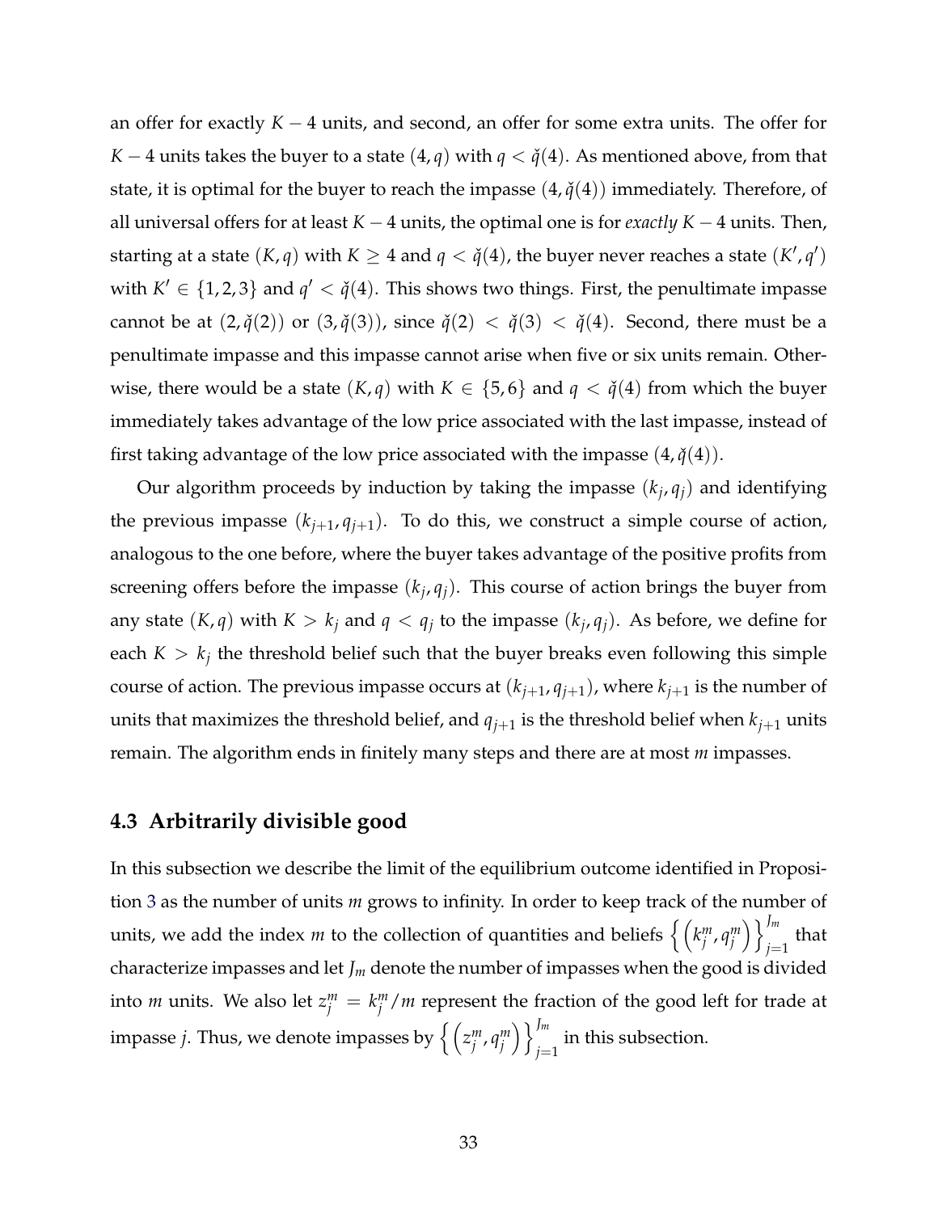an offer for exactly $K-4$ units, and second, an offer for some extra units. The offer for $K-4$ units takes the buyer to a state $(4, q)$ with $q < \check{q}(4)$. As mentioned above, from that state, it is optimal for the buyer to reach the impasse $(4, \check{q}(4))$ immediately. Therefore, of all universal offers for at least $K-4$ units, the optimal one is for *exactly* $K-4$ units. Then, starting at a state $(K, q)$ with $K \geq 4$ and $q < \check{q}(4)$, the buyer never reaches a state $(K', q')$ with $K' \in \{1, 2, 3\}$ and $q' < \check{q}(4)$. This shows two things. First, the penultimate impasse cannot be at $(2, \check{q}(2))$ or $(3, \check{q}(3))$, since $\check{q}(2) < \check{q}(3) < \check{q}(4)$. Second, there must be a penultimate impasse and this impasse cannot arise when five or six units remain. Otherwise, there would be a state $(K, q)$ with $K \in \{5, 6\}$ and $q < \check{q}(4)$ from which the buyer immediately takes advantage of the low price associated with the last impasse, instead of first taking advantage of the low price associated with the impasse $(4, \check{q}(4))$.

Our algorithm proceeds by induction by taking the impasse $(k_j, q_j)$ and identifying the previous impasse $(k_{j+1}, q_{j+1})$. To do this, we construct a simple course of action, analogous to the one before, where the buyer takes advantage of the positive profits from screening offers before the impasse $(k_j, q_j)$. This course of action brings the buyer from any state $(K, q)$ with $K > k_j$ and $q < q_j$ to the impasse $(k_j, q_j)$. As before, we define for each $K > k_j$ the threshold belief such that the buyer breaks even following this simple course of action. The previous impasse occurs at $(k_{j+1}, q_{j+1})$, where $k_{j+1}$ is the number of units that maximizes the threshold belief, and $q_{j+1}$ is the threshold belief when $k_{j+1}$ units remain. The algorithm ends in finitely many steps and there are at most $m$ impasses.

### 4.3 Arbitrarily divisible good

In this subsection we describe the limit of the equilibrium outcome identified in Proposition 3 as the number of units $m$ grows to infinity. In order to keep track of the number of units, we add the index $m$ to the collection of quantities and beliefs $\left\{\left(k_j^m, q_j^m\right)\right\}_{j=1}^{J_m}$ that characterize impasses and let $J_m$ denote the number of impasses when the good is divided into $m$ units. We also let $z_j^m = k_j^m/m$ represent the fraction of the good left for trade at impasse $j$. Thus, we denote impasses by $\left\{\left(z_j^m, q_j^m\right)\right\}_{j=1}^{J_m}$ in this subsection.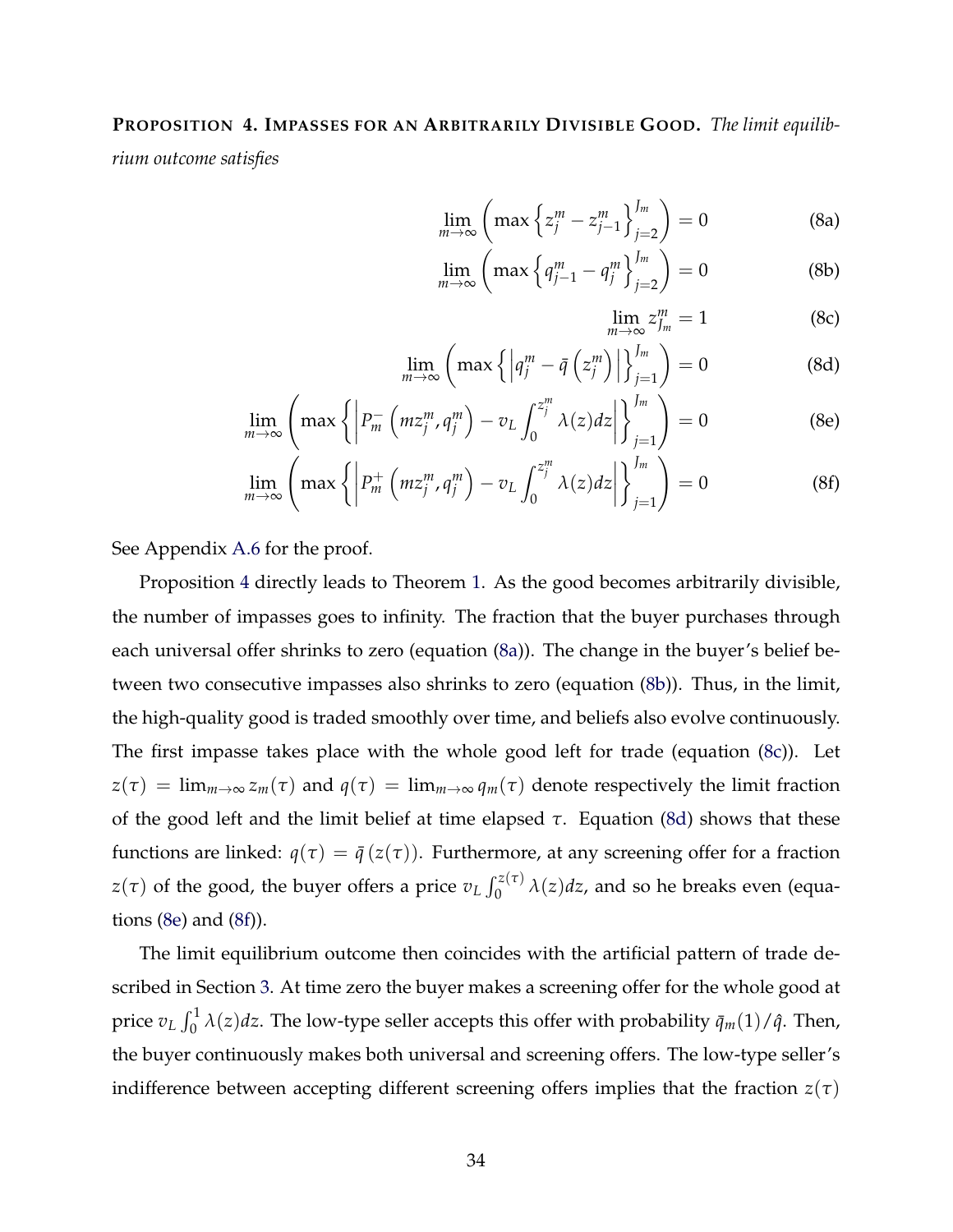**PROPOSITION 4. IMPASSES FOR AN ARBITRARILY DIVISIBLE GOOD.** *The limit equilibrium outcome satisfies*

$$\lim_{m\to\infty}\left(\max\left\{z_j^m - z_{j-1}^m\right\}_{j=2}^{J_m}\right) = 0 \tag{8a}$$

$$\lim_{m\to\infty}\left(\max\left\{q_{j-1}^m - q_j^m\right\}_{j=2}^{J_m}\right) = 0 \tag{8b}$$

$$\lim_{m\to\infty} z_{J_m}^m = 1 \tag{8c}$$

$$\lim_{m\to\infty}\left(\max\left\{\left|q_j^m - \bar{q}\left(z_j^m\right)\right|\right\}_{j=1}^{J_m}\right) = 0 \tag{8d}$$

$$\lim_{m\to\infty}\left(\max\left\{\left|P_m^-\left(mz_j^m, q_j^m\right) - v_L\int_0^{z_j^m}\lambda(z)dz\right|\right\}_{j=1}^{J_m}\right) = 0 \tag{8e}$$

$$\lim_{m\to\infty}\left(\max\left\{\left|P_m^+\left(mz_j^m, q_j^m\right) - v_L\int_0^{z_j^m}\lambda(z)dz\right|\right\}_{j=1}^{J_m}\right) = 0 \tag{8f}$$

See Appendix A.6 for the proof.

Proposition 4 directly leads to Theorem 1. As the good becomes arbitrarily divisible, the number of impasses goes to infinity. The fraction that the buyer purchases through each universal offer shrinks to zero (equation (8a)). The change in the buyer's belief between two consecutive impasses also shrinks to zero (equation (8b)). Thus, in the limit, the high-quality good is traded smoothly over time, and beliefs also evolve continuously. The first impasse takes place with the whole good left for trade (equation (8c)). Let $z(\tau) = \lim_{m\to\infty} z_m(\tau)$ and $q(\tau) = \lim_{m\to\infty} q_m(\tau)$ denote respectively the limit fraction of the good left and the limit belief at time elapsed $\tau$. Equation (8d) shows that these functions are linked: $q(\tau) = \bar{q}(z(\tau))$. Furthermore, at any screening offer for a fraction $z(\tau)$ of the good, the buyer offers a price $v_L\int_0^{z(\tau)}\lambda(z)dz$, and so he breaks even (equations (8e) and (8f)).

The limit equilibrium outcome then coincides with the artificial pattern of trade described in Section 3. At time zero the buyer makes a screening offer for the whole good at price $v_L\int_0^1\lambda(z)dz$. The low-type seller accepts this offer with probability $\bar{q}_m(1)/\hat{q}$. Then, the buyer continuously makes both universal and screening offers. The low-type seller's indifference between accepting different screening offers implies that the fraction $z(\tau)$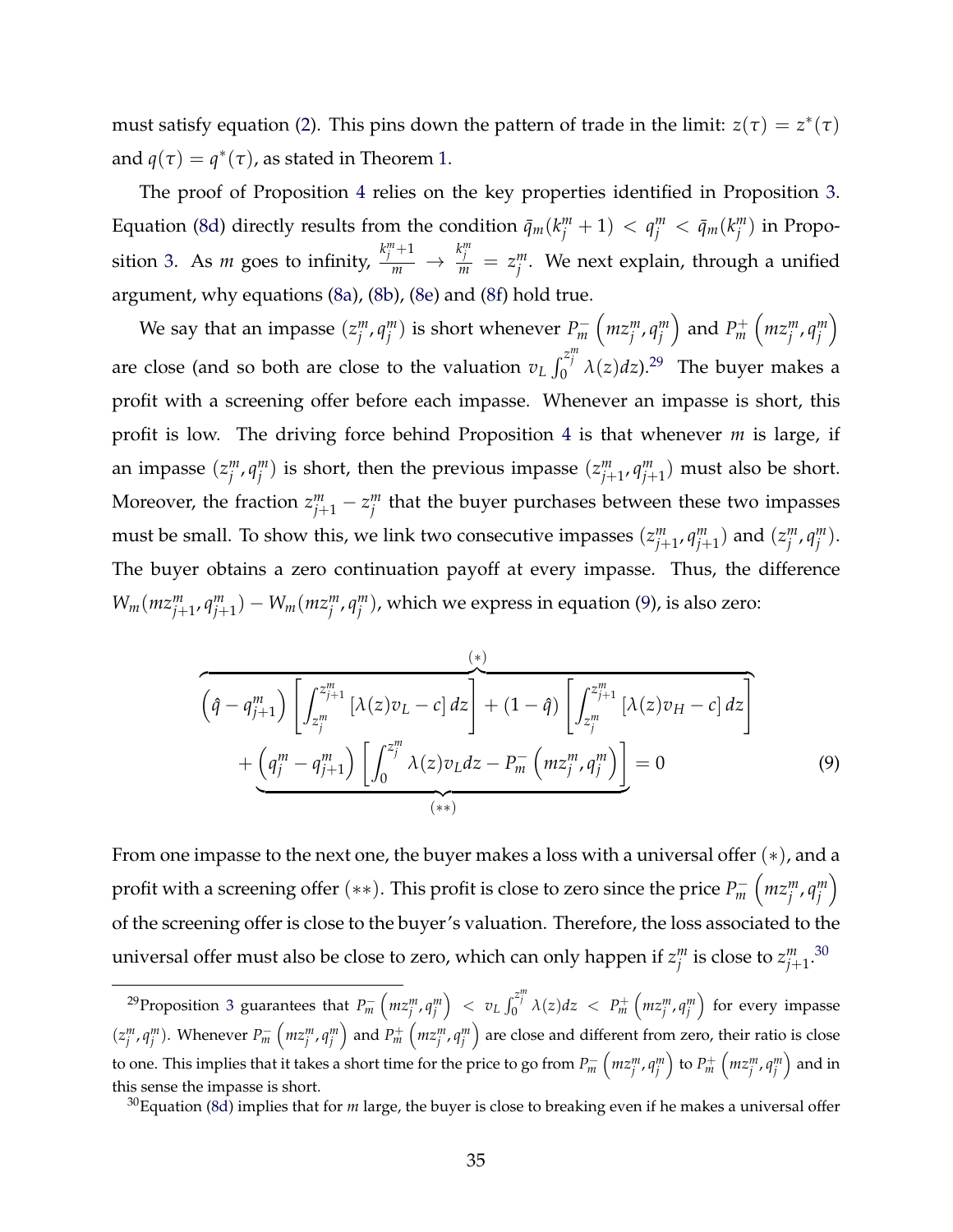must satisfy equation (2). This pins down the pattern of trade in the limit: $z(\tau) = z^*(\tau)$ and $q(\tau) = q^*(\tau)$, as stated in Theorem 1.

The proof of Proposition 4 relies on the key properties identified in Proposition 3. Equation (8d) directly results from the condition $\bar{q}_m(k_j^m + 1) < q_j^m < \bar{q}_m(k_j^m)$ in Proposition 3. As $m$ goes to infinity, $\frac{k_j^m+1}{m} \to \frac{k_j^m}{m} = z_j^m$. We next explain, through a unified argument, why equations (8a), (8b), (8e) and (8f) hold true.

We say that an impasse $(z_j^m, q_j^m)$ is short whenever $P_m^-\left(mz_j^m, q_j^m\right)$ and $P_m^+\left(mz_j^m, q_j^m\right)$ are close (and so both are close to the valuation $v_L \int_0^{z_j^m} \lambda(z)dz$).[29] The buyer makes a profit with a screening offer before each impasse. Whenever an impasse is short, this profit is low. The driving force behind Proposition 4 is that whenever $m$ is large, if an impasse $(z_j^m, q_j^m)$ is short, then the previous impasse $(z_{j+1}^m, q_{j+1}^m)$ must also be short. Moreover, the fraction $z_{j+1}^m - z_j^m$ that the buyer purchases between these two impasses must be small. To show this, we link two consecutive impasses $(z_{j+1}^m, q_{j+1}^m)$ and $(z_j^m, q_j^m)$. The buyer obtains a zero continuation payoff at every impasse. Thus, the difference $W_m(mz_{j+1}^m, q_{j+1}^m) - W_m(mz_j^m, q_j^m)$, which we express in equation (9), is also zero:

$$
\overbrace{\left(\hat{q} - q_{j+1}^m\right)\left[\int_{z_j^m}^{z_{j+1}^m} \left[\lambda(z)v_L - c\right]dz\right] + (1-\hat{q})\left[\int_{z_j^m}^{z_{j+1}^m} \left[\lambda(z)v_H - c\right]dz\right]}^{(*)}
$$
$$
+ \underbrace{\left(q_j^m - q_{j+1}^m\right)\left[\int_0^{z_j^m} \lambda(z)v_L dz - P_m^-\left(mz_j^m, q_j^m\right)\right]}_{(**)} = 0 \tag{9}
$$

From one impasse to the next one, the buyer makes a loss with a universal offer $(*)$, and a profit with a screening offer $(**)$. This profit is close to zero since the price $P_m^-\left(mz_j^m, q_j^m\right)$ of the screening offer is close to the buyer's valuation. Therefore, the loss associated to the universal offer must also be close to zero, which can only happen if $z_j^m$ is close to $z_{j+1}^m$.[30]

[29] Proposition 3 guarantees that $P_m^-\left(mz_j^m, q_j^m\right) < v_L \int_0^{z_j^m} \lambda(z)dz < P_m^+\left(mz_j^m, q_j^m\right)$ for every impasse $(z_j^m, q_j^m)$. Whenever $P_m^-\left(mz_j^m, q_j^m\right)$ and $P_m^+\left(mz_j^m, q_j^m\right)$ are close and different from zero, their ratio is close to one. This implies that it takes a short time for the price to go from $P_m^-\left(mz_j^m, q_j^m\right)$ to $P_m^+\left(mz_j^m, q_j^m\right)$ and in this sense the impasse is short.

[30] Equation (8d) implies that for $m$ large, the buyer is close to breaking even if he makes a universal offer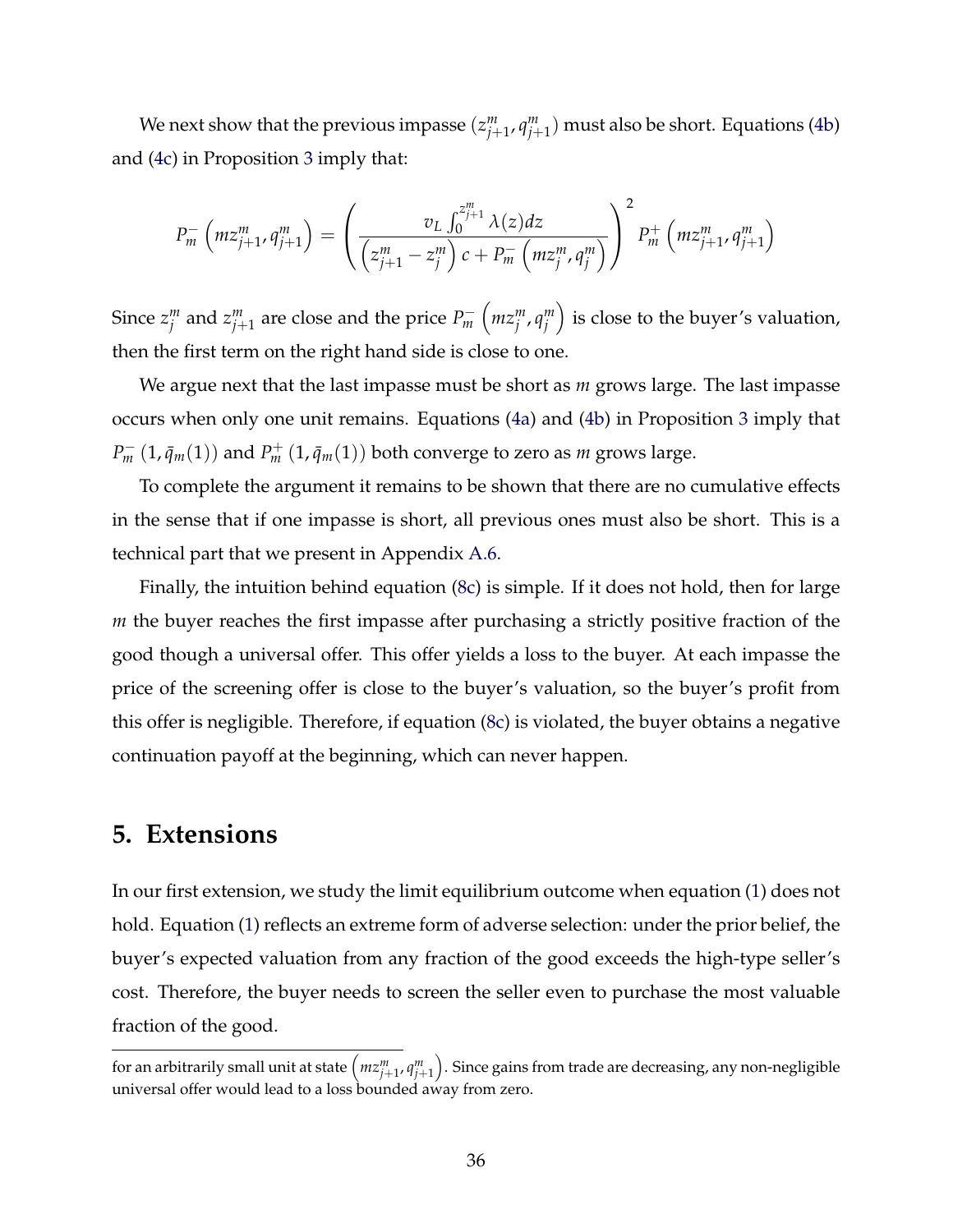We next show that the previous impasse $(z_{j+1}^m, q_{j+1}^m)$ must also be short. Equations (4b) and (4c) in Proposition 3 imply that:

$$P_m^-\left(mz_{j+1}^m, q_{j+1}^m\right) = \left(\frac{v_L \int_0^{z_{j+1}^m} \lambda(z)dz}{\left(z_{j+1}^m - z_j^m\right)c + P_m^-\left(mz_j^m, q_j^m\right)}\right)^2 P_m^+\left(mz_{j+1}^m, q_{j+1}^m\right)$$

Since $z_j^m$ and $z_{j+1}^m$ are close and the price $P_m^-\left(mz_j^m, q_j^m\right)$ is close to the buyer's valuation, then the first term on the right hand side is close to one.

We argue next that the last impasse must be short as $m$ grows large. The last impasse occurs when only one unit remains. Equations (4a) and (4b) in Proposition 3 imply that $P_m^-\left(1, \bar{q}_m(1)\right)$ and $P_m^+\left(1, \bar{q}_m(1)\right)$ both converge to zero as $m$ grows large.

To complete the argument it remains to be shown that there are no cumulative effects in the sense that if one impasse is short, all previous ones must also be short. This is a technical part that we present in Appendix A.6.

Finally, the intuition behind equation (8c) is simple. If it does not hold, then for large $m$ the buyer reaches the first impasse after purchasing a strictly positive fraction of the good though a universal offer. This offer yields a loss to the buyer. At each impasse the price of the screening offer is close to the buyer's valuation, so the buyer's profit from this offer is negligible. Therefore, if equation (8c) is violated, the buyer obtains a negative continuation payoff at the beginning, which can never happen.

## 5. Extensions

In our first extension, we study the limit equilibrium outcome when equation (1) does not hold. Equation (1) reflects an extreme form of adverse selection: under the prior belief, the buyer's expected valuation from any fraction of the good exceeds the high-type seller's cost. Therefore, the buyer needs to screen the seller even to purchase the most valuable fraction of the good.

---

for an arbitrarily small unit at state $\left(mz_{j+1}^m, q_{j+1}^m\right)$. Since gains from trade are decreasing, any non-negligible universal offer would lead to a loss bounded away from zero.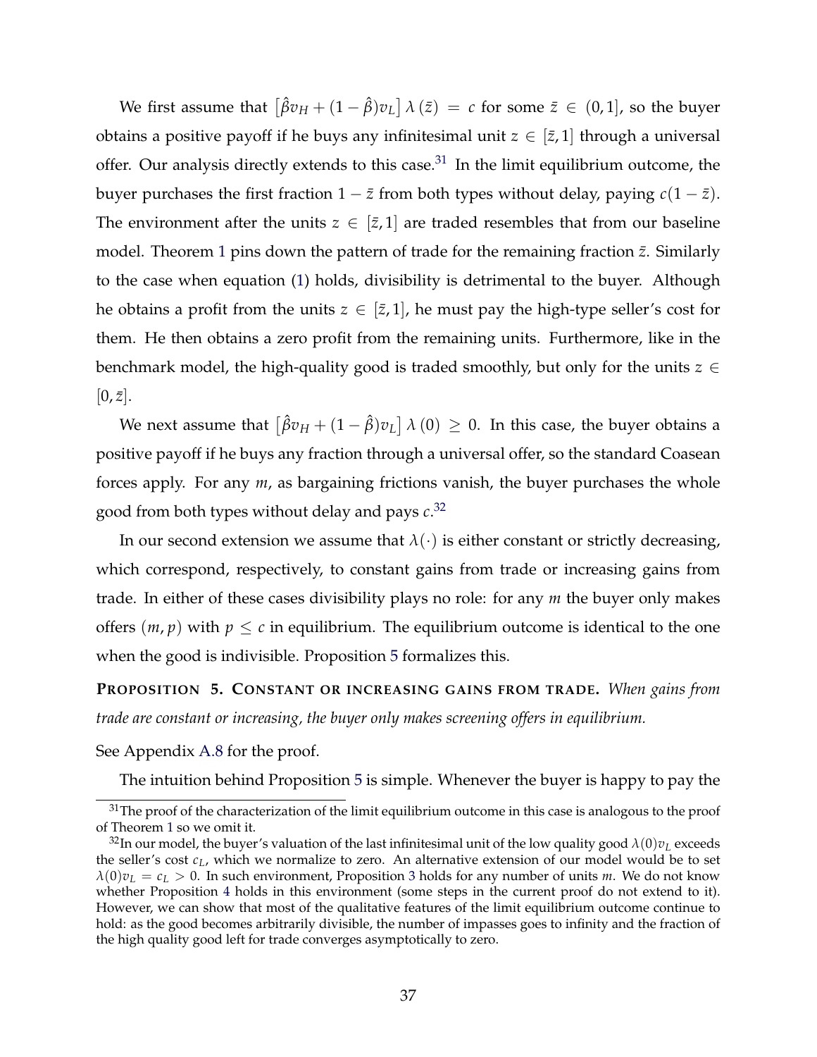We first assume that $\left[\hat{\beta}v_H + (1-\hat{\beta})v_L\right]\lambda(\bar{z}) = c$ for some $\bar{z} \in (0,1]$, so the buyer obtains a positive payoff if he buys any infinitesimal unit $z \in [\bar{z}, 1]$ through a universal offer. Our analysis directly extends to this case.[31] In the limit equilibrium outcome, the buyer purchases the first fraction $1-\bar{z}$ from both types without delay, paying $c(1-\bar{z})$. The environment after the units $z \in [\bar{z}, 1]$ are traded resembles that from our baseline model. Theorem 1 pins down the pattern of trade for the remaining fraction $\bar{z}$. Similarly to the case when equation (1) holds, divisibility is detrimental to the buyer. Although he obtains a profit from the units $z \in [\bar{z}, 1]$, he must pay the high-type seller's cost for them. He then obtains a zero profit from the remaining units. Furthermore, like in the benchmark model, the high-quality good is traded smoothly, but only for the units $z \in [0, \bar{z}]$.

We next assume that $\left[\hat{\beta}v_H + (1-\hat{\beta})v_L\right]\lambda(0) \geq 0$. In this case, the buyer obtains a positive payoff if he buys any fraction through a universal offer, so the standard Coasean forces apply. For any $m$, as bargaining frictions vanish, the buyer purchases the whole good from both types without delay and pays $c$.[32]

In our second extension we assume that $\lambda(\cdot)$ is either constant or strictly decreasing, which correspond, respectively, to constant gains from trade or increasing gains from trade. In either of these cases divisibility plays no role: for any $m$ the buyer only makes offers $(m, p)$ with $p \leq c$ in equilibrium. The equilibrium outcome is identical to the one when the good is indivisible. Proposition 5 formalizes this.

**PROPOSITION 5. CONSTANT OR INCREASING GAINS FROM TRADE.** *When gains from trade are constant or increasing, the buyer only makes screening offers in equilibrium.*

See Appendix A.8 for the proof.

The intuition behind Proposition 5 is simple. Whenever the buyer is happy to pay the

---

[31] The proof of the characterization of the limit equilibrium outcome in this case is analogous to the proof of Theorem 1 so we omit it.

[32] In our model, the buyer's valuation of the last infinitesimal unit of the low quality good $\lambda(0)v_L$ exceeds the seller's cost $c_L$, which we normalize to zero. An alternative extension of our model would be to set $\lambda(0)v_L = c_L > 0$. In such environment, Proposition 3 holds for any number of units $m$. We do not know whether Proposition 4 holds in this environment (some steps in the current proof do not extend to it). However, we can show that most of the qualitative features of the limit equilibrium outcome continue to hold: as the good becomes arbitrarily divisible, the number of impasses goes to infinity and the fraction of the high quality good left for trade converges asymptotically to zero.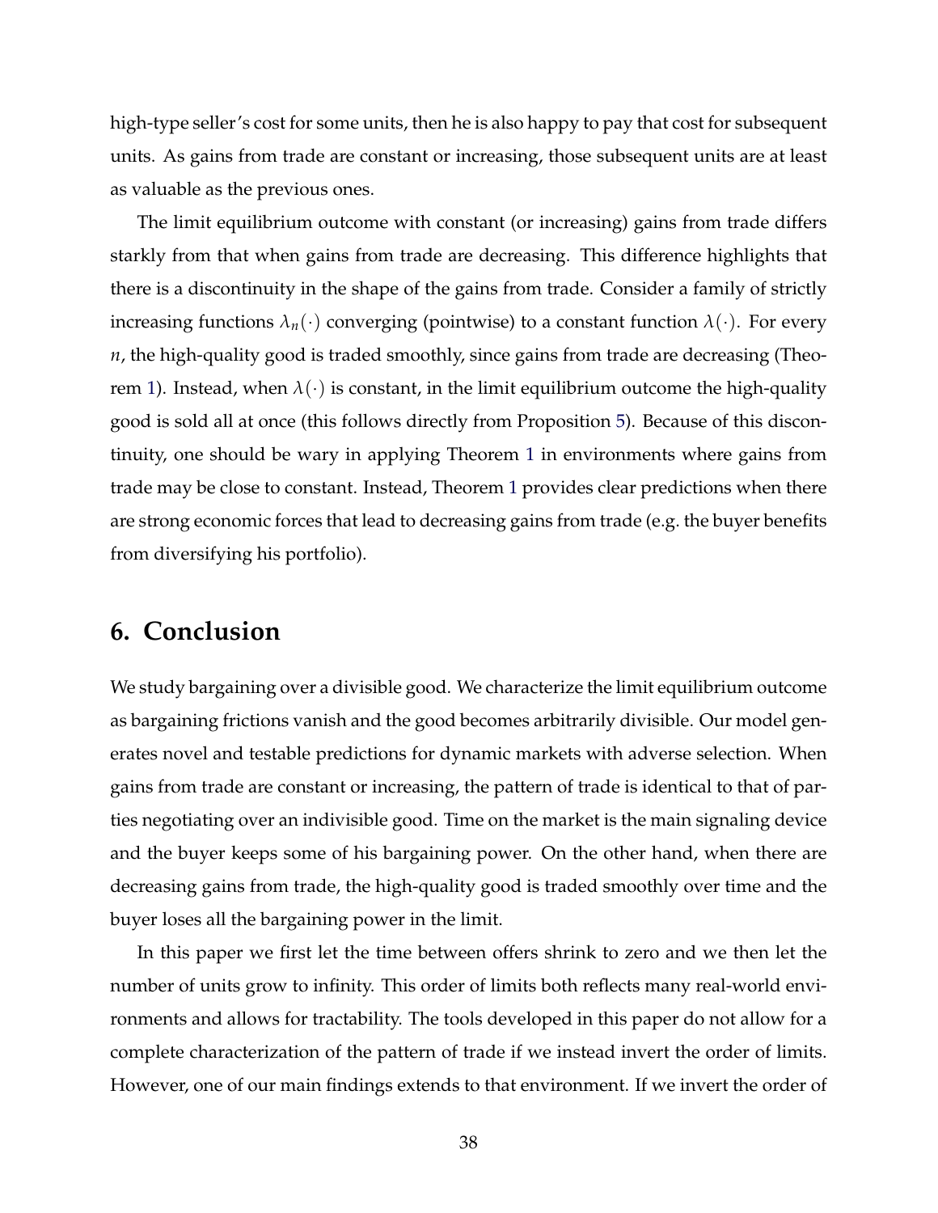high-type seller's cost for some units, then he is also happy to pay that cost for subsequent units. As gains from trade are constant or increasing, those subsequent units are at least as valuable as the previous ones.

The limit equilibrium outcome with constant (or increasing) gains from trade differs starkly from that when gains from trade are decreasing. This difference highlights that there is a discontinuity in the shape of the gains from trade. Consider a family of strictly increasing functions $\lambda_n(\cdot)$ converging (pointwise) to a constant function $\lambda(\cdot)$. For every $n$, the high-quality good is traded smoothly, since gains from trade are decreasing (Theorem 1). Instead, when $\lambda(\cdot)$ is constant, in the limit equilibrium outcome the high-quality good is sold all at once (this follows directly from Proposition 5). Because of this discontinuity, one should be wary in applying Theorem 1 in environments where gains from trade may be close to constant. Instead, Theorem 1 provides clear predictions when there are strong economic forces that lead to decreasing gains from trade (e.g. the buyer benefits from diversifying his portfolio).

## 6. Conclusion

We study bargaining over a divisible good. We characterize the limit equilibrium outcome as bargaining frictions vanish and the good becomes arbitrarily divisible. Our model generates novel and testable predictions for dynamic markets with adverse selection. When gains from trade are constant or increasing, the pattern of trade is identical to that of parties negotiating over an indivisible good. Time on the market is the main signaling device and the buyer keeps some of his bargaining power. On the other hand, when there are decreasing gains from trade, the high-quality good is traded smoothly over time and the buyer loses all the bargaining power in the limit.

In this paper we first let the time between offers shrink to zero and we then let the number of units grow to infinity. This order of limits both reflects many real-world environments and allows for tractability. The tools developed in this paper do not allow for a complete characterization of the pattern of trade if we instead invert the order of limits. However, one of our main findings extends to that environment. If we invert the order of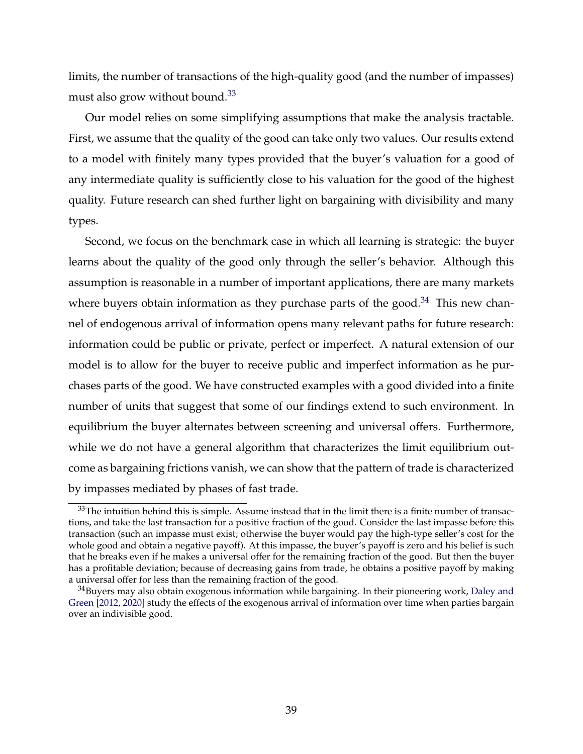limits, the number of transactions of the high-quality good (and the number of impasses) must also grow without bound.[33]

Our model relies on some simplifying assumptions that make the analysis tractable. First, we assume that the quality of the good can take only two values. Our results extend to a model with finitely many types provided that the buyer's valuation for a good of any intermediate quality is sufficiently close to his valuation for the good of the highest quality. Future research can shed further light on bargaining with divisibility and many types.

Second, we focus on the benchmark case in which all learning is strategic: the buyer learns about the quality of the good only through the seller's behavior. Although this assumption is reasonable in a number of important applications, there are many markets where buyers obtain information as they purchase parts of the good.[34] This new channel of endogenous arrival of information opens many relevant paths for future research: information could be public or private, perfect or imperfect. A natural extension of our model is to allow for the buyer to receive public and imperfect information as he purchases parts of the good. We have constructed examples with a good divided into a finite number of units that suggest that some of our findings extend to such environment. In equilibrium the buyer alternates between screening and universal offers. Furthermore, while we do not have a general algorithm that characterizes the limit equilibrium outcome as bargaining frictions vanish, we can show that the pattern of trade is characterized by impasses mediated by phases of fast trade.

[33]The intuition behind this is simple. Assume instead that in the limit there is a finite number of transactions, and take the last transaction for a positive fraction of the good. Consider the last impasse before this transaction (such an impasse must exist; otherwise the buyer would pay the high-type seller's cost for the whole good and obtain a negative payoff). At this impasse, the buyer's payoff is zero and his belief is such that he breaks even if he makes a universal offer for the remaining fraction of the good. But then the buyer has a profitable deviation; because of decreasing gains from trade, he obtains a positive payoff by making a universal offer for less than the remaining fraction of the good.

[34]Buyers may also obtain exogenous information while bargaining. In their pioneering work, Daley and Green [2012, 2020] study the effects of the exogenous arrival of information over time when parties bargain over an indivisible good.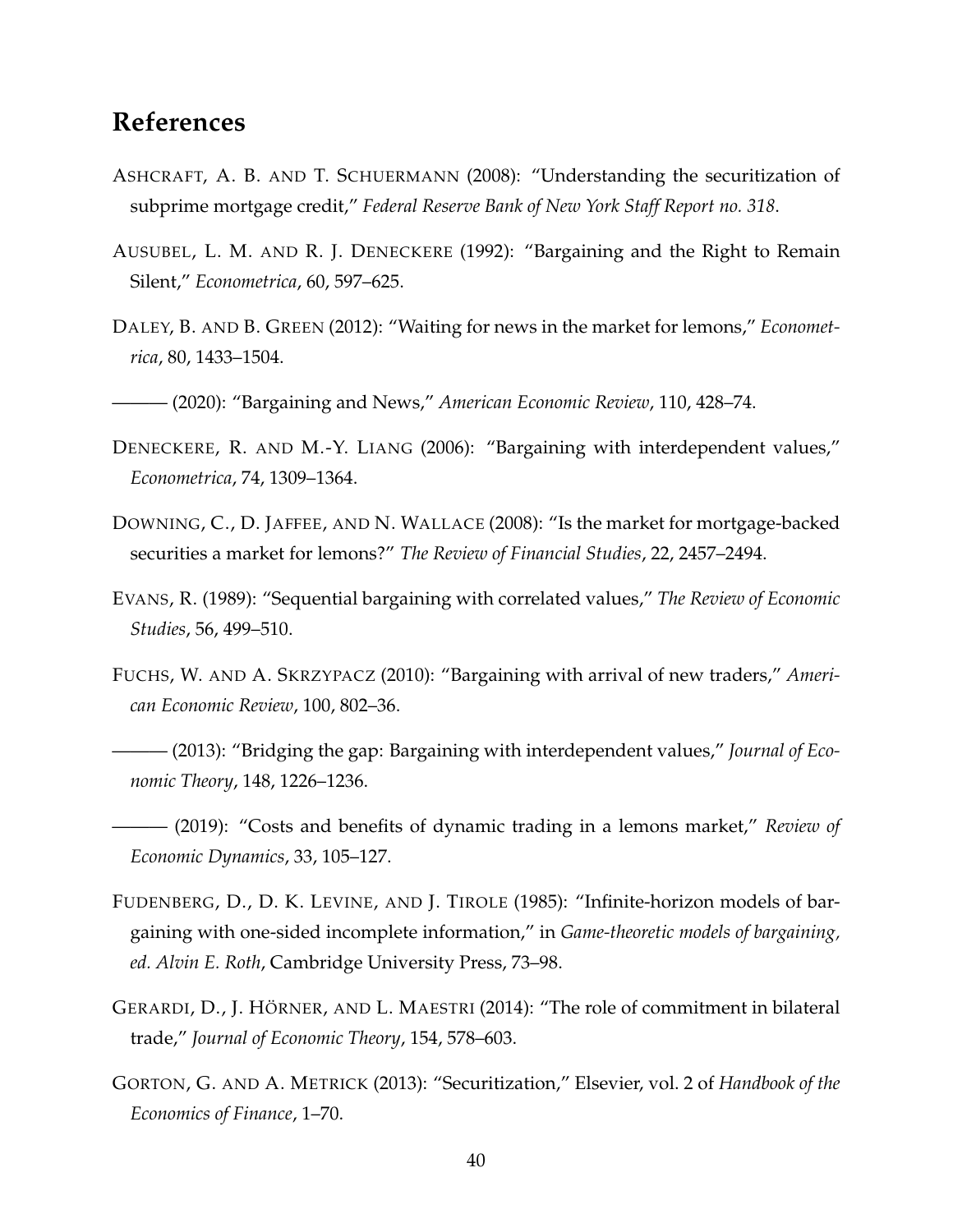# References

ASHCRAFT, A. B. AND T. SCHUERMANN (2008): "Understanding the securitization of subprime mortgage credit," *Federal Reserve Bank of New York Staff Report no. 318*.

AUSUBEL, L. M. AND R. J. DENECKERE (1992): "Bargaining and the Right to Remain Silent," *Econometrica*, 60, 597–625.

DALEY, B. AND B. GREEN (2012): "Waiting for news in the market for lemons," *Econometrica*, 80, 1433–1504.

——— (2020): "Bargaining and News," *American Economic Review*, 110, 428–74.

DENECKERE, R. AND M.-Y. LIANG (2006): "Bargaining with interdependent values," *Econometrica*, 74, 1309–1364.

DOWNING, C., D. JAFFEE, AND N. WALLACE (2008): "Is the market for mortgage-backed securities a market for lemons?" *The Review of Financial Studies*, 22, 2457–2494.

EVANS, R. (1989): "Sequential bargaining with correlated values," *The Review of Economic Studies*, 56, 499–510.

FUCHS, W. AND A. SKRZYPACZ (2010): "Bargaining with arrival of new traders," *American Economic Review*, 100, 802–36.

——— (2013): "Bridging the gap: Bargaining with interdependent values," *Journal of Economic Theory*, 148, 1226–1236.

——— (2019): "Costs and benefits of dynamic trading in a lemons market," *Review of Economic Dynamics*, 33, 105–127.

FUDENBERG, D., D. K. LEVINE, AND J. TIROLE (1985): "Infinite-horizon models of bargaining with one-sided incomplete information," in *Game-theoretic models of bargaining, ed. Alvin E. Roth*, Cambridge University Press, 73–98.

GERARDI, D., J. HÖRNER, AND L. MAESTRI (2014): "The role of commitment in bilateral trade," *Journal of Economic Theory*, 154, 578–603.

GORTON, G. AND A. METRICK (2013): "Securitization," Elsevier, vol. 2 of *Handbook of the Economics of Finance*, 1–70.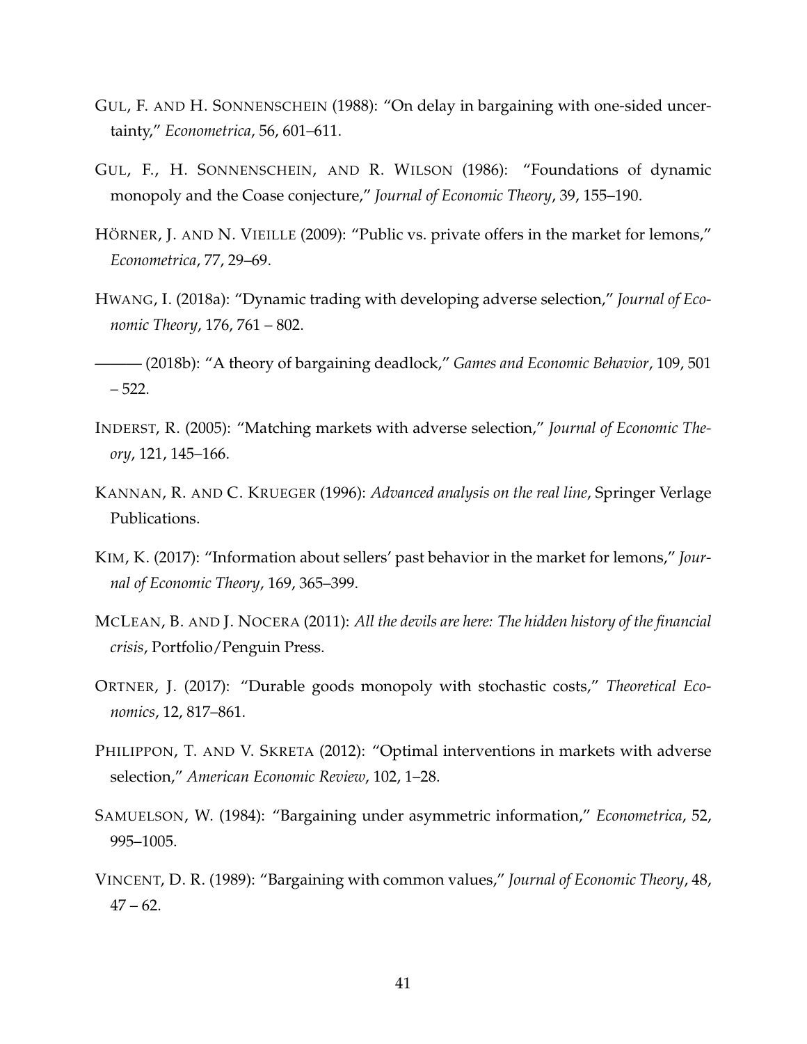Gul, F. and H. Sonnenschein (1988): "On delay in bargaining with one-sided uncertainty," *Econometrica*, 56, 601–611.

Gul, F., H. Sonnenschein, and R. Wilson (1986): "Foundations of dynamic monopoly and the Coase conjecture," *Journal of Economic Theory*, 39, 155–190.

Hörner, J. and N. Vieille (2009): "Public vs. private offers in the market for lemons," *Econometrica*, 77, 29–69.

Hwang, I. (2018a): "Dynamic trading with developing adverse selection," *Journal of Economic Theory*, 176, 761 – 802.

——— (2018b): "A theory of bargaining deadlock," *Games and Economic Behavior*, 109, 501 – 522.

Inderst, R. (2005): "Matching markets with adverse selection," *Journal of Economic Theory*, 121, 145–166.

Kannan, R. and C. Krueger (1996): *Advanced analysis on the real line*, Springer Verlage Publications.

Kim, K. (2017): "Information about sellers' past behavior in the market for lemons," *Journal of Economic Theory*, 169, 365–399.

McLean, B. and J. Nocera (2011): *All the devils are here: The hidden history of the financial crisis*, Portfolio/Penguin Press.

Ortner, J. (2017): "Durable goods monopoly with stochastic costs," *Theoretical Economics*, 12, 817–861.

Philippon, T. and V. Skreta (2012): "Optimal interventions in markets with adverse selection," *American Economic Review*, 102, 1–28.

Samuelson, W. (1984): "Bargaining under asymmetric information," *Econometrica*, 52, 995–1005.

Vincent, D. R. (1989): "Bargaining with common values," *Journal of Economic Theory*, 48, 47 – 62.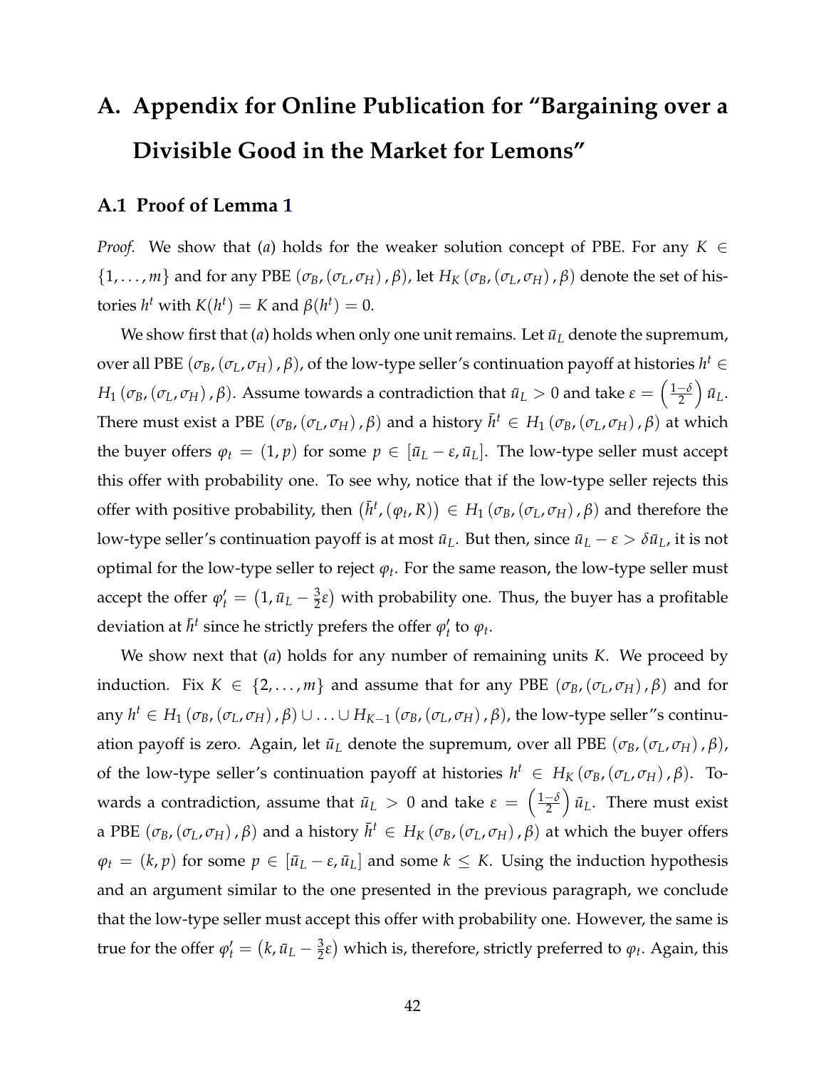# A. Appendix for Online Publication for "Bargaining over a Divisible Good in the Market for Lemons"

## A.1 Proof of Lemma 1

*Proof.* We show that (*a*) holds for the weaker solution concept of PBE. For any $K \in \{1, \ldots, m\}$ and for any PBE $(\sigma_B, (\sigma_L, \sigma_H), \beta)$, let $H_K(\sigma_B, (\sigma_L, \sigma_H), \beta)$ denote the set of histories $h^t$ with $K(h^t) = K$ and $\beta(h^t) = 0$.

We show first that (*a*) holds when only one unit remains. Let $\bar{u}_L$ denote the supremum, over all PBE $(\sigma_B, (\sigma_L, \sigma_H), \beta)$, of the low-type seller's continuation payoff at histories $h^t \in H_1(\sigma_B, (\sigma_L, \sigma_H), \beta)$. Assume towards a contradiction that $\bar{u}_L > 0$ and take $\varepsilon = \left(\frac{1-\delta}{2}\right)\bar{u}_L$. There must exist a PBE $(\sigma_B, (\sigma_L, \sigma_H), \beta)$ and a history $\bar{h}^t \in H_1(\sigma_B, (\sigma_L, \sigma_H), \beta)$ at which the buyer offers $\varphi_t = (1, p)$ for some $p \in [\bar{u}_L - \varepsilon, \bar{u}_L]$. The low-type seller must accept this offer with probability one. To see why, notice that if the low-type seller rejects this offer with positive probability, then $\left(\bar{h}^t, (\varphi_t, R)\right) \in H_1(\sigma_B, (\sigma_L, \sigma_H), \beta)$ and therefore the low-type seller's continuation payoff is at most $\bar{u}_L$. But then, since $\bar{u}_L - \varepsilon > \delta \bar{u}_L$, it is not optimal for the low-type seller to reject $\varphi_t$. For the same reason, the low-type seller must accept the offer $\varphi_t' = \left(1, \bar{u}_L - \frac{3}{2}\varepsilon\right)$ with probability one. Thus, the buyer has a profitable deviation at $\bar{h}^t$ since he strictly prefers the offer $\varphi_t'$ to $\varphi_t$.

We show next that (*a*) holds for any number of remaining units $K$. We proceed by induction. Fix $K \in \{2, \ldots, m\}$ and assume that for any PBE $(\sigma_B, (\sigma_L, \sigma_H), \beta)$ and for any $h^t \in H_1(\sigma_B, (\sigma_L, \sigma_H), \beta) \cup \ldots \cup H_{K-1}(\sigma_B, (\sigma_L, \sigma_H), \beta)$, the low-type seller"s continuation payoff is zero. Again, let $\bar{u}_L$ denote the supremum, over all PBE $(\sigma_B, (\sigma_L, \sigma_H), \beta)$, of the low-type seller's continuation payoff at histories $h^t \in H_K(\sigma_B, (\sigma_L, \sigma_H), \beta)$. Towards a contradiction, assume that $\bar{u}_L > 0$ and take $\varepsilon = \left(\frac{1-\delta}{2}\right)\bar{u}_L$. There must exist a PBE $(\sigma_B, (\sigma_L, \sigma_H), \beta)$ and a history $\bar{h}^t \in H_K(\sigma_B, (\sigma_L, \sigma_H), \beta)$ at which the buyer offers $\varphi_t = (k, p)$ for some $p \in [\bar{u}_L - \varepsilon, \bar{u}_L]$ and some $k \leq K$. Using the induction hypothesis and an argument similar to the one presented in the previous paragraph, we conclude that the low-type seller must accept this offer with probability one. However, the same is true for the offer $\varphi_t' = \left(k, \bar{u}_L - \frac{3}{2}\varepsilon\right)$ which is, therefore, strictly preferred to $\varphi_t$. Again, this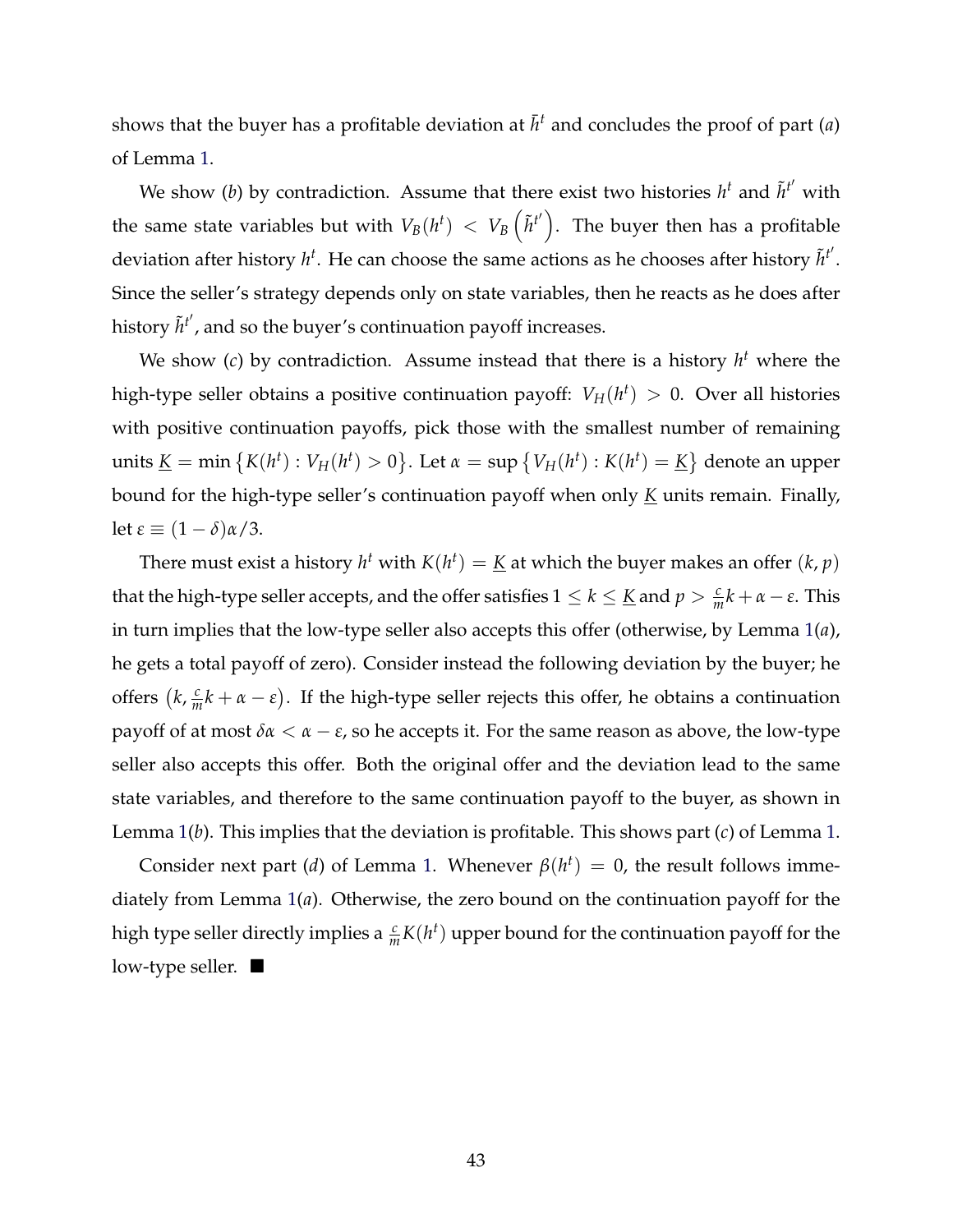shows that the buyer has a profitable deviation at $\bar{h}^t$ and concludes the proof of part (*a*) of Lemma 1.

We show (*b*) by contradiction. Assume that there exist two histories $h^t$ and $\tilde{h}^{t'}$ with the same state variables but with $V_B(h^t) < V_B\left(\tilde{h}^{t'}\right)$. The buyer then has a profitable deviation after history $h^t$. He can choose the same actions as he chooses after history $\tilde{h}^{t'}$. Since the seller's strategy depends only on state variables, then he reacts as he does after history $\tilde{h}^{t'}$, and so the buyer's continuation payoff increases.

We show (*c*) by contradiction. Assume instead that there is a history $h^t$ where the high-type seller obtains a positive continuation payoff: $V_H(h^t) > 0$. Over all histories with positive continuation payoffs, pick those with the smallest number of remaining units $\underline{K} = \min\left\{K(h^t) : V_H(h^t) > 0\right\}$. Let $\alpha = \sup\left\{V_H(h^t) : K(h^t) = \underline{K}\right\}$ denote an upper bound for the high-type seller's continuation payoff when only $\underline{K}$ units remain. Finally, let $\varepsilon \equiv (1-\delta)\alpha/3$.

There must exist a history $h^t$ with $K(h^t) = \underline{K}$ at which the buyer makes an offer $(k, p)$ that the high-type seller accepts, and the offer satisfies $1 \leq k \leq \underline{K}$ and $p > \frac{c}{m}k + \alpha - \varepsilon$. This in turn implies that the low-type seller also accepts this offer (otherwise, by Lemma 1(*a*), he gets a total payoff of zero). Consider instead the following deviation by the buyer; he offers $\left(k, \frac{c}{m}k + \alpha - \varepsilon\right)$. If the high-type seller rejects this offer, he obtains a continuation payoff of at most $\delta\alpha < \alpha - \varepsilon$, so he accepts it. For the same reason as above, the low-type seller also accepts this offer. Both the original offer and the deviation lead to the same state variables, and therefore to the same continuation payoff to the buyer, as shown in Lemma 1(*b*). This implies that the deviation is profitable. This shows part (*c*) of Lemma 1.

Consider next part (*d*) of Lemma 1. Whenever $\beta(h^t) = 0$, the result follows immediately from Lemma 1(*a*). Otherwise, the zero bound on the continuation payoff for the high type seller directly implies a $\frac{c}{m}K(h^t)$ upper bound for the continuation payoff for the low-type seller. ■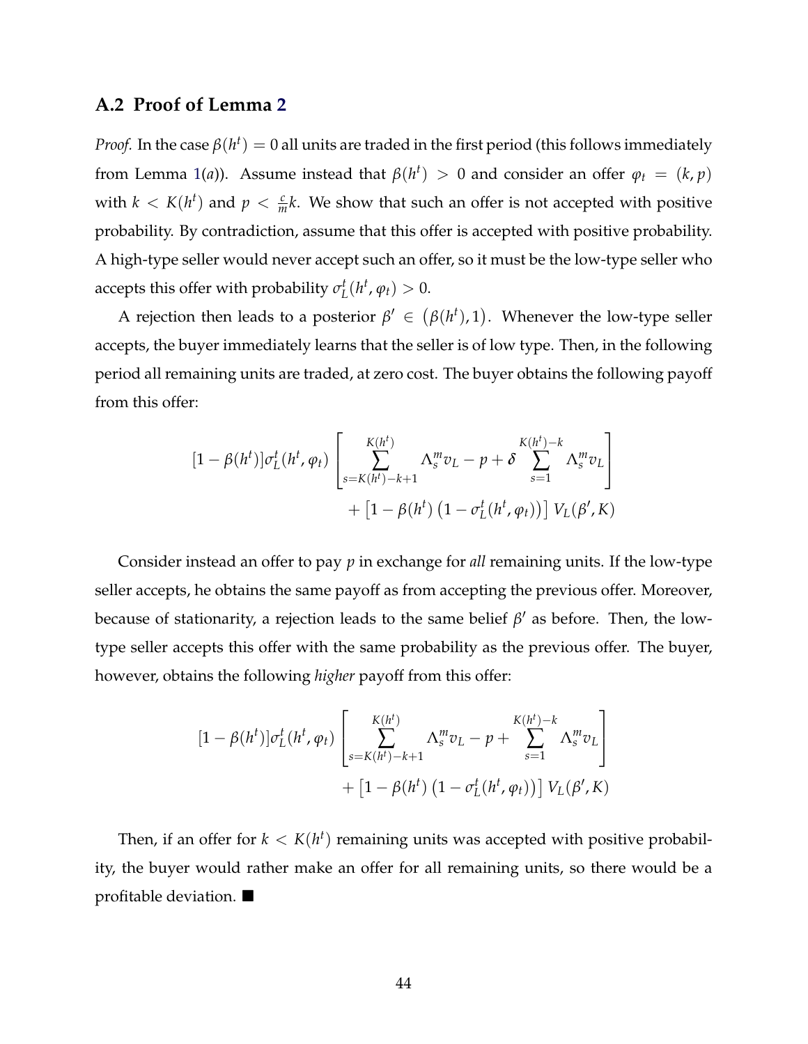## A.2 Proof of Lemma 2

*Proof.* In the case $\beta(h^t) = 0$ all units are traded in the first period (this follows immediately from Lemma 1(*a*)). Assume instead that $\beta(h^t) > 0$ and consider an offer $\varphi_t = (k, p)$ with $k < K(h^t)$ and $p < \frac{c}{m}k$. We show that such an offer is not accepted with positive probability. By contradiction, assume that this offer is accepted with positive probability. A high-type seller would never accept such an offer, so it must be the low-type seller who accepts this offer with probability $\sigma_L^t(h^t, \varphi_t) > 0$.

A rejection then leads to a posterior $\beta' \in \left(\beta(h^t), 1\right)$. Whenever the low-type seller accepts, the buyer immediately learns that the seller is of low type. Then, in the following period all remaining units are traded, at zero cost. The buyer obtains the following payoff from this offer:

$$[1 - \beta(h^t)]\sigma_L^t(h^t, \varphi_t) \left[ \sum_{s=K(h^t)-k+1}^{K(h^t)} \Lambda_s^m v_L - p + \delta \sum_{s=1}^{K(h^t)-k} \Lambda_s^m v_L \right] + \left[1 - \beta(h^t)\left(1 - \sigma_L^t(h^t, \varphi_t)\right)\right] V_L(\beta', K)$$

Consider instead an offer to pay $p$ in exchange for *all* remaining units. If the low-type seller accepts, he obtains the same payoff as from accepting the previous offer. Moreover, because of stationarity, a rejection leads to the same belief $\beta'$ as before. Then, the low-type seller accepts this offer with the same probability as the previous offer. The buyer, however, obtains the following *higher* payoff from this offer:

$$[1 - \beta(h^t)]\sigma_L^t(h^t, \varphi_t) \left[ \sum_{s=K(h^t)-k+1}^{K(h^t)} \Lambda_s^m v_L - p + \sum_{s=1}^{K(h^t)-k} \Lambda_s^m v_L \right] + \left[1 - \beta(h^t)\left(1 - \sigma_L^t(h^t, \varphi_t)\right)\right] V_L(\beta', K)$$

Then, if an offer for $k < K(h^t)$ remaining units was accepted with positive probability, the buyer would rather make an offer for all remaining units, so there would be a profitable deviation. ■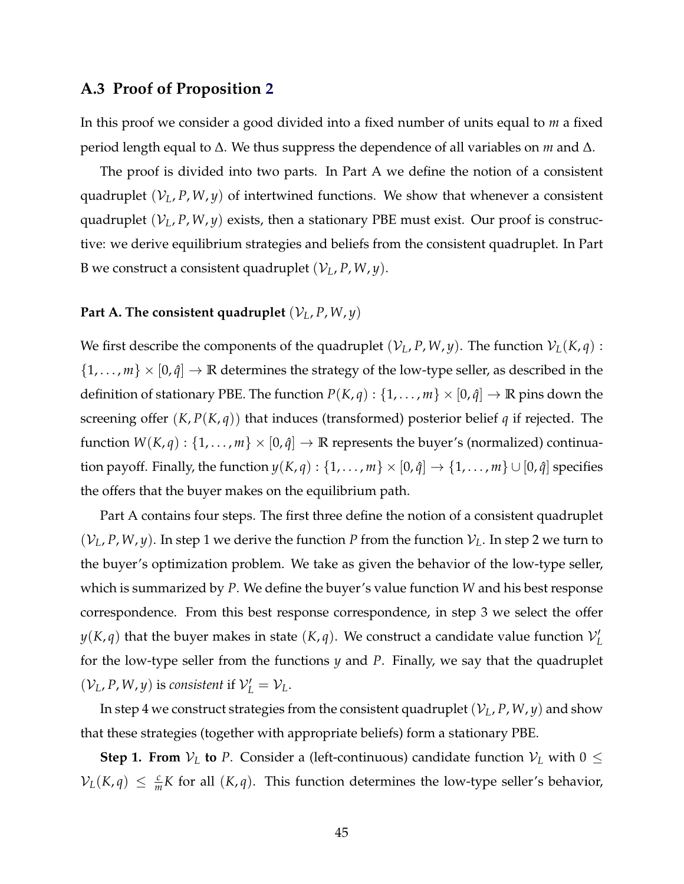## A.3 Proof of Proposition 2

In this proof we consider a good divided into a fixed number of units equal to $m$ a fixed period length equal to $\Delta$. We thus suppress the dependence of all variables on $m$ and $\Delta$.

The proof is divided into two parts. In Part A we define the notion of a consistent quadruplet $(\mathcal{V}_L, P, W, y)$ of intertwined functions. We show that whenever a consistent quadruplet $(\mathcal{V}_L, P, W, y)$ exists, then a stationary PBE must exist. Our proof is constructive: we derive equilibrium strategies and beliefs from the consistent quadruplet. In Part B we construct a consistent quadruplet $(\mathcal{V}_L, P, W, y)$.

**Part A. The consistent quadruplet** $(\mathcal{V}_L, P, W, y)$

We first describe the components of the quadruplet $(\mathcal{V}_L, P, W, y)$. The function $\mathcal{V}_L(K, q) : \{1, \ldots, m\} \times [0, \hat{q}] \to \mathbb{R}$ determines the strategy of the low-type seller, as described in the definition of stationary PBE. The function $P(K, q) : \{1, \ldots, m\} \times [0, \hat{q}] \to \mathbb{R}$ pins down the screening offer $(K, P(K, q))$ that induces (transformed) posterior belief $q$ if rejected. The function $W(K, q) : \{1, \ldots, m\} \times [0, \hat{q}] \to \mathbb{R}$ represents the buyer's (normalized) continuation payoff. Finally, the function $y(K, q) : \{1, \ldots, m\} \times [0, \hat{q}] \to \{1, \ldots, m\} \cup [0, \hat{q}]$ specifies the offers that the buyer makes on the equilibrium path.

Part A contains four steps. The first three define the notion of a consistent quadruplet $(\mathcal{V}_L, P, W, y)$. In step 1 we derive the function $P$ from the function $\mathcal{V}_L$. In step 2 we turn to the buyer's optimization problem. We take as given the behavior of the low-type seller, which is summarized by $P$. We define the buyer's value function $W$ and his best response correspondence. From this best response correspondence, in step 3 we select the offer $y(K, q)$ that the buyer makes in state $(K, q)$. We construct a candidate value function $\mathcal{V}'_L$ for the low-type seller from the functions $y$ and $P$. Finally, we say that the quadruplet $(\mathcal{V}_L, P, W, y)$ is *consistent* if $\mathcal{V}'_L = \mathcal{V}_L$.

In step 4 we construct strategies from the consistent quadruplet $(\mathcal{V}_L, P, W, y)$ and show that these strategies (together with appropriate beliefs) form a stationary PBE.

**Step 1. From** $\mathcal{V}_L$ **to** $P$. Consider a (left-continuous) candidate function $\mathcal{V}_L$ with $0 \leq \mathcal{V}_L(K, q) \leq \frac{c}{m} K$ for all $(K, q)$. This function determines the low-type seller's behavior,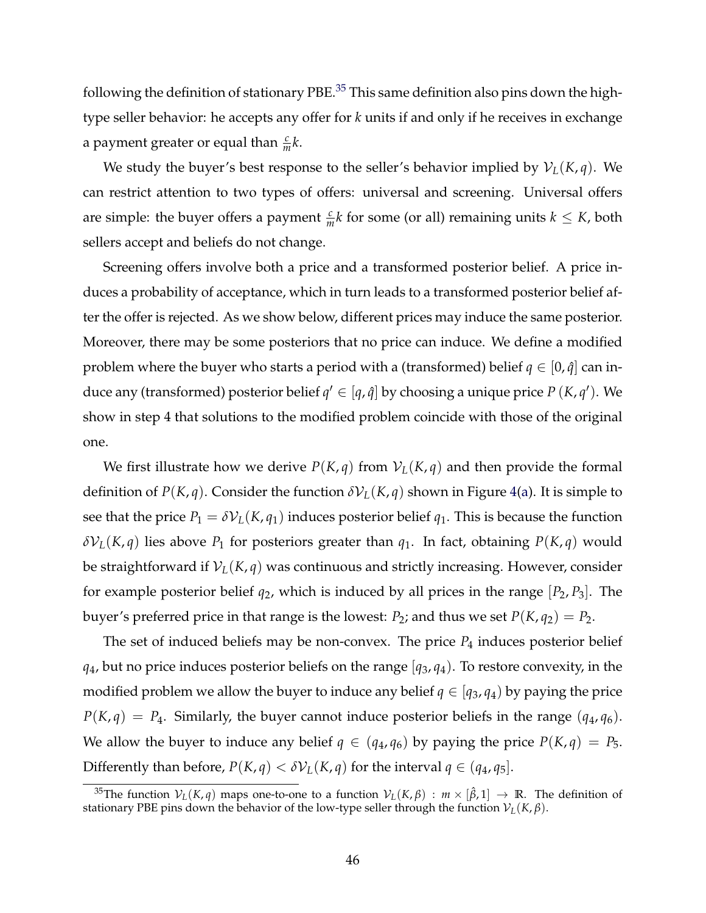following the definition of stationary PBE.[35] This same definition also pins down the high-type seller behavior: he accepts any offer for $k$ units if and only if he receives in exchange a payment greater or equal than $\frac{c}{m}k$.

We study the buyer's best response to the seller's behavior implied by $\mathcal{V}_L(K,q)$. We can restrict attention to two types of offers: universal and screening. Universal offers are simple: the buyer offers a payment $\frac{c}{m}k$ for some (or all) remaining units $k \leq K$, both sellers accept and beliefs do not change.

Screening offers involve both a price and a transformed posterior belief. A price induces a probability of acceptance, which in turn leads to a transformed posterior belief after the offer is rejected. As we show below, different prices may induce the same posterior. Moreover, there may be some posteriors that no price can induce. We define a modified problem where the buyer who starts a period with a (transformed) belief $q \in [0,\hat{q}]$ can induce any (transformed) posterior belief $q' \in [q,\hat{q}]$ by choosing a unique price $P(K,q')$. We show in step 4 that solutions to the modified problem coincide with those of the original one.

We first illustrate how we derive $P(K,q)$ from $\mathcal{V}_L(K,q)$ and then provide the formal definition of $P(K,q)$. Consider the function $\delta\mathcal{V}_L(K,q)$ shown in Figure 4(a). It is simple to see that the price $P_1 = \delta\mathcal{V}_L(K,q_1)$ induces posterior belief $q_1$. This is because the function $\delta\mathcal{V}_L(K,q)$ lies above $P_1$ for posteriors greater than $q_1$. In fact, obtaining $P(K,q)$ would be straightforward if $\mathcal{V}_L(K,q)$ was continuous and strictly increasing. However, consider for example posterior belief $q_2$, which is induced by all prices in the range $[P_2,P_3]$. The buyer's preferred price in that range is the lowest: $P_2$; and thus we set $P(K,q_2) = P_2$.

The set of induced beliefs may be non-convex. The price $P_4$ induces posterior belief $q_4$, but no price induces posterior beliefs on the range $[q_3,q_4)$. To restore convexity, in the modified problem we allow the buyer to induce any belief $q \in [q_3,q_4)$ by paying the price $P(K,q) = P_4$. Similarly, the buyer cannot induce posterior beliefs in the range $(q_4,q_6)$. We allow the buyer to induce any belief $q \in (q_4,q_6)$ by paying the price $P(K,q) = P_5$. Differently than before, $P(K,q) < \delta\mathcal{V}_L(K,q)$ for the interval $q \in (q_4,q_5]$.

[35] The function $\mathcal{V}_L(K,q)$ maps one-to-one to a function $\mathcal{V}_L(K,\beta) : m \times [\hat{\beta},1] \to \mathbb{R}$. The definition of stationary PBE pins down the behavior of the low-type seller through the function $\mathcal{V}_L(K,\beta)$.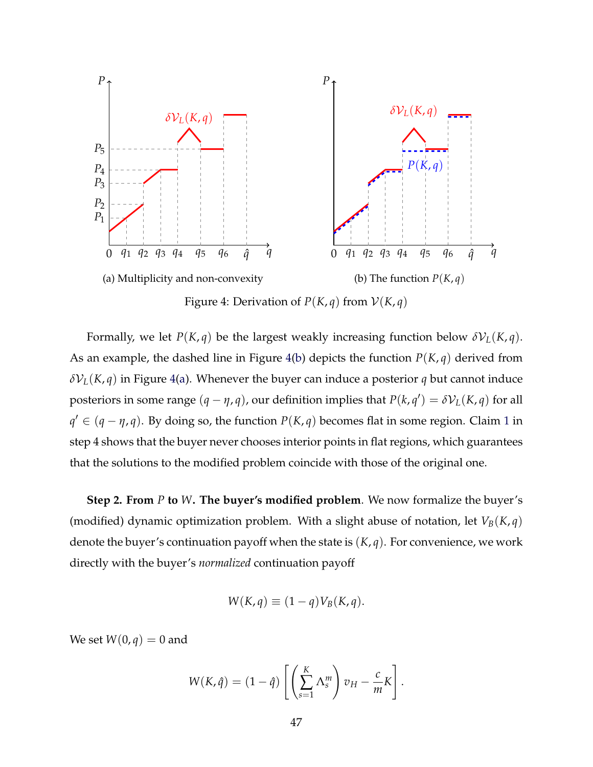(a) Multiplicity and non-convexity

(b) The function $P(K, q)$

Figure 4: Derivation of $P(K, q)$ from $\mathcal{V}(K, q)$

Formally, we let $P(K, q)$ be the largest weakly increasing function below $\delta\mathcal{V}_L(K, q)$. As an example, the dashed line in Figure 4(b) depicts the function $P(K, q)$ derived from $\delta\mathcal{V}_L(K, q)$ in Figure 4(a). Whenever the buyer can induce a posterior $q$ but cannot induce posteriors in some range $(q - \eta, q)$, our definition implies that $P(k, q') = \delta\mathcal{V}_L(K, q)$ for all $q' \in (q - \eta, q)$. By doing so, the function $P(K, q)$ becomes flat in some region. Claim 1 in step 4 shows that the buyer never chooses interior points in flat regions, which guarantees that the solutions to the modified problem coincide with those of the original one.

**Step 2. From $P$ to $W$. The buyer's modified problem**. We now formalize the buyer's (modified) dynamic optimization problem. With a slight abuse of notation, let $V_B(K, q)$ denote the buyer's continuation payoff when the state is $(K, q)$. For convenience, we work directly with the buyer's *normalized* continuation payoff

$$W(K, q) \equiv (1 - q)V_B(K, q).$$

We set $W(0, q) = 0$ and

$$W(K, \hat{q}) = (1 - \hat{q}) \left[ \left( \sum_{s=1}^{K} \Lambda_s^m \right) v_H - \frac{c}{m} K \right].$$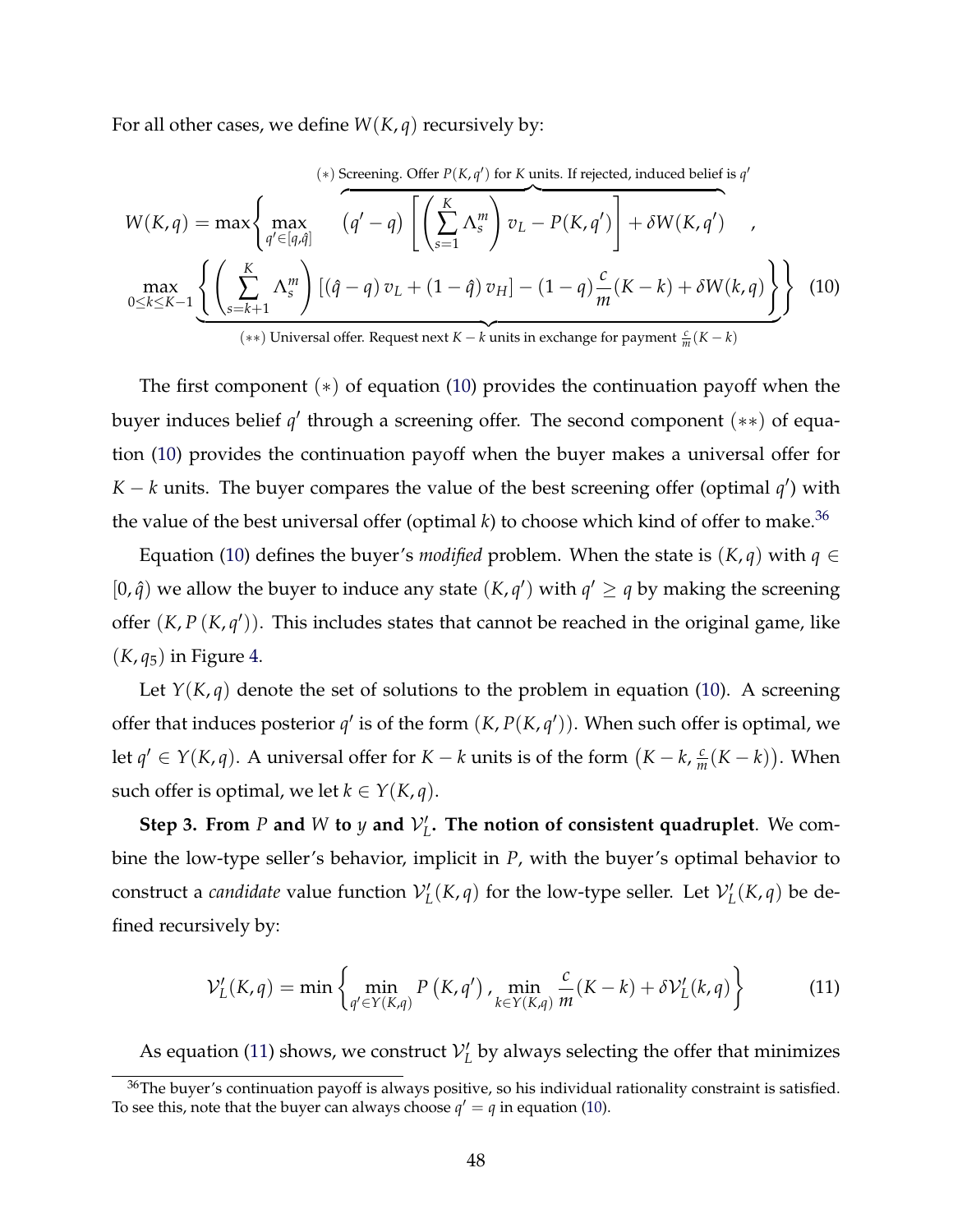For all other cases, we define $W(K,q)$ recursively by:

$$W(K,q) = \max\Bigg\{ \max_{q' \in [q,\hat{q}]} \overbrace{(q'-q)\left[\left(\sum_{s=1}^{K} \Lambda_s^m\right) v_L - P(K,q')\right] + \delta W(K,q')}^{(*)\text{ Screening. Offer } P(K,q') \text{ for } K \text{ units. If rejected, induced belief is } q'} ,$$
$$\underbrace{\max_{0 \le k \le K-1} \left\{ \left(\sum_{s=k+1}^{K} \Lambda_s^m\right) \left[(\hat{q}-q)\, v_L + (1-\hat{q})\, v_H\right] - (1-q)\frac{c}{m}(K-k) + \delta W(k,q) \right\}}_{(**)\text{ Universal offer. Request next } K-k \text{ units in exchange for payment } \frac{c}{m}(K-k)} \Bigg\} \quad (10)$$

The first component $(*)$ of equation (10) provides the continuation payoff when the buyer induces belief $q'$ through a screening offer. The second component $(**)$ of equation (10) provides the continuation payoff when the buyer makes a universal offer for $K-k$ units. The buyer compares the value of the best screening offer (optimal $q'$) with the value of the best universal offer (optimal $k$) to choose which kind of offer to make.[36]

Equation (10) defines the buyer's *modified* problem. When the state is $(K,q)$ with $q \in [0,\hat{q})$ we allow the buyer to induce any state $(K,q')$ with $q' \ge q$ by making the screening offer $(K, P(K,q'))$. This includes states that cannot be reached in the original game, like $(K, q_5)$ in Figure 4.

Let $Y(K,q)$ denote the set of solutions to the problem in equation (10). A screening offer that induces posterior $q'$ is of the form $(K, P(K,q'))$. When such offer is optimal, we let $q' \in Y(K,q)$. A universal offer for $K-k$ units is of the form $\left(K-k, \frac{c}{m}(K-k)\right)$. When such offer is optimal, we let $k \in Y(K,q)$.

**Step 3. From $P$ and $W$ to $y$ and $\mathcal{V}_L'$. The notion of consistent quadruplet**. We combine the low-type seller's behavior, implicit in $P$, with the buyer's optimal behavior to construct a *candidate* value function $\mathcal{V}_L'(K,q)$ for the low-type seller. Let $\mathcal{V}_L'(K,q)$ be defined recursively by:

$$\mathcal{V}_L'(K,q) = \min\left\{ \min_{q' \in Y(K,q)} P(K,q'), \min_{k \in Y(K,q)} \frac{c}{m}(K-k) + \delta \mathcal{V}_L'(k,q) \right\} \quad (11)$$

As equation (11) shows, we construct $\mathcal{V}_L'$ by always selecting the offer that minimizes

[36] The buyer's continuation payoff is always positive, so his individual rationality constraint is satisfied. To see this, note that the buyer can always choose $q' = q$ in equation (10).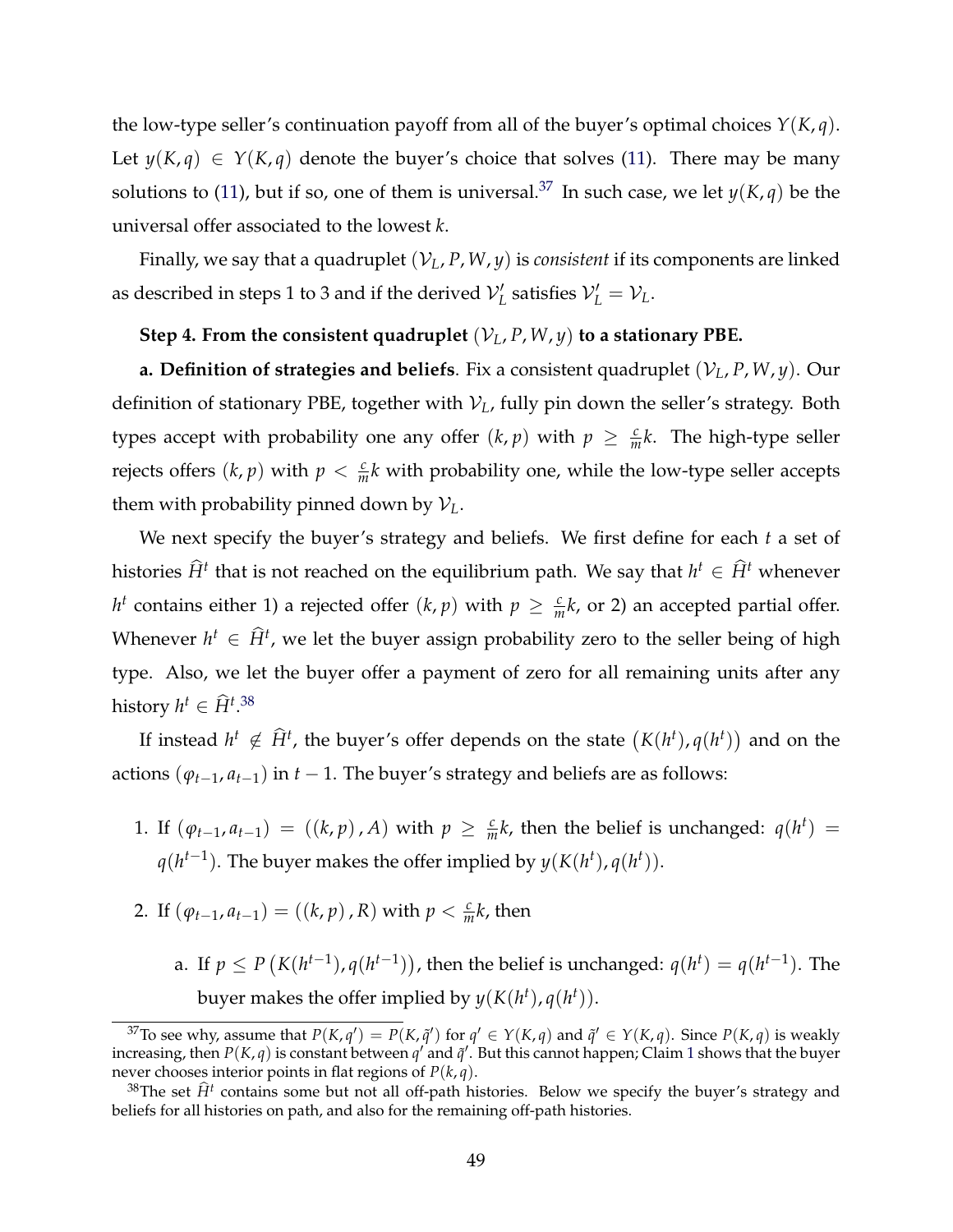the low-type seller's continuation payoff from all of the buyer's optimal choices $Y(K, q)$. Let $y(K, q) \in Y(K, q)$ denote the buyer's choice that solves (11). There may be many solutions to (11), but if so, one of them is universal.[37] In such case, we let $y(K, q)$ be the universal offer associated to the lowest $k$.

Finally, we say that a quadruplet $(\mathcal{V}_L, P, W, y)$ is *consistent* if its components are linked as described in steps 1 to 3 and if the derived $\mathcal{V}_L'$ satisfies $\mathcal{V}_L' = \mathcal{V}_L$.

**Step 4. From the consistent quadruplet $(\mathcal{V}_L, P, W, y)$ to a stationary PBE.**

**a. Definition of strategies and beliefs**. Fix a consistent quadruplet $(\mathcal{V}_L, P, W, y)$. Our definition of stationary PBE, together with $\mathcal{V}_L$, fully pin down the seller's strategy. Both types accept with probability one any offer $(k, p)$ with $p \geq \frac{c}{m}k$. The high-type seller rejects offers $(k, p)$ with $p < \frac{c}{m}k$ with probability one, while the low-type seller accepts them with probability pinned down by $\mathcal{V}_L$.

We next specify the buyer's strategy and beliefs. We first define for each $t$ a set of histories $\widehat{H}^t$ that is not reached on the equilibrium path. We say that $h^t \in \widehat{H}^t$ whenever $h^t$ contains either 1) a rejected offer $(k, p)$ with $p \geq \frac{c}{m}k$, or 2) an accepted partial offer. Whenever $h^t \in \widehat{H}^t$, we let the buyer assign probability zero to the seller being of high type. Also, we let the buyer offer a payment of zero for all remaining units after any history $h^t \in \widehat{H}^t$.[38]

If instead $h^t \notin \widehat{H}^t$, the buyer's offer depends on the state $\left(K(h^t), q(h^t)\right)$ and on the actions $(\varphi_{t-1}, a_{t-1})$ in $t-1$. The buyer's strategy and beliefs are as follows:

1. If $(\varphi_{t-1}, a_{t-1}) = ((k, p), A)$ with $p \geq \frac{c}{m}k$, then the belief is unchanged: $q(h^t) = q(h^{t-1})$. The buyer makes the offer implied by $y(K(h^t), q(h^t))$.

2. If $(\varphi_{t-1}, a_{t-1}) = ((k, p), R)$ with $p < \frac{c}{m}k$, then

   a. If $p \leq P\left(K(h^{t-1}), q(h^{t-1})\right)$, then the belief is unchanged: $q(h^t) = q(h^{t-1})$. The buyer makes the offer implied by $y(K(h^t), q(h^t))$.

[37] To see why, assume that $P(K, q') = P(K, \tilde{q}')$ for $q' \in Y(K, q)$ and $\tilde{q}' \in Y(K, q)$. Since $P(K, q)$ is weakly increasing, then $P(K, q)$ is constant between $q'$ and $\tilde{q}'$. But this cannot happen; Claim 1 shows that the buyer never chooses interior points in flat regions of $P(k, q)$.

[38] The set $\widehat{H}^t$ contains some but not all off-path histories. Below we specify the buyer's strategy and beliefs for all histories on path, and also for the remaining off-path histories.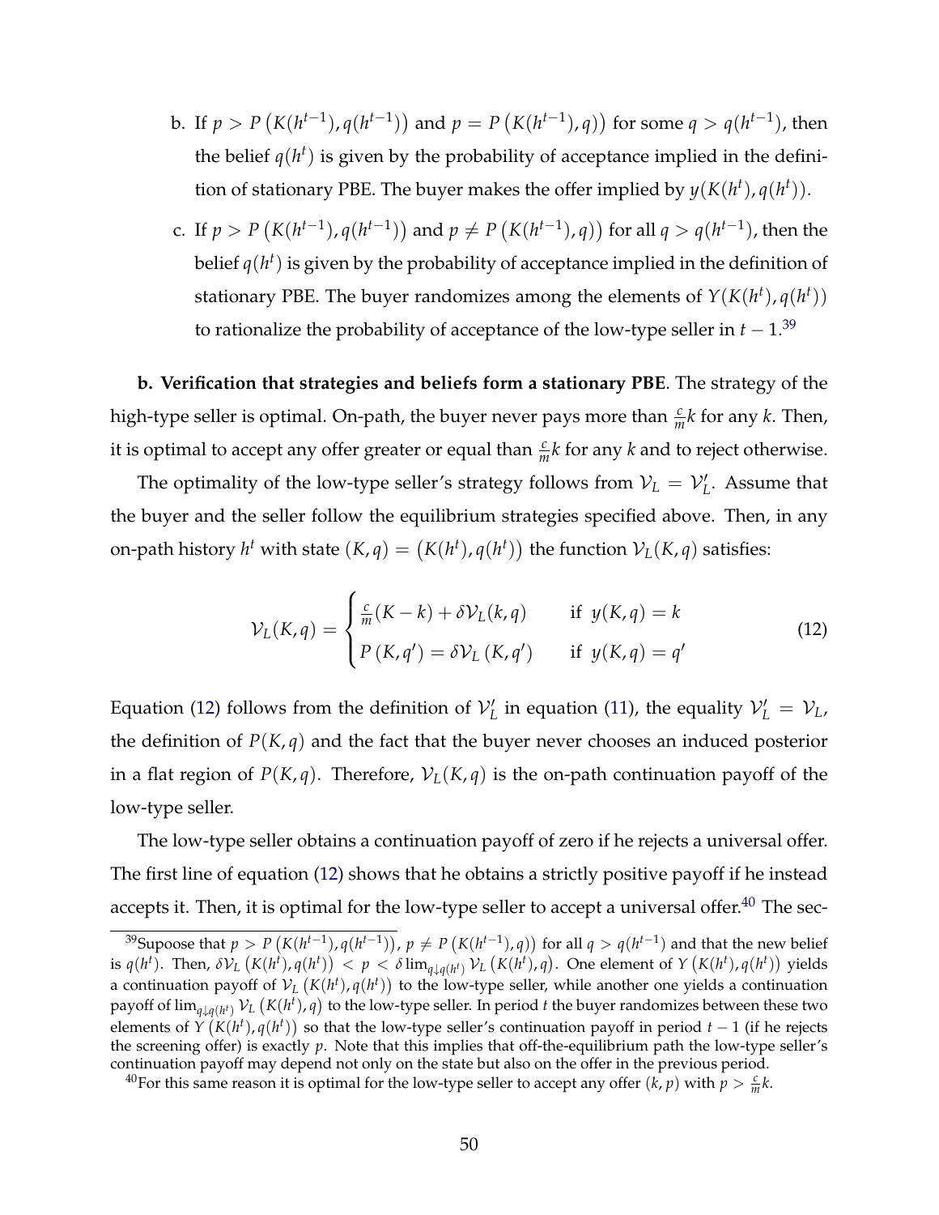b. If $p > P\left(K(h^{t-1}), q(h^{t-1})\right)$ and $p = P\left(K(h^{t-1}), q)\right)$ for some $q > q(h^{t-1})$, then the belief $q(h^t)$ is given by the probability of acceptance implied in the definition of stationary PBE. The buyer makes the offer implied by $y(K(h^t), q(h^t))$.

c. If $p > P\left(K(h^{t-1}), q(h^{t-1})\right)$ and $p \neq P\left(K(h^{t-1}), q)\right)$ for all $q > q(h^{t-1})$, then the belief $q(h^t)$ is given by the probability of acceptance implied in the definition of stationary PBE. The buyer randomizes among the elements of $Y(K(h^t), q(h^t))$ to rationalize the probability of acceptance of the low-type seller in $t-1$.[39]

**b. Verification that strategies and beliefs form a stationary PBE**. The strategy of the high-type seller is optimal. On-path, the buyer never pays more than $\frac{c}{m}k$ for any $k$. Then, it is optimal to accept any offer greater or equal than $\frac{c}{m}k$ for any $k$ and to reject otherwise.

The optimality of the low-type seller's strategy follows from $\mathcal{V}_L = \mathcal{V}_L'$. Assume that the buyer and the seller follow the equilibrium strategies specified above. Then, in any on-path history $h^t$ with state $(K, q) = \left(K(h^t), q(h^t)\right)$ the function $\mathcal{V}_L(K, q)$ satisfies:

$$
\mathcal{V}_L(K, q) = \begin{cases} \frac{c}{m}(K-k) + \delta \mathcal{V}_L(k, q) & \text{if } y(K, q) = k \\ P\left(K, q'\right) = \delta \mathcal{V}_L\left(K, q'\right) & \text{if } y(K, q) = q' \end{cases} \tag{12}
$$

Equation (12) follows from the definition of $\mathcal{V}_L'$ in equation (11), the equality $\mathcal{V}_L' = \mathcal{V}_L$, the definition of $P(K, q)$ and the fact that the buyer never chooses an induced posterior in a flat region of $P(K, q)$. Therefore, $\mathcal{V}_L(K, q)$ is the on-path continuation payoff of the low-type seller.

The low-type seller obtains a continuation payoff of zero if he rejects a universal offer. The first line of equation (12) shows that he obtains a strictly positive payoff if he instead accepts it. Then, it is optimal for the low-type seller to accept a universal offer.[40] The sec-

[39] Supoose that $p > P\left(K(h^{t-1}), q(h^{t-1})\right)$, $p \neq P\left(K(h^{t-1}), q)\right)$ for all $q > q(h^{t-1})$ and that the new belief is $q(h^t)$. Then, $\delta \mathcal{V}_L\left(K(h^t), q(h^t)\right) < p < \delta \lim_{q \downarrow q(h^t)} \mathcal{V}_L\left(K(h^t), q\right)$. One element of $Y\left(K(h^t), q(h^t)\right)$ yields a continuation payoff of $\mathcal{V}_L\left(K(h^t), q(h^t)\right)$ to the low-type seller, while another one yields a continuation payoff of $\lim_{q \downarrow q(h^t)} \mathcal{V}_L\left(K(h^t), q\right)$ to the low-type seller. In period $t$ the buyer randomizes between these two elements of $Y\left(K(h^t), q(h^t)\right)$ so that the low-type seller's continuation payoff in period $t-1$ (if he rejects the screening offer) is exactly $p$. Note that this implies that off-the-equilibrium path the low-type seller's continuation payoff may depend not only on the state but also on the offer in the previous period.

[40] For this same reason it is optimal for the low-type seller to accept any offer $(k, p)$ with $p > \frac{c}{m}k$.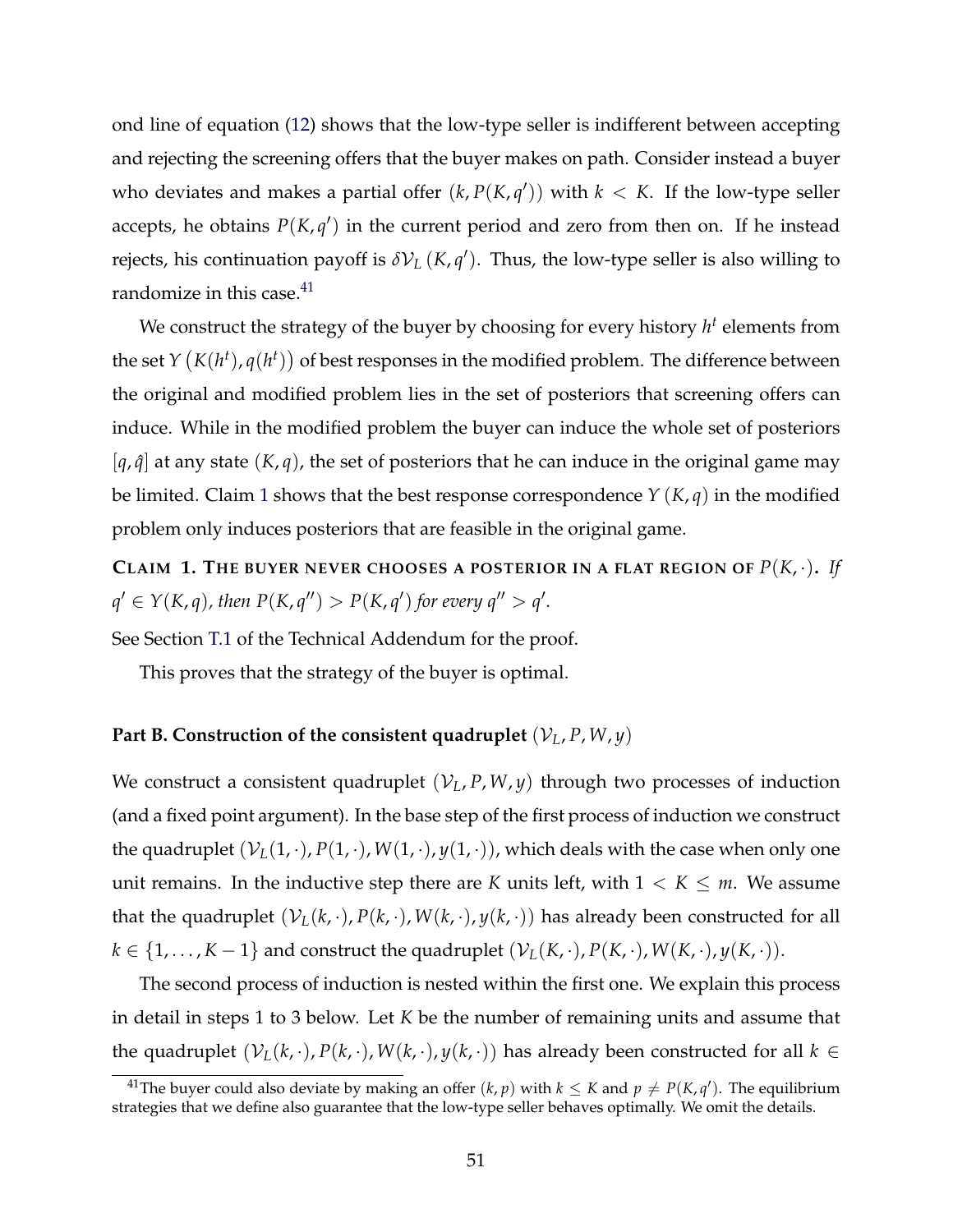ond line of equation (12) shows that the low-type seller is indifferent between accepting and rejecting the screening offers that the buyer makes on path. Consider instead a buyer who deviates and makes a partial offer $(k, P(K, q'))$ with $k < K$. If the low-type seller accepts, he obtains $P(K, q')$ in the current period and zero from then on. If he instead rejects, his continuation payoff is $\delta \mathcal{V}_L(K, q')$. Thus, the low-type seller is also willing to randomize in this case.[41]

We construct the strategy of the buyer by choosing for every history $h^t$ elements from the set $Y(K(h^t), q(h^t))$ of best responses in the modified problem. The difference between the original and modified problem lies in the set of posteriors that screening offers can induce. While in the modified problem the buyer can induce the whole set of posteriors $[q, \hat{q}]$ at any state $(K, q)$, the set of posteriors that he can induce in the original game may be limited. Claim 1 shows that the best response correspondence $Y(K, q)$ in the modified problem only induces posteriors that are feasible in the original game.

**Claim 1. The buyer never chooses a posterior in a flat region of $P(K, \cdot)$.** *If $q' \in Y(K, q)$, then $P(K, q'') > P(K, q')$ for every $q'' > q'$.*

See Section T.1 of the Technical Addendum for the proof.

This proves that the strategy of the buyer is optimal.

#### Part B. Construction of the consistent quadruplet $(\mathcal{V}_L, P, W, y)$

We construct a consistent quadruplet $(\mathcal{V}_L, P, W, y)$ through two processes of induction (and a fixed point argument). In the base step of the first process of induction we construct the quadruplet $(\mathcal{V}_L(1, \cdot), P(1, \cdot), W(1, \cdot), y(1, \cdot))$, which deals with the case when only one unit remains. In the inductive step there are $K$ units left, with $1 < K \leq m$. We assume that the quadruplet $(\mathcal{V}_L(k, \cdot), P(k, \cdot), W(k, \cdot), y(k, \cdot))$ has already been constructed for all $k \in \{1, \ldots, K-1\}$ and construct the quadruplet $(\mathcal{V}_L(K, \cdot), P(K, \cdot), W(K, \cdot), y(K, \cdot))$.

The second process of induction is nested within the first one. We explain this process in detail in steps 1 to 3 below. Let $K$ be the number of remaining units and assume that the quadruplet $(\mathcal{V}_L(k, \cdot), P(k, \cdot), W(k, \cdot), y(k, \cdot))$ has already been constructed for all $k \in$

[41] The buyer could also deviate by making an offer $(k, p)$ with $k \leq K$ and $p \neq P(K, q')$. The equilibrium strategies that we define also guarantee that the low-type seller behaves optimally. We omit the details.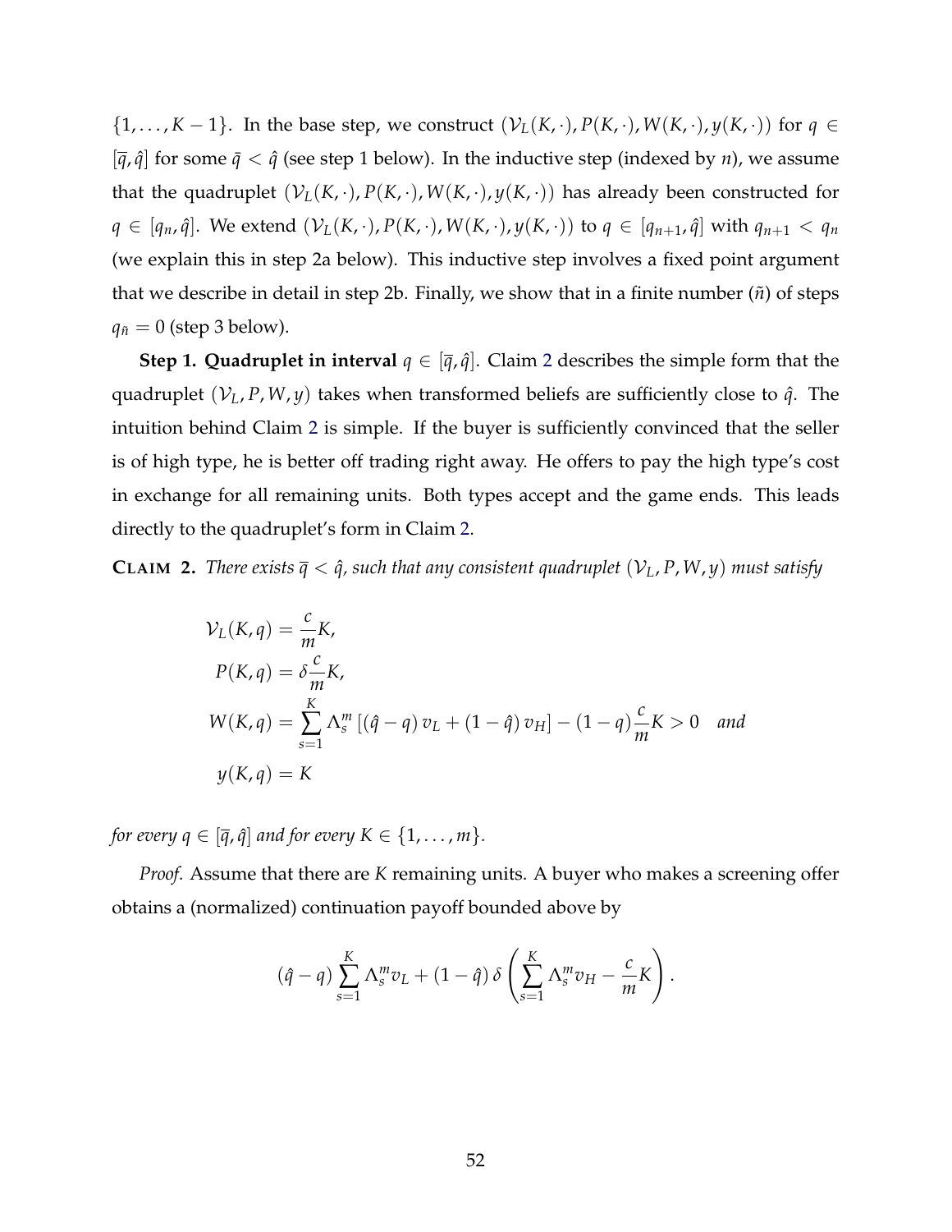$\{1, \ldots, K-1\}$. In the base step, we construct $(\mathcal{V}_L(K, \cdot), P(K, \cdot), W(K, \cdot), y(K, \cdot))$ for $q \in [\overline{q}, \hat{q}]$ for some $\bar{q} < \hat{q}$ (see step 1 below). In the inductive step (indexed by $n$), we assume that the quadruplet $(\mathcal{V}_L(K, \cdot), P(K, \cdot), W(K, \cdot), y(K, \cdot))$ has already been constructed for $q \in [q_n, \hat{q}]$. We extend $(\mathcal{V}_L(K, \cdot), P(K, \cdot), W(K, \cdot), y(K, \cdot))$ to $q \in [q_{n+1}, \hat{q}]$ with $q_{n+1} < q_n$ (we explain this in step 2a below). This inductive step involves a fixed point argument that we describe in detail in step 2b. Finally, we show that in a finite number ($\tilde{n}$) of steps $q_{\tilde{n}} = 0$ (step 3 below).

**Step 1. Quadruplet in interval** $q \in [\overline{q}, \hat{q}]$. Claim 2 describes the simple form that the quadruplet $(\mathcal{V}_L, P, W, y)$ takes when transformed beliefs are sufficiently close to $\hat{q}$. The intuition behind Claim 2 is simple. If the buyer is sufficiently convinced that the seller is of high type, he is better off trading right away. He offers to pay the high type's cost in exchange for all remaining units. Both types accept and the game ends. This leads directly to the quadruplet's form in Claim 2.

**CLAIM 2.** *There exists $\overline{q} < \hat{q}$, such that any consistent quadruplet $(\mathcal{V}_L, P, W, y)$ must satisfy*

$$
\begin{aligned}
\mathcal{V}_L(K, q) &= \frac{c}{m} K, \\
P(K, q) &= \delta \frac{c}{m} K, \\
W(K, q) &= \sum_{s=1}^{K} \Lambda_s^m \left[ (\hat{q} - q) \, v_L + (1 - \hat{q}) \, v_H \right] - (1 - q) \frac{c}{m} K > 0 \quad \textit{and} \\
y(K, q) &= K
\end{aligned}
$$

*for every $q \in [\overline{q}, \hat{q}]$ and for every $K \in \{1, \ldots, m\}$.*

*Proof.* Assume that there are $K$ remaining units. A buyer who makes a screening offer obtains a (normalized) continuation payoff bounded above by

$$
(\hat{q} - q) \sum_{s=1}^{K} \Lambda_s^m v_L + (1 - \hat{q}) \, \delta \left( \sum_{s=1}^{K} \Lambda_s^m v_H - \frac{c}{m} K \right).
$$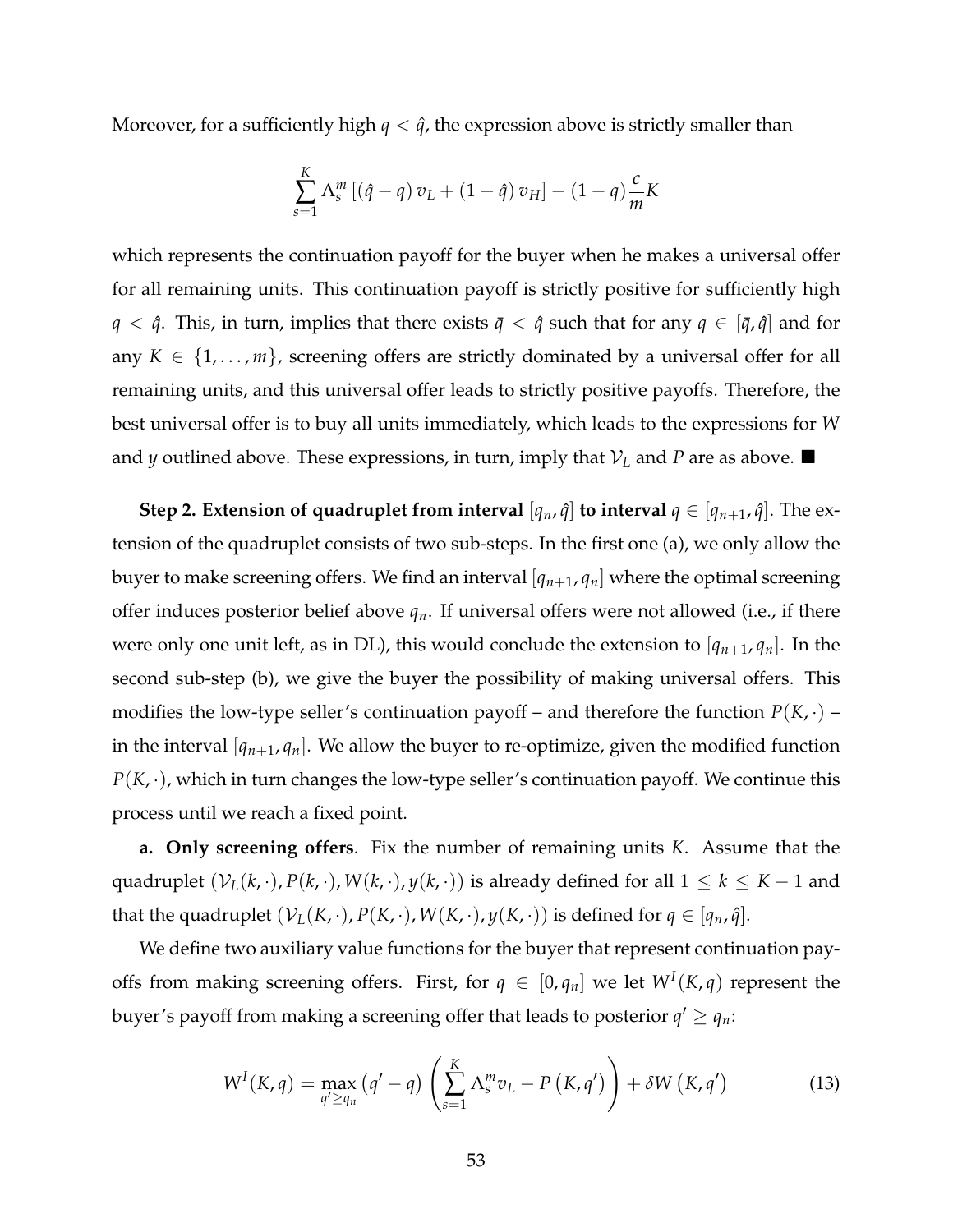Moreover, for a sufficiently high $q < \hat{q}$, the expression above is strictly smaller than

$$\sum_{s=1}^{K} \Lambda_s^m \left[ (\hat{q} - q) v_L + (1 - \hat{q}) v_H \right] - (1 - q) \frac{c}{m} K$$

which represents the continuation payoff for the buyer when he makes a universal offer for all remaining units. This continuation payoff is strictly positive for sufficiently high $q < \hat{q}$. This, in turn, implies that there exists $\bar{q} < \hat{q}$ such that for any $q \in [\bar{q}, \hat{q}]$ and for any $K \in \{1, \ldots, m\}$, screening offers are strictly dominated by a universal offer for all remaining units, and this universal offer leads to strictly positive payoffs. Therefore, the best universal offer is to buy all units immediately, which leads to the expressions for $W$ and $y$ outlined above. These expressions, in turn, imply that $\mathcal{V}_L$ and $P$ are as above. ■

**Step 2. Extension of quadruplet from interval $[q_n, \hat{q}]$ to interval $q \in [q_{n+1}, \hat{q}]$.** The extension of the quadruplet consists of two sub-steps. In the first one (a), we only allow the buyer to make screening offers. We find an interval $[q_{n+1}, q_n]$ where the optimal screening offer induces posterior belief above $q_n$. If universal offers were not allowed (i.e., if there were only one unit left, as in DL), this would conclude the extension to $[q_{n+1}, q_n]$. In the second sub-step (b), we give the buyer the possibility of making universal offers. This modifies the low-type seller's continuation payoff – and therefore the function $P(K, \cdot)$ – in the interval $[q_{n+1}, q_n]$. We allow the buyer to re-optimize, given the modified function $P(K, \cdot)$, which in turn changes the low-type seller's continuation payoff. We continue this process until we reach a fixed point.

**a. Only screening offers**. Fix the number of remaining units $K$. Assume that the quadruplet $(\mathcal{V}_L(k, \cdot), P(k, \cdot), W(k, \cdot), y(k, \cdot))$ is already defined for all $1 \leq k \leq K - 1$ and that the quadruplet $(\mathcal{V}_L(K, \cdot), P(K, \cdot), W(K, \cdot), y(K, \cdot))$ is defined for $q \in [q_n, \hat{q}]$.

We define two auxiliary value functions for the buyer that represent continuation payoffs from making screening offers. First, for $q \in [0, q_n]$ we let $W^I(K, q)$ represent the buyer's payoff from making a screening offer that leads to posterior $q' \geq q_n$:

$$W^I(K, q) = \max_{q' \geq q_n} \left( q' - q \right) \left( \sum_{s=1}^{K} \Lambda_s^m v_L - P\left(K, q'\right) \right) + \delta W\left(K, q'\right) \tag{13}$$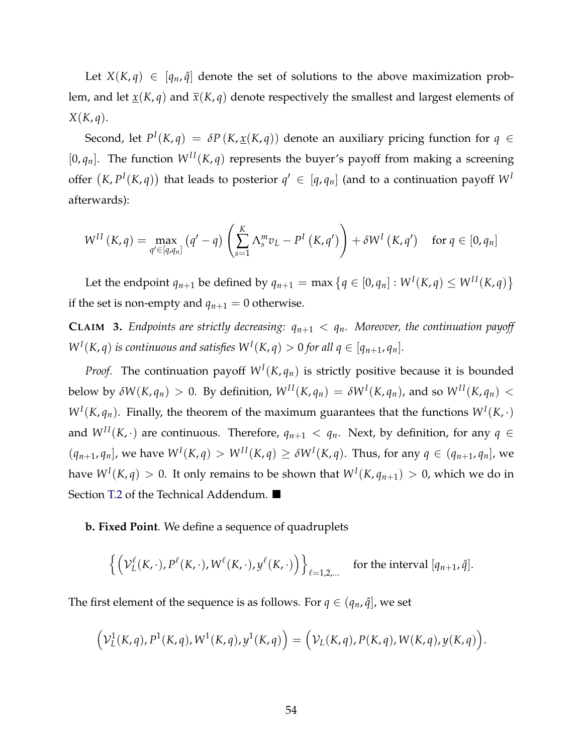Let $X(K, q) \in [q_n, \hat{q}]$ denote the set of solutions to the above maximization problem, and let $\underline{x}(K, q)$ and $\overline{x}(K, q)$ denote respectively the smallest and largest elements of $X(K, q)$.

Second, let $P^I(K, q) = \delta P(K, \underline{x}(K, q))$ denote an auxiliary pricing function for $q \in [0, q_n]$. The function $W^{II}(K, q)$ represents the buyer's payoff from making a screening offer $(K, P^I(K, q))$ that leads to posterior $q' \in [q, q_n]$ (and to a continuation payoff $W^I$ afterwards):

$$
W^{II}(K, q) = \max_{q' \in [q, q_n]} (q' - q) \left( \sum_{s=1}^{K} \Lambda_s^m v_L - P^I(K, q') \right) + \delta W^I(K, q') \quad \text{for } q \in [0, q_n]
$$

Let the endpoint $q_{n+1}$ be defined by $q_{n+1} = \max \{ q \in [0, q_n] : W^I(K, q) \le W^{II}(K, q) \}$ if the set is non-empty and $q_{n+1} = 0$ otherwise.

**CLAIM 3.** *Endpoints are strictly decreasing: $q_{n+1} < q_n$. Moreover, the continuation payoff $W^I(K, q)$ is continuous and satisfies $W^I(K, q) > 0$ for all $q \in [q_{n+1}, q_n]$.*

*Proof.* The continuation payoff $W^I(K, q_n)$ is strictly positive because it is bounded below by $\delta W(K, q_n) > 0$. By definition, $W^{II}(K, q_n) = \delta W^I(K, q_n)$, and so $W^{II}(K, q_n) < W^I(K, q_n)$. Finally, the theorem of the maximum guarantees that the functions $W^I(K, \cdot)$ and $W^{II}(K, \cdot)$ are continuous. Therefore, $q_{n+1} < q_n$. Next, by definition, for any $q \in (q_{n+1}, q_n]$, we have $W^I(K, q) > W^{II}(K, q) \ge \delta W^I(K, q)$. Thus, for any $q \in (q_{n+1}, q_n]$, we have $W^I(K, q) > 0$. It only remains to be shown that $W^I(K, q_{n+1}) > 0$, which we do in Section T.2 of the Technical Addendum. ■

**b. Fixed Point**. We define a sequence of quadruplets

$$
\left\{ \left( \mathcal{V}_L^\ell(K, \cdot), P^\ell(K, \cdot), W^\ell(K, \cdot), y^\ell(K, \cdot) \right) \right\}_{\ell = 1, 2, \ldots} \quad \text{for the interval } [q_{n+1}, \hat{q}].
$$

The first element of the sequence is as follows. For $q \in (q_n, \hat{q}]$, we set

$$
\left( \mathcal{V}_L^1(K, q), P^1(K, q), W^1(K, q), y^1(K, q) \right) = \left( \mathcal{V}_L(K, q), P(K, q), W(K, q), y(K, q) \right).
$$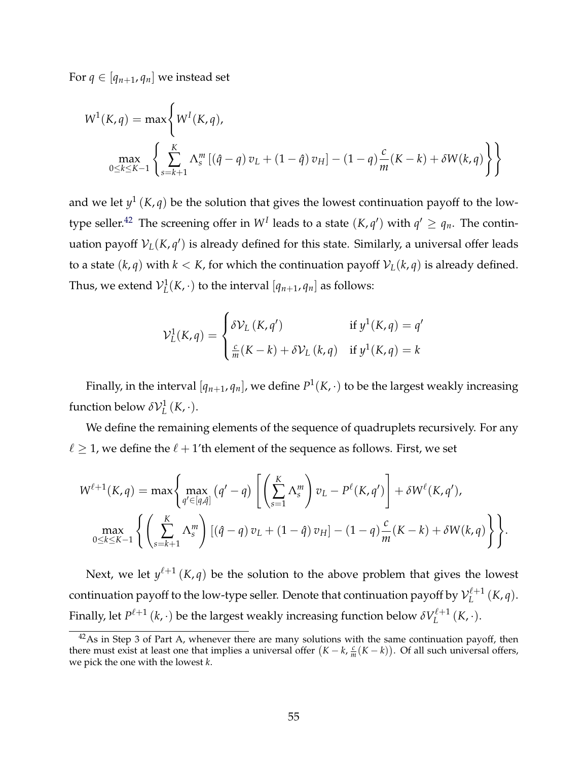For $q \in [q_{n+1}, q_n]$ we instead set

$$W^1(K,q) = \max\left\{ W^I(K,q), \max_{0 \le k \le K-1} \left\{ \sum_{s=k+1}^{K} \Lambda_s^m \left[ (\hat{q} - q)\, v_L + (1-\hat{q})\, v_H \right] - (1-q)\frac{c}{m}(K-k) + \delta W(k,q) \right\} \right\}$$

and we let $y^1(K,q)$ be the solution that gives the lowest continuation payoff to the low-type seller.[42] The screening offer in $W^I$ leads to a state $(K, q')$ with $q' \geq q_n$. The continuation payoff $\mathcal{V}_L(K,q')$ is already defined for this state. Similarly, a universal offer leads to a state $(k, q)$ with $k < K$, for which the continuation payoff $\mathcal{V}_L(k,q)$ is already defined. Thus, we extend $\mathcal{V}_L^1(K, \cdot)$ to the interval $[q_{n+1}, q_n]$ as follows:

$$\mathcal{V}_L^1(K,q) = \begin{cases} \delta \mathcal{V}_L(K, q') & \text{if } y^1(K,q) = q' \\ \frac{c}{m}(K-k) + \delta \mathcal{V}_L(k,q) & \text{if } y^1(K,q) = k \end{cases}$$

Finally, in the interval $[q_{n+1}, q_n]$, we define $P^1(K, \cdot)$ to be the largest weakly increasing function below $\delta \mathcal{V}_L^1(K, \cdot)$.

We define the remaining elements of the sequence of quadruplets recursively. For any $\ell \geq 1$, we define the $\ell + 1$'th element of the sequence as follows. First, we set

$$W^{\ell+1}(K,q) = \max\left\{ \max_{q' \in [q, \hat{q}]} (q' - q) \left[ \left( \sum_{s=1}^{K} \Lambda_s^m \right) v_L - P^\ell(K, q') \right] + \delta W^\ell(K, q'), \max_{0 \le k \le K-1} \left\{ \left( \sum_{s=k+1}^{K} \Lambda_s^m \right) \left[ (\hat{q} - q)\, v_L + (1-\hat{q})\, v_H \right] - (1-q)\frac{c}{m}(K-k) + \delta W(k,q) \right\} \right\}.$$

Next, we let $y^{\ell+1}(K,q)$ be the solution to the above problem that gives the lowest continuation payoff to the low-type seller. Denote that continuation payoff by $\mathcal{V}_L^{\ell+1}(K,q)$. Finally, let $P^{\ell+1}(k, \cdot)$ be the largest weakly increasing function below $\delta V_L^{\ell+1}(K, \cdot)$.

[42] As in Step 3 of Part A, whenever there are many solutions with the same continuation payoff, then there must exist at least one that implies a universal offer $\left(K-k, \frac{c}{m}(K-k)\right)$. Of all such universal offers, we pick the one with the lowest $k$.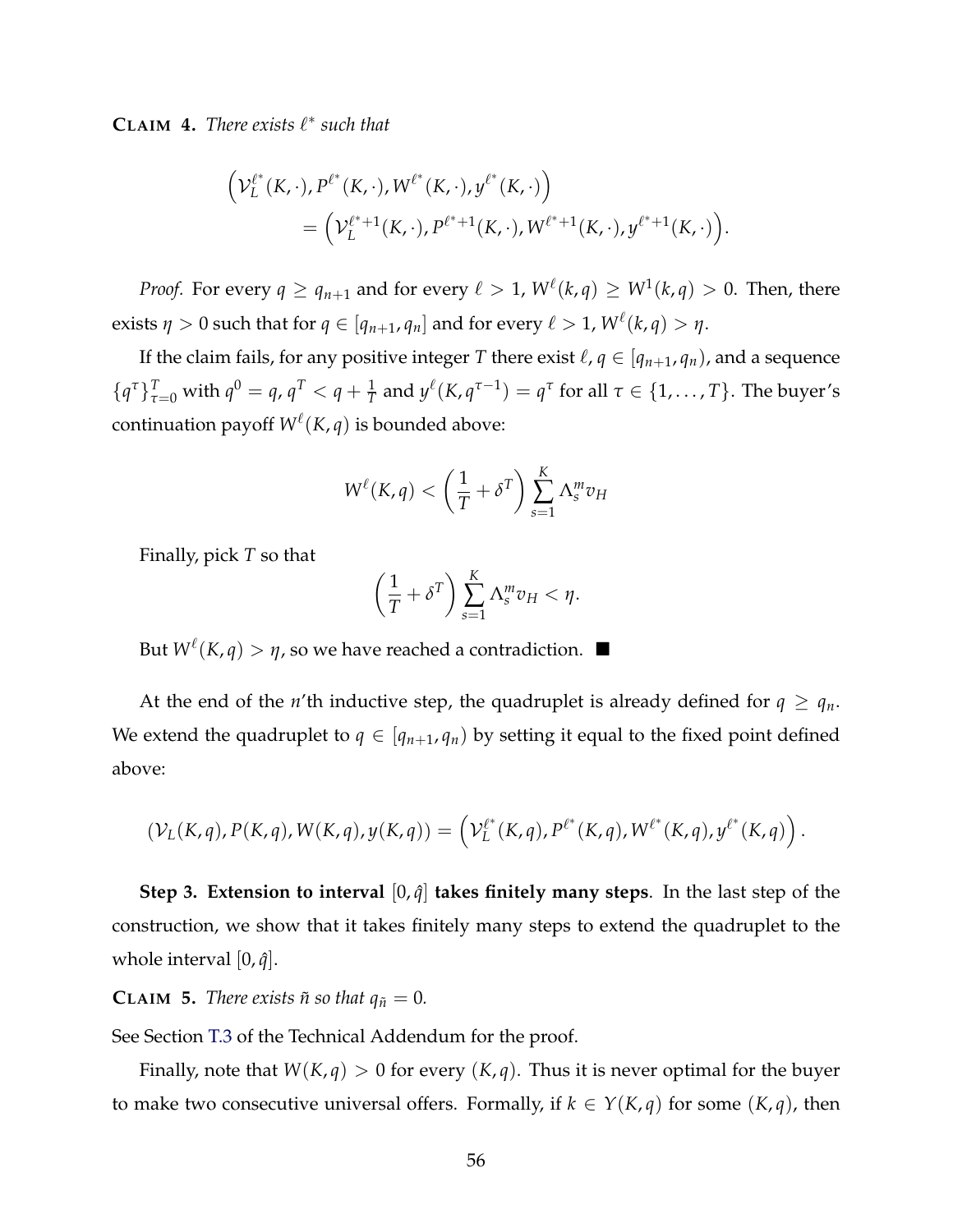**CLAIM 4.** *There exists $\ell^*$ such that*

$$\left(\mathcal{V}_L^{\ell^*}(K,\cdot), P^{\ell^*}(K,\cdot), W^{\ell^*}(K,\cdot), y^{\ell^*}(K,\cdot)\right) = \left(\mathcal{V}_L^{\ell^*+1}(K,\cdot), P^{\ell^*+1}(K,\cdot), W^{\ell^*+1}(K,\cdot), y^{\ell^*+1}(K,\cdot)\right).$$

*Proof.* For every $q \geq q_{n+1}$ and for every $\ell > 1$, $W^\ell(k,q) \geq W^1(k,q) > 0$. Then, there exists $\eta > 0$ such that for $q \in [q_{n+1}, q_n]$ and for every $\ell > 1$, $W^\ell(k,q) > \eta$.

If the claim fails, for any positive integer $T$ there exist $\ell$, $q \in [q_{n+1}, q_n)$, and a sequence $\{q^\tau\}_{\tau=0}^T$ with $q^0 = q$, $q^T < q + \frac{1}{T}$ and $y^\ell(K, q^{\tau-1}) = q^\tau$ for all $\tau \in \{1, \ldots, T\}$. The buyer's continuation payoff $W^\ell(K,q)$ is bounded above:

$$W^\ell(K,q) < \left(\frac{1}{T} + \delta^T\right) \sum_{s=1}^K \Lambda_s^m v_H$$

Finally, pick $T$ so that

$$\left(\frac{1}{T} + \delta^T\right) \sum_{s=1}^K \Lambda_s^m v_H < \eta.$$

But $W^\ell(K,q) > \eta$, so we have reached a contradiction. ■

At the end of the $n$'th inductive step, the quadruplet is already defined for $q \geq q_n$. We extend the quadruplet to $q \in [q_{n+1}, q_n)$ by setting it equal to the fixed point defined above:

$$(\mathcal{V}_L(K,q), P(K,q), W(K,q), y(K,q)) = \left(\mathcal{V}_L^{\ell^*}(K,q), P^{\ell^*}(K,q), W^{\ell^*}(K,q), y^{\ell^*}(K,q)\right).$$

**Step 3. Extension to interval $[0, \hat{q}]$ takes finitely many steps**. In the last step of the construction, we show that it takes finitely many steps to extend the quadruplet to the whole interval $[0, \hat{q}]$.

**CLAIM 5.** *There exists $\tilde{n}$ so that $q_{\tilde{n}} = 0$.*

See Section T.3 of the Technical Addendum for the proof.

Finally, note that $W(K,q) > 0$ for every $(K,q)$. Thus it is never optimal for the buyer to make two consecutive universal offers. Formally, if $k \in Y(K,q)$ for some $(K,q)$, then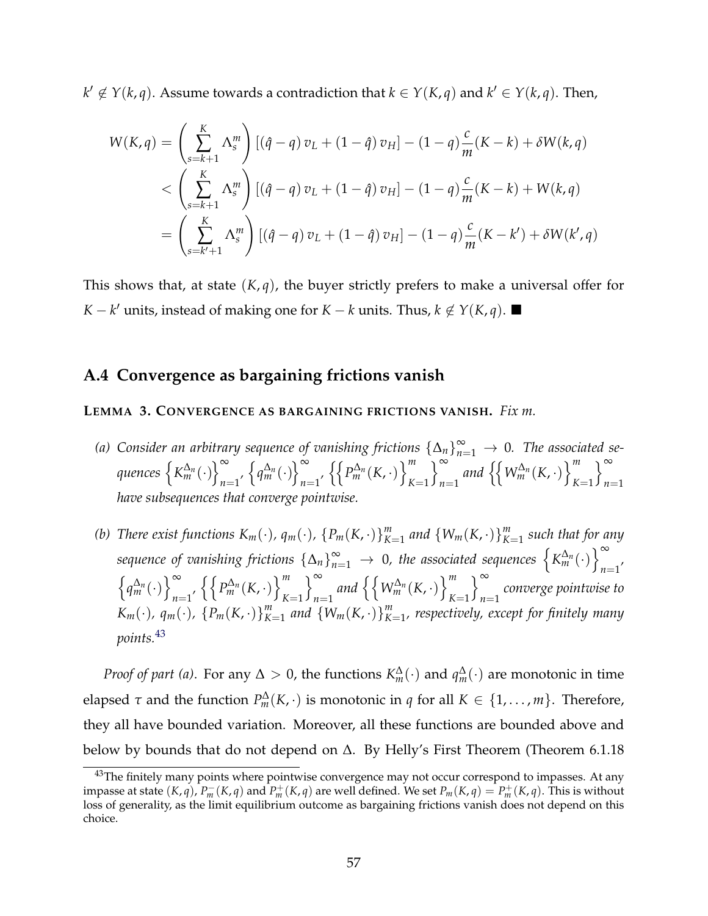$k' \notin Y(k,q)$. Assume towards a contradiction that $k \in Y(K,q)$ and $k' \in Y(k,q)$. Then,

$$
\begin{aligned}
W(K,q) &= \left(\sum_{s=k+1}^{K} \Lambda_s^m\right) \left[(\hat{q}-q)\, v_L + (1-\hat{q})\, v_H\right] - (1-q)\frac{c}{m}(K-k) + \delta W(k,q) \\
&< \left(\sum_{s=k+1}^{K} \Lambda_s^m\right) \left[(\hat{q}-q)\, v_L + (1-\hat{q})\, v_H\right] - (1-q)\frac{c}{m}(K-k) + W(k,q) \\
&= \left(\sum_{s=k'+1}^{K} \Lambda_s^m\right) \left[(\hat{q}-q)\, v_L + (1-\hat{q})\, v_H\right] - (1-q)\frac{c}{m}(K-k') + \delta W(k',q)
\end{aligned}
$$

This shows that, at state $(K,q)$, the buyer strictly prefers to make a universal offer for $K-k'$ units, instead of making one for $K-k$ units. Thus, $k \notin Y(K,q)$. ■

## A.4 Convergence as bargaining frictions vanish

**LEMMA 3. CONVERGENCE AS BARGAINING FRICTIONS VANISH.** *Fix $m$.*

*(a) Consider an arbitrary sequence of vanishing frictions $\{\Delta_n\}_{n=1}^{\infty} \to 0$. The associated sequences $\left\{K_m^{\Delta_n}(\cdot)\right\}_{n=1}^{\infty}$, $\left\{q_m^{\Delta_n}(\cdot)\right\}_{n=1}^{\infty}$, $\left\{\left\{P_m^{\Delta_n}(K,\cdot)\right\}_{K=1}^{m}\right\}_{n=1}^{\infty}$ and $\left\{\left\{W_m^{\Delta_n}(K,\cdot)\right\}_{K=1}^{m}\right\}_{n=1}^{\infty}$ have subsequences that converge pointwise.*

*(b) There exist functions $K_m(\cdot)$, $q_m(\cdot)$, $\{P_m(K,\cdot)\}_{K=1}^{m}$ and $\{W_m(K,\cdot)\}_{K=1}^{m}$ such that for any sequence of vanishing frictions $\{\Delta_n\}_{n=1}^{\infty} \to 0$, the associated sequences $\left\{K_m^{\Delta_n}(\cdot)\right\}_{n=1}^{\infty}$, $\left\{q_m^{\Delta_n}(\cdot)\right\}_{n=1}^{\infty}$, $\left\{\left\{P_m^{\Delta_n}(K,\cdot)\right\}_{K=1}^{m}\right\}_{n=1}^{\infty}$ and $\left\{\left\{W_m^{\Delta_n}(K,\cdot)\right\}_{K=1}^{m}\right\}_{n=1}^{\infty}$ converge pointwise to $K_m(\cdot)$, $q_m(\cdot)$, $\{P_m(K,\cdot)\}_{K=1}^{m}$ and $\{W_m(K,\cdot)\}_{K=1}^{m}$, respectively, except for finitely many points.*[43]

*Proof of part (a).* For any $\Delta > 0$, the functions $K_m^{\Delta}(\cdot)$ and $q_m^{\Delta}(\cdot)$ are monotonic in time elapsed $\tau$ and the function $P_m^{\Delta}(K,\cdot)$ is monotonic in $q$ for all $K \in \{1,\ldots,m\}$. Therefore, they all have bounded variation. Moreover, all these functions are bounded above and below by bounds that do not depend on $\Delta$. By Helly's First Theorem (Theorem 6.1.18

[43] The finitely many points where pointwise convergence may not occur correspond to impasses. At any impasse at state $(K,q)$, $P_m^{-}(K,q)$ and $P_m^{+}(K,q)$ are well defined. We set $P_m(K,q) = P_m^{+}(K,q)$. This is without loss of generality, as the limit equilibrium outcome as bargaining frictions vanish does not depend on this choice.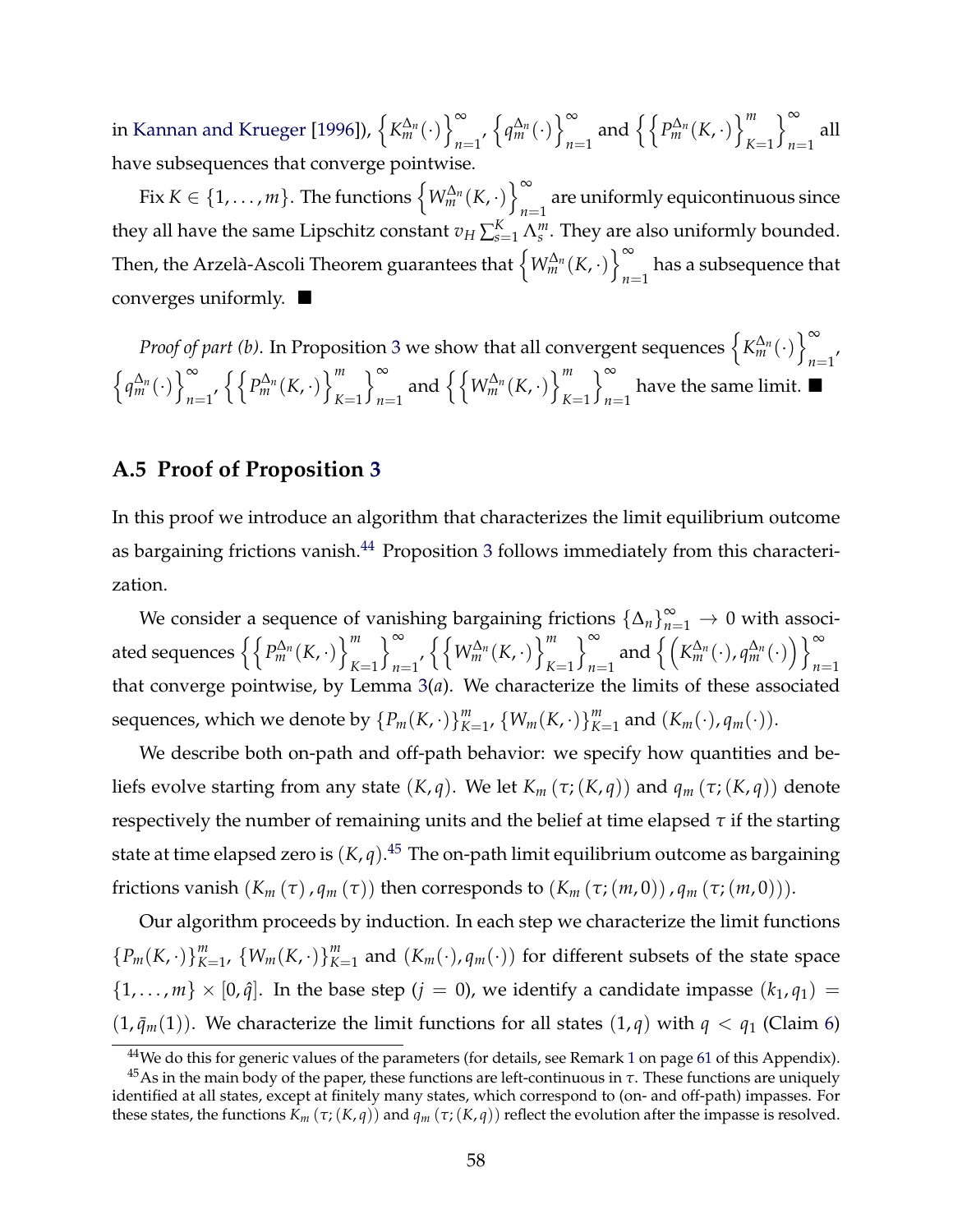in Kannan and Krueger [1996]), $\left\{K_m^{\Delta_n}(\cdot)\right\}_{n=1}^{\infty}$, $\left\{q_m^{\Delta_n}(\cdot)\right\}_{n=1}^{\infty}$ and $\left\{\left\{P_m^{\Delta_n}(K,\cdot)\right\}_{K=1}^{m}\right\}_{n=1}^{\infty}$ all have subsequences that converge pointwise.

Fix $K \in \{1,\ldots,m\}$. The functions $\left\{W_m^{\Delta_n}(K,\cdot)\right\}_{n=1}^{\infty}$ are uniformly equicontinuous since they all have the same Lipschitz constant $v_H \sum_{s=1}^{K} \Lambda_s^m$. They are also uniformly bounded. Then, the Arzelà-Ascoli Theorem guarantees that $\left\{W_m^{\Delta_n}(K,\cdot)\right\}_{n=1}^{\infty}$ has a subsequence that converges uniformly. ■

*Proof of part (b).* In Proposition 3 we show that all convergent sequences $\left\{K_m^{\Delta_n}(\cdot)\right\}_{n=1}^{\infty}$, $\left\{q_m^{\Delta_n}(\cdot)\right\}_{n=1}^{\infty}$, $\left\{\left\{P_m^{\Delta_n}(K,\cdot)\right\}_{K=1}^{m}\right\}_{n=1}^{\infty}$ and $\left\{\left\{W_m^{\Delta_n}(K,\cdot)\right\}_{K=1}^{m}\right\}_{n=1}^{\infty}$ have the same limit. ■

### A.5 Proof of Proposition 3

In this proof we introduce an algorithm that characterizes the limit equilibrium outcome as bargaining frictions vanish.[44] Proposition 3 follows immediately from this characterization.

We consider a sequence of vanishing bargaining frictions $\{\Delta_n\}_{n=1}^{\infty} \to 0$ with associated sequences $\left\{\left\{P_m^{\Delta_n}(K,\cdot)\right\}_{K=1}^{m}\right\}_{n=1}^{\infty}$, $\left\{\left\{W_m^{\Delta_n}(K,\cdot)\right\}_{K=1}^{m}\right\}_{n=1}^{\infty}$ and $\left\{\left(K_m^{\Delta_n}(\cdot), q_m^{\Delta_n}(\cdot)\right)\right\}_{n=1}^{\infty}$ that converge pointwise, by Lemma 3(*a*). We characterize the limits of these associated sequences, which we denote by $\{P_m(K,\cdot)\}_{K=1}^{m}$, $\{W_m(K,\cdot)\}_{K=1}^{m}$ and $(K_m(\cdot), q_m(\cdot))$.

We describe both on-path and off-path behavior: we specify how quantities and beliefs evolve starting from any state $(K,q)$. We let $K_m(\tau;(K,q))$ and $q_m(\tau;(K,q))$ denote respectively the number of remaining units and the belief at time elapsed $\tau$ if the starting state at time elapsed zero is $(K,q)$.[45] The on-path limit equilibrium outcome as bargaining frictions vanish $(K_m(\tau), q_m(\tau))$ then corresponds to $(K_m(\tau;(m,0)), q_m(\tau;(m,0)))$.

Our algorithm proceeds by induction. In each step we characterize the limit functions $\{P_m(K,\cdot)\}_{K=1}^{m}$, $\{W_m(K,\cdot)\}_{K=1}^{m}$ and $(K_m(\cdot), q_m(\cdot))$ for different subsets of the state space $\{1,\ldots,m\} \times [0,\hat{q}]$. In the base step ($j=0$), we identify a candidate impasse $(k_1, q_1) = (1, \bar{q}_m(1))$. We characterize the limit functions for all states $(1,q)$ with $q < q_1$ (Claim 6)

[44] We do this for generic values of the parameters (for details, see Remark 1 on page 61 of this Appendix).

[45] As in the main body of the paper, these functions are left-continuous in $\tau$. These functions are uniquely identified at all states, except at finitely many states, which correspond to (on- and off-path) impasses. For these states, the functions $K_m(\tau;(K,q))$ and $q_m(\tau;(K,q))$ reflect the evolution after the impasse is resolved.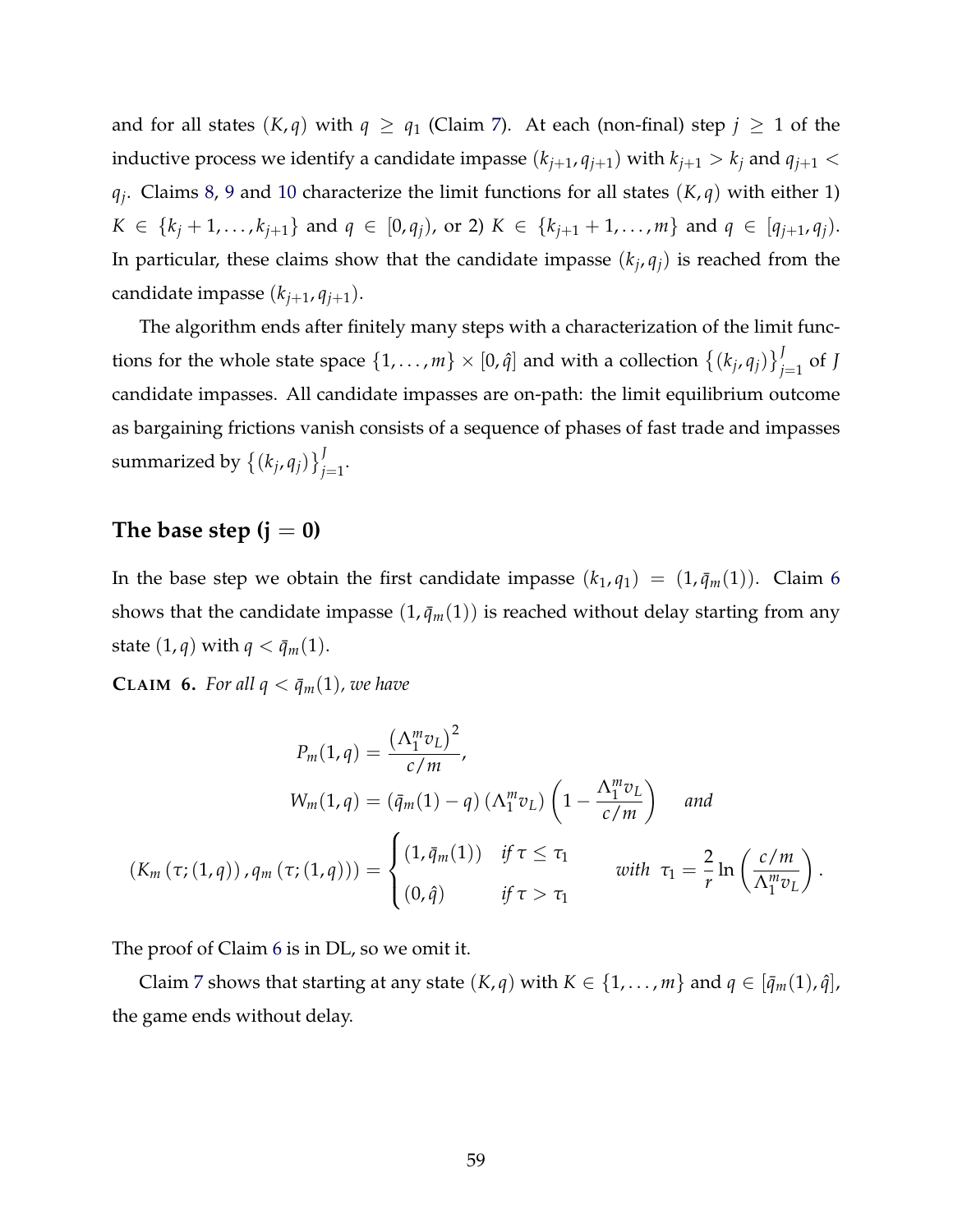and for all states $(K, q)$ with $q \geq q_1$ (Claim 7). At each (non-final) step $j \geq 1$ of the inductive process we identify a candidate impasse $(k_{j+1}, q_{j+1})$ with $k_{j+1} > k_j$ and $q_{j+1} < q_j$. Claims 8, 9 and 10 characterize the limit functions for all states $(K, q)$ with either 1) $K \in \{k_j + 1, \ldots, k_{j+1}\}$ and $q \in [0, q_j)$, or 2) $K \in \{k_{j+1} + 1, \ldots, m\}$ and $q \in [q_{j+1}, q_j)$. In particular, these claims show that the candidate impasse $(k_j, q_j)$ is reached from the candidate impasse $(k_{j+1}, q_{j+1})$.

The algorithm ends after finitely many steps with a characterization of the limit functions for the whole state space $\{1, \ldots, m\} \times [0, \hat{q}]$ and with a collection $\{(k_j, q_j)\}_{j=1}^{J}$ of $J$ candidate impasses. All candidate impasses are on-path: the limit equilibrium outcome as bargaining frictions vanish consists of a sequence of phases of fast trade and impasses summarized by $\{(k_j, q_j)\}_{j=1}^{J}$.

## The base step (j = 0)

In the base step we obtain the first candidate impasse $(k_1, q_1) = (1, \bar{q}_m(1))$. Claim 6 shows that the candidate impasse $(1, \bar{q}_m(1))$ is reached without delay starting from any state $(1, q)$ with $q < \bar{q}_m(1)$.

**CLAIM 6.** *For all $q < \bar{q}_m(1)$, we have*

$$P_m(1, q) = \frac{\left(\Lambda_1^m v_L\right)^2}{c/m},$$

$$W_m(1, q) = (\bar{q}_m(1) - q)\left(\Lambda_1^m v_L\right)\left(1 - \frac{\Lambda_1^m v_L}{c/m}\right) \quad \textit{and}$$

$$\left(K_m\left(\tau; (1, q)\right), q_m\left(\tau; (1, q)\right)\right) = \begin{cases} (1, \bar{q}_m(1)) & \textit{if } \tau \leq \tau_1 \\ (0, \hat{q}) & \textit{if } \tau > \tau_1 \end{cases} \qquad \textit{with } \tau_1 = \frac{2}{r} \ln\left(\frac{c/m}{\Lambda_1^m v_L}\right).$$

The proof of Claim 6 is in DL, so we omit it.

Claim 7 shows that starting at any state $(K, q)$ with $K \in \{1, \ldots, m\}$ and $q \in [\bar{q}_m(1), \hat{q}]$, the game ends without delay.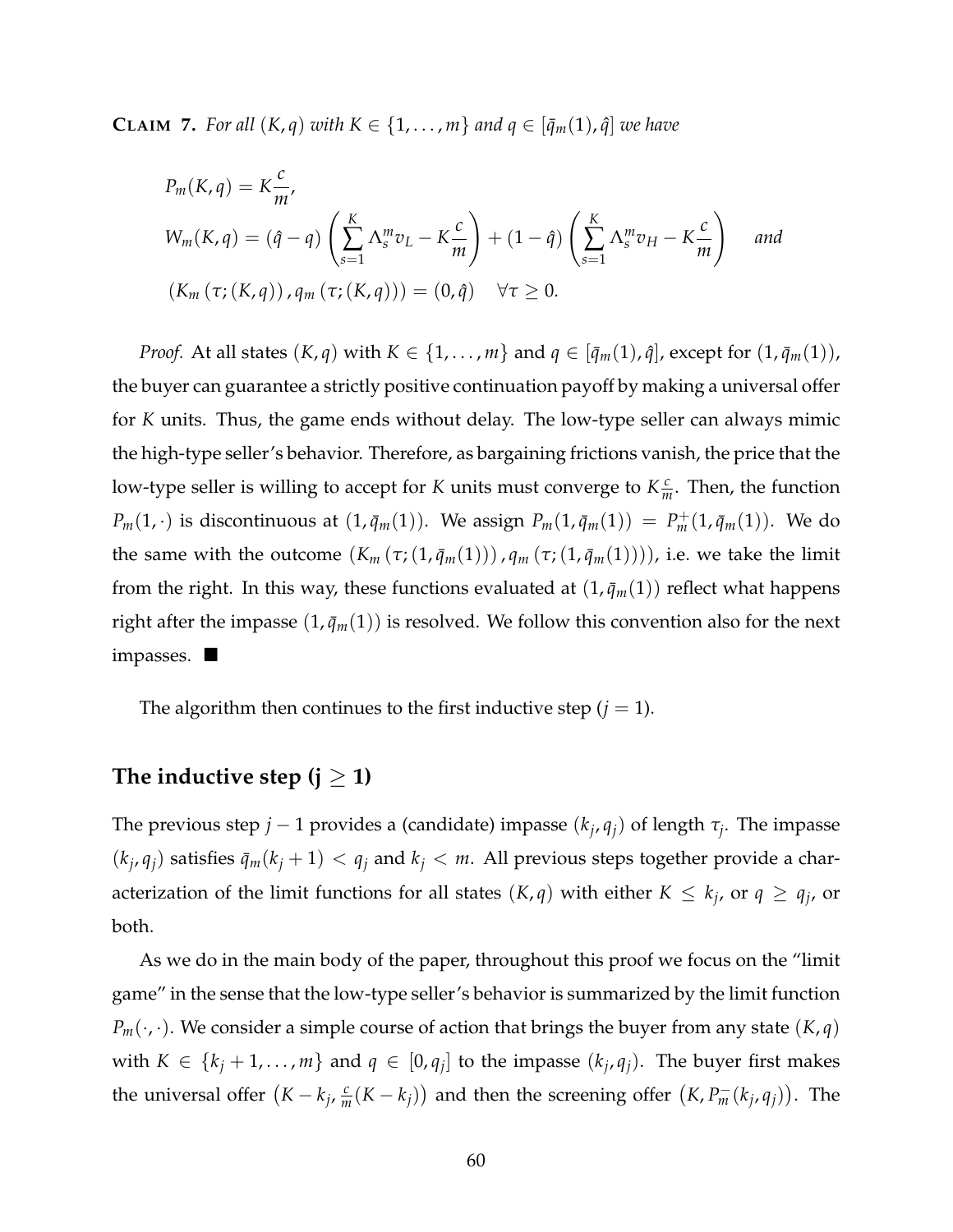**CLAIM 7.** *For all $(K, q)$ with $K \in \{1, \ldots, m\}$ and $q \in [\bar{q}_m(1), \hat{q}]$ we have*

$$
\begin{aligned}
&P_m(K, q) = K\frac{c}{m}, \\
&W_m(K, q) = (\hat{q} - q)\left(\sum_{s=1}^{K} \Lambda_s^m v_L - K\frac{c}{m}\right) + (1 - \hat{q})\left(\sum_{s=1}^{K} \Lambda_s^m v_H - K\frac{c}{m}\right) \quad \text{and} \\
&\left(K_m\left(\tau; (K, q)\right), q_m\left(\tau; (K, q)\right)\right) = (0, \hat{q}) \quad \forall \tau \geq 0.
\end{aligned}
$$

*Proof.* At all states $(K, q)$ with $K \in \{1, \ldots, m\}$ and $q \in [\bar{q}_m(1), \hat{q}]$, except for $(1, \bar{q}_m(1))$, the buyer can guarantee a strictly positive continuation payoff by making a universal offer for $K$ units. Thus, the game ends without delay. The low-type seller can always mimic the high-type seller's behavior. Therefore, as bargaining frictions vanish, the price that the low-type seller is willing to accept for $K$ units must converge to $K\frac{c}{m}$. Then, the function $P_m(1, \cdot)$ is discontinuous at $(1, \bar{q}_m(1))$. We assign $P_m(1, \bar{q}_m(1)) = P_m^+(1, \bar{q}_m(1))$. We do the same with the outcome $\left(K_m\left(\tau; (1, \bar{q}_m(1))\right), q_m\left(\tau; (1, \bar{q}_m(1))\right)\right)$, i.e. we take the limit from the right. In this way, these functions evaluated at $(1, \bar{q}_m(1))$ reflect what happens right after the impasse $(1, \bar{q}_m(1))$ is resolved. We follow this convention also for the next impasses. ■

The algorithm then continues to the first inductive step ($j = 1$).

## The inductive step ($j \geq 1$)

The previous step $j - 1$ provides a (candidate) impasse $(k_j, q_j)$ of length $\tau_j$. The impasse $(k_j, q_j)$ satisfies $\bar{q}_m(k_j + 1) < q_j$ and $k_j < m$. All previous steps together provide a characterization of the limit functions for all states $(K, q)$ with either $K \leq k_j$, or $q \geq q_j$, or both.

As we do in the main body of the paper, throughout this proof we focus on the "limit game" in the sense that the low-type seller's behavior is summarized by the limit function $P_m(\cdot, \cdot)$. We consider a simple course of action that brings the buyer from any state $(K, q)$ with $K \in \{k_j + 1, \ldots, m\}$ and $q \in [0, q_j]$ to the impasse $(k_j, q_j)$. The buyer first makes the universal offer $\left(K - k_j, \frac{c}{m}(K - k_j)\right)$ and then the screening offer $\left(K, P_m^-(k_j, q_j)\right)$. The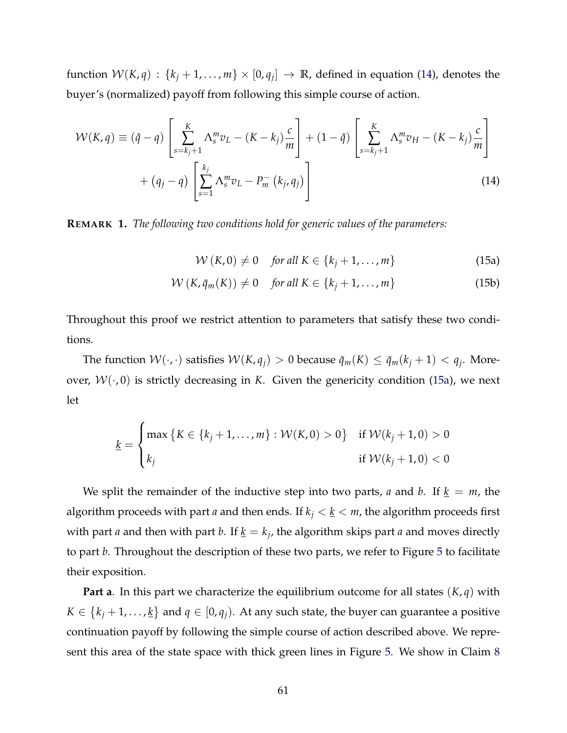function $\mathcal{W}(K, q) : \{k_j + 1, \ldots, m\} \times [0, q_j] \to \mathbb{R}$, defined in equation (14), denotes the buyer's (normalized) payoff from following this simple course of action.

$$
\begin{aligned}
\mathcal{W}(K, q) \equiv (\hat{q} - q) \left[ \sum_{s=k_j+1}^{K} \Lambda_s^m v_L - (K - k_j) \frac{c}{m} \right] + (1 - \hat{q}) \left[ \sum_{s=k_j+1}^{K} \Lambda_s^m v_H - (K - k_j) \frac{c}{m} \right] \\
+ (q_j - q) \left[ \sum_{s=1}^{k_j} \Lambda_s^m v_L - P_m^{-}(k_j, q_j) \right]
\end{aligned}
\tag{14}
$$

**REMARK 1.** *The following two conditions hold for generic values of the parameters:*

$$
\mathcal{W}(K, 0) \neq 0 \quad \text{for all } K \in \{k_j + 1, \ldots, m\} \tag{15a}
$$

$$
\mathcal{W}(K, \bar{q}_m(K)) \neq 0 \quad \text{for all } K \in \{k_j + 1, \ldots, m\} \tag{15b}
$$

Throughout this proof we restrict attention to parameters that satisfy these two conditions.

The function $\mathcal{W}(\cdot, \cdot)$ satisfies $\mathcal{W}(K, q_j) > 0$ because $\bar{q}_m(K) \leq \bar{q}_m(k_j + 1) < q_j$. Moreover, $\mathcal{W}(\cdot, 0)$ is strictly decreasing in $K$. Given the genericity condition (15a), we next let

$$
\underline{k} = \begin{cases} \max \{ K \in \{k_j + 1, \ldots, m\} : \mathcal{W}(K, 0) > 0 \} & \text{if } \mathcal{W}(k_j + 1, 0) > 0 \\ k_j & \text{if } \mathcal{W}(k_j + 1, 0) < 0 \end{cases}
$$

We split the remainder of the inductive step into two parts, *a* and *b*. If $\underline{k} = m$, the algorithm proceeds with part *a* and then ends. If $k_j < \underline{k} < m$, the algorithm proceeds first with part *a* and then with part *b*. If $\underline{k} = k_j$, the algorithm skips part *a* and moves directly to part *b*. Throughout the description of these two parts, we refer to Figure 5 to facilitate their exposition.

**Part a**. In this part we characterize the equilibrium outcome for all states $(K, q)$ with $K \in \{k_j + 1, \ldots, \underline{k}\}$ and $q \in [0, q_j)$. At any such state, the buyer can guarantee a positive continuation payoff by following the simple course of action described above. We represent this area of the state space with thick green lines in Figure 5. We show in Claim 8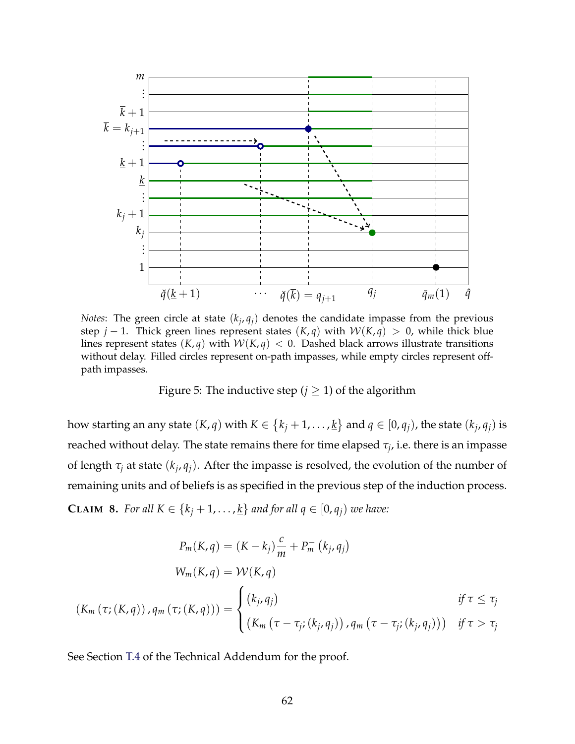*Notes*: The green circle at state $(k_j, q_j)$ denotes the candidate impasse from the previous step $j-1$. Thick green lines represent states $(K,q)$ with $\mathcal{W}(K,q) > 0$, while thick blue lines represent states $(K,q)$ with $\mathcal{W}(K,q) < 0$. Dashed black arrows illustrate transitions without delay. Filled circles represent on-path impasses, while empty circles represent off-path impasses.

Figure 5: The inductive step ($j \geq 1$) of the algorithm

how starting an any state $(K,q)$ with $K \in \{k_j+1, \ldots, \underline{k}\}$ and $q \in [0, q_j)$, the state $(k_j, q_j)$ is reached without delay. The state remains there for time elapsed $\tau_j$, i.e. there is an impasse of length $\tau_j$ at state $(k_j, q_j)$. After the impasse is resolved, the evolution of the number of remaining units and of beliefs is as specified in the previous step of the induction process.

**Claim 8.** *For all $K \in \{k_j+1, \ldots, \underline{k}\}$ and for all $q \in [0, q_j)$ we have:*

$$
P_m(K,q) = (K - k_j)\frac{c}{m} + P_m^-\left(k_j, q_j\right)
$$

$$
W_m(K,q) = \mathcal{W}(K,q)
$$

$$
\left(K_m\left(\tau;(K,q)\right), q_m\left(\tau;(K,q)\right)\right) = \begin{cases} \left(k_j, q_j\right) & \text{if } \tau \leq \tau_j \\ \left(K_m\left(\tau - \tau_j;(k_j,q_j)\right), q_m\left(\tau - \tau_j;(k_j,q_j)\right)\right) & \text{if } \tau > \tau_j \end{cases}
$$

See Section T.4 of the Technical Addendum for the proof.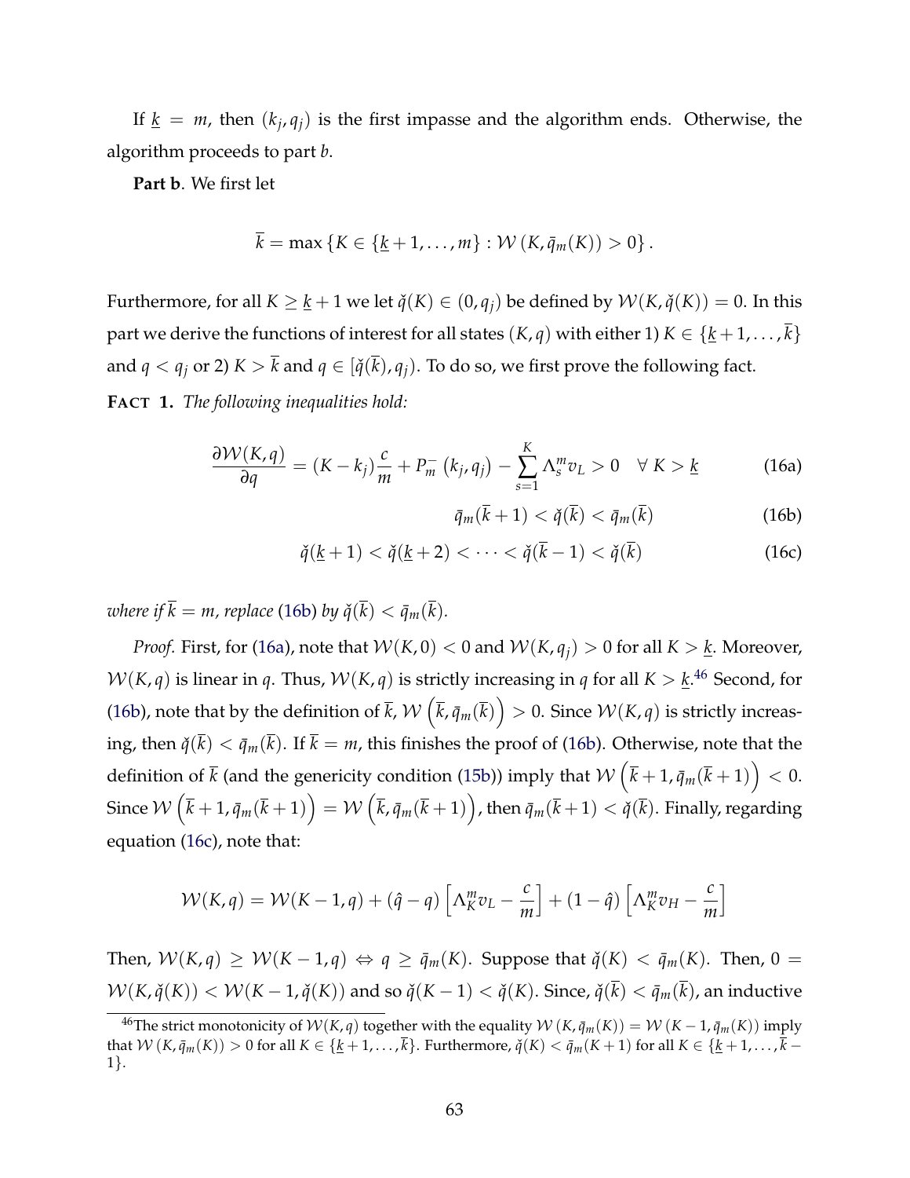If $\underline{k} = m$, then $(k_j, q_j)$ is the first impasse and the algorithm ends. Otherwise, the algorithm proceeds to part *b*.

**Part b**. We first let

$$\overline{k} = \max\left\{K \in \{\underline{k}+1, \ldots, m\} : \mathcal{W}\left(K, \bar{q}_m(K)\right) > 0\right\}.$$

Furthermore, for all $K \geq \underline{k}+1$ we let $\check{q}(K) \in (0, q_j)$ be defined by $\mathcal{W}(K, \check{q}(K)) = 0$. In this part we derive the functions of interest for all states $(K, q)$ with either 1) $K \in \{\underline{k}+1, \ldots, \overline{k}\}$ and $q < q_j$ or 2) $K > \overline{k}$ and $q \in [\check{q}(\overline{k}), q_j)$. To do so, we first prove the following fact.

**FACT 1.** *The following inequalities hold:*

$$\frac{\partial \mathcal{W}(K,q)}{\partial q} = (K - k_j)\frac{c}{m} + P_m^-\left(k_j, q_j\right) - \sum_{s=1}^{K} \Lambda_s^m v_L > 0 \quad \forall\ K > \underline{k} \tag{16a}$$

$$\bar{q}_m(\overline{k}+1) < \check{q}(\overline{k}) < \bar{q}_m(\overline{k}) \tag{16b}$$

$$\check{q}(\underline{k}+1) < \check{q}(\underline{k}+2) < \cdots < \check{q}(\overline{k}-1) < \check{q}(\overline{k}) \tag{16c}$$

*where if $\overline{k} = m$, replace (16b) by $\check{q}(\overline{k}) < \bar{q}_m(\overline{k})$.*

*Proof.* First, for (16a), note that $\mathcal{W}(K, 0) < 0$ and $\mathcal{W}(K, q_j) > 0$ for all $K > \underline{k}$. Moreover, $\mathcal{W}(K, q)$ is linear in $q$. Thus, $\mathcal{W}(K, q)$ is strictly increasing in $q$ for all $K > \underline{k}$.[46] Second, for (16b), note that by the definition of $\overline{k}$, $\mathcal{W}\left(\overline{k}, \bar{q}_m(\overline{k})\right) > 0$. Since $\mathcal{W}(K, q)$ is strictly increasing, then $\check{q}(\overline{k}) < \bar{q}_m(\overline{k})$. If $\overline{k} = m$, this finishes the proof of (16b). Otherwise, note that the definition of $\overline{k}$ (and the genericity condition (15b)) imply that $\mathcal{W}\left(\overline{k}+1, \bar{q}_m(\overline{k}+1)\right) < 0$. Since $\mathcal{W}\left(\overline{k}+1, \bar{q}_m(\overline{k}+1)\right) = \mathcal{W}\left(\overline{k}, \bar{q}_m(\overline{k}+1)\right)$, then $\bar{q}_m(\overline{k}+1) < \check{q}(\overline{k})$. Finally, regarding equation (16c), note that:

$$\mathcal{W}(K, q) = \mathcal{W}(K-1, q) + (\hat{q} - q)\left[\Lambda_K^m v_L - \frac{c}{m}\right] + (1 - \hat{q})\left[\Lambda_K^m v_H - \frac{c}{m}\right]$$

Then, $\mathcal{W}(K, q) \geq \mathcal{W}(K-1, q) \Leftrightarrow q \geq \bar{q}_m(K)$. Suppose that $\check{q}(K) < \bar{q}_m(K)$. Then, $0 = \mathcal{W}(K, \check{q}(K)) < \mathcal{W}(K-1, \check{q}(K))$ and so $\check{q}(K-1) < \check{q}(K)$. Since, $\check{q}(\overline{k}) < \bar{q}_m(\overline{k})$, an inductive

[46] The strict monotonicity of $\mathcal{W}(K, q)$ together with the equality $\mathcal{W}\left(K, \bar{q}_m(K)\right) = \mathcal{W}\left(K-1, \bar{q}_m(K)\right)$ imply that $\mathcal{W}\left(K, \bar{q}_m(K)\right) > 0$ for all $K \in \{\underline{k}+1, \ldots, \overline{k}\}$. Furthermore, $\check{q}(K) < \bar{q}_m(K+1)$ for all $K \in \{\underline{k}+1, \ldots, \overline{k}-1\}$.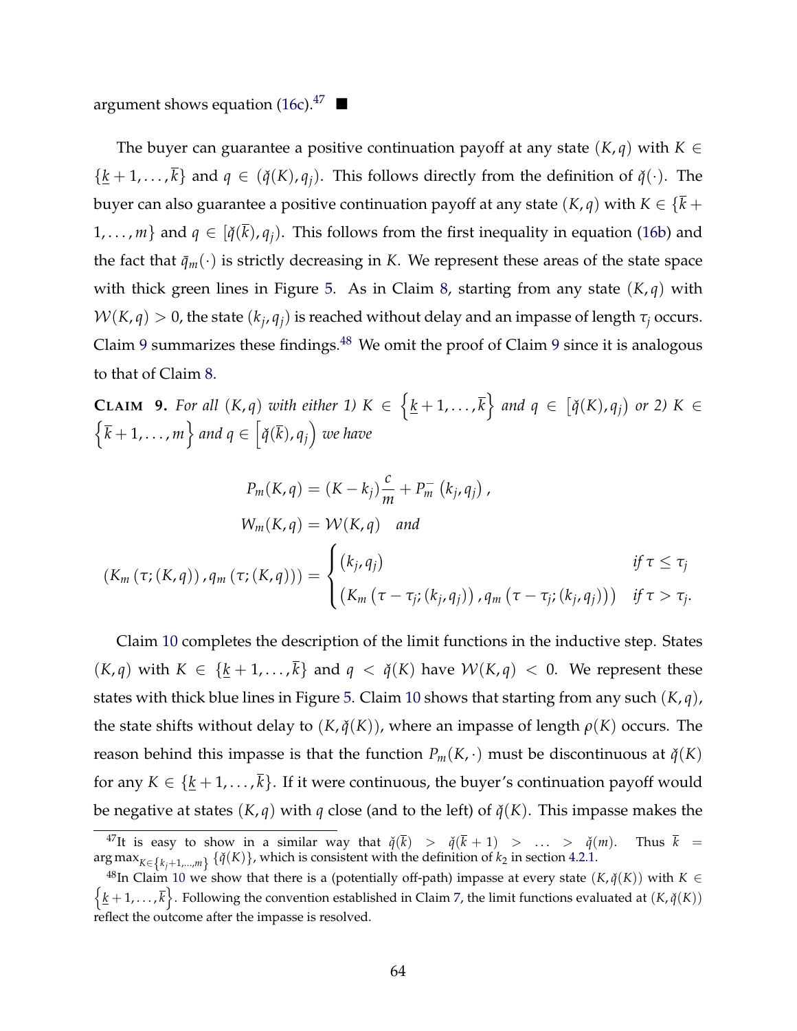argument shows equation (16c).[47] ■

The buyer can guarantee a positive continuation payoff at any state $(K, q)$ with $K \in \{\underline{k}+1, \ldots, \overline{k}\}$ and $q \in (\check{q}(K), q_j)$. This follows directly from the definition of $\check{q}(\cdot)$. The buyer can also guarantee a positive continuation payoff at any state $(K, q)$ with $K \in \{\overline{k}+1, \ldots, m\}$ and $q \in [\check{q}(\overline{k}), q_j)$. This follows from the first inequality in equation (16b) and the fact that $\bar{q}_m(\cdot)$ is strictly decreasing in $K$. We represent these areas of the state space with thick green lines in Figure 5. As in Claim 8, starting from any state $(K, q)$ with $\mathcal{W}(K, q) > 0$, the state $(k_j, q_j)$ is reached without delay and an impasse of length $\tau_j$ occurs. Claim 9 summarizes these findings.[48] We omit the proof of Claim 9 since it is analogous to that of Claim 8.

**Claim 9.** *For all $(K, q)$ with either 1) $K \in \left\{\underline{k}+1, \ldots, \overline{k}\right\}$ and $q \in \left[\check{q}(K), q_j\right)$ or 2) $K \in \left\{\overline{k}+1, \ldots, m\right\}$ and $q \in \left[\check{q}(\overline{k}), q_j\right)$ we have*

$$P_m(K, q) = (K - k_j)\frac{c}{m} + P_m^-\left(k_j, q_j\right),$$

$$W_m(K, q) = \mathcal{W}(K, q) \quad \textit{and}$$

$$(K_m(\tau; (K, q)), q_m(\tau; (K, q))) = \begin{cases} (k_j, q_j) & \textit{if } \tau \leq \tau_j \\ (K_m(\tau - \tau_j; (k_j, q_j)), q_m(\tau - \tau_j; (k_j, q_j))) & \textit{if } \tau > \tau_j. \end{cases}$$

Claim 10 completes the description of the limit functions in the inductive step. States $(K, q)$ with $K \in \{\underline{k}+1, \ldots, \overline{k}\}$ and $q < \check{q}(K)$ have $\mathcal{W}(K, q) < 0$. We represent these states with thick blue lines in Figure 5. Claim 10 shows that starting from any such $(K, q)$, the state shifts without delay to $(K, \check{q}(K))$, where an impasse of length $\rho(K)$ occurs. The reason behind this impasse is that the function $P_m(K, \cdot)$ must be discontinuous at $\check{q}(K)$ for any $K \in \{\underline{k}+1, \ldots, \overline{k}\}$. If it were continuous, the buyer's continuation payoff would be negative at states $(K, q)$ with $q$ close (and to the left) of $\check{q}(K)$. This impasse makes the

---

[47] It is easy to show in a similar way that $\check{q}(\overline{k}) > \check{q}(\overline{k}+1) > \ldots > \check{q}(m)$. Thus $\overline{k} = \arg\max_{K \in \{k_j+1, \ldots, m\}} \{\check{q}(K)\}$, which is consistent with the definition of $k_2$ in section 4.2.1.

[48] In Claim 10 we show that there is a (potentially off-path) impasse at every state $(K, \check{q}(K))$ with $K \in \left\{\underline{k}+1, \ldots, \overline{k}\right\}$. Following the convention established in Claim 7, the limit functions evaluated at $(K, \check{q}(K))$ reflect the outcome after the impasse is resolved.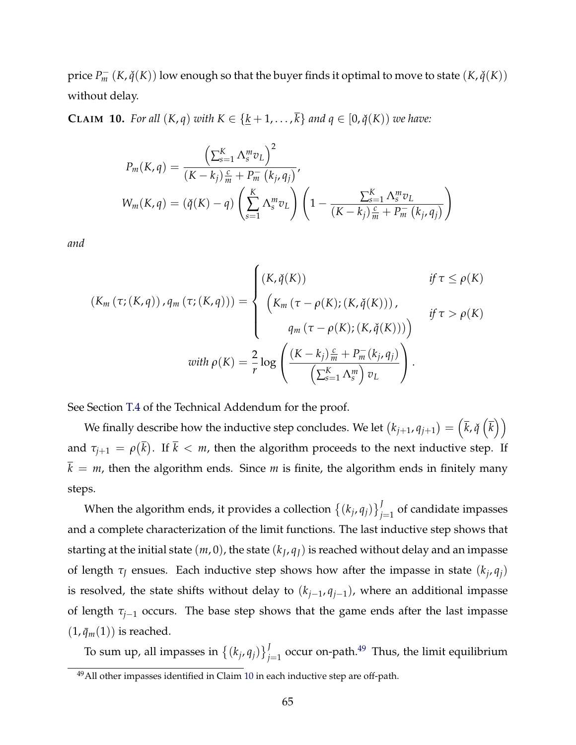price $P_m^-(K, \check{q}(K))$ low enough so that the buyer finds it optimal to move to state $(K, \check{q}(K))$ without delay.

**CLAIM 10.** *For all $(K, q)$ with $K \in \{\underline{k}+1, \ldots, \overline{k}\}$ and $q \in [0, \check{q}(K))$ we have:*

$$
\begin{aligned}
P_m(K,q) &= \frac{\left(\sum_{s=1}^{K} \Lambda_s^m v_L\right)^2}{(K-k_j)\frac{c}{m} + P_m^-(k_j, q_j)}, \\
W_m(K,q) &= (\check{q}(K) - q)\left(\sum_{s=1}^{K} \Lambda_s^m v_L\right)\left(1 - \frac{\sum_{s=1}^{K} \Lambda_s^m v_L}{(K-k_j)\frac{c}{m} + P_m^-(k_j, q_j)}\right)
\end{aligned}
$$

*and*

$$
(K_m(\tau; (K,q)), q_m(\tau; (K,q))) = \begin{cases} (K, \check{q}(K)) & \text{if } \tau \leq \rho(K) \\ \Big(K_m(\tau - \rho(K); (K, \check{q}(K))), & \text{if } \tau > \rho(K) \\ \qquad q_m(\tau - \rho(K); (K, \check{q}(K)))\Big) & \end{cases}
$$

$$
\text{with } \rho(K) = \frac{2}{r}\log\left(\frac{(K-k_j)\frac{c}{m} + P_m^-(k_j, q_j)}{\left(\sum_{s=1}^{K} \Lambda_s^m\right) v_L}\right).
$$

See Section T.4 of the Technical Addendum for the proof.

We finally describe how the inductive step concludes. We let $(k_{j+1}, q_{j+1}) = \left(\overline{k}, \check{q}\left(\overline{k}\right)\right)$ and $\tau_{j+1} = \rho(\overline{k})$. If $\overline{k} < m$, then the algorithm proceeds to the next inductive step. If $\overline{k} = m$, then the algorithm ends. Since $m$ is finite, the algorithm ends in finitely many steps.

When the algorithm ends, it provides a collection $\left\{(k_j, q_j)\right\}_{j=1}^{J}$ of candidate impasses and a complete characterization of the limit functions. The last inductive step shows that starting at the initial state $(m, 0)$, the state $(k_J, q_J)$ is reached without delay and an impasse of length $\tau_J$ ensues. Each inductive step shows how after the impasse in state $(k_j, q_j)$ is resolved, the state shifts without delay to $(k_{j-1}, q_{j-1})$, where an additional impasse of length $\tau_{j-1}$ occurs. The base step shows that the game ends after the last impasse $(1, \bar{q}_m(1))$ is reached.

To sum up, all impasses in $\left\{(k_j, q_j)\right\}_{j=1}^{J}$ occur on-path.[49] Thus, the limit equilibrium

[49] All other impasses identified in Claim 10 in each inductive step are off-path.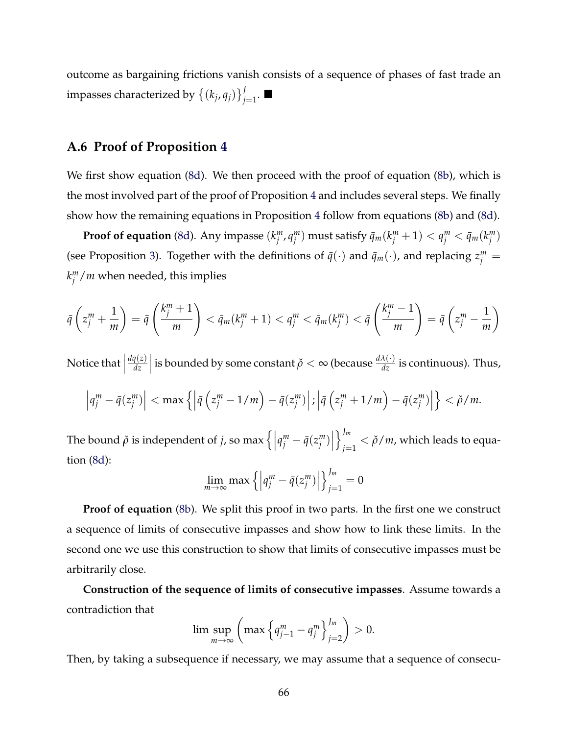outcome as bargaining frictions vanish consists of a sequence of phases of fast trade an impasses characterized by $\left\{(k_j, q_j)\right\}_{j=1}^{J}$. ■

## A.6 Proof of Proposition 4

We first show equation (8d). We then proceed with the proof of equation (8b), which is the most involved part of the proof of Proposition 4 and includes several steps. We finally show how the remaining equations in Proposition 4 follow from equations (8b) and (8d).

**Proof of equation** (8d). Any impasse $(k_j^m, q_j^m)$ must satisfy $\bar{q}_m(k_j^m+1) < q_j^m < \bar{q}_m(k_j^m)$ (see Proposition 3). Together with the definitions of $\bar{q}(\cdot)$ and $\bar{q}_m(\cdot)$, and replacing $z_j^m = k_j^m/m$ when needed, this implies

$$\bar{q}\left(z_j^m + \frac{1}{m}\right) = \bar{q}\left(\frac{k_j^m+1}{m}\right) < \bar{q}_m(k_j^m+1) < q_j^m < \bar{q}_m(k_j^m) < \bar{q}\left(\frac{k_j^m-1}{m}\right) = \bar{q}\left(z_j^m - \frac{1}{m}\right)$$

Notice that $\left|\frac{d\bar{q}(z)}{dz}\right|$ is bounded by some constant $\check{\rho} < \infty$ (because $\frac{d\lambda(\cdot)}{dz}$ is continuous). Thus,

$$\left|q_j^m - \bar{q}(z_j^m)\right| < \max\left\{\left|\bar{q}\left(z_j^m - 1/m\right) - \bar{q}(z_j^m)\right|; \left|\bar{q}\left(z_j^m + 1/m\right) - \bar{q}(z_j^m)\right|\right\} < \check{\rho}/m.$$

The bound $\check{\rho}$ is independent of $j$, so $\max\left\{\left|q_j^m - \bar{q}(z_j^m)\right|\right\}_{j=1}^{J_m} < \check{\rho}/m$, which leads to equation (8d):

$$\lim_{m\to\infty} \max\left\{\left|q_j^m - \bar{q}(z_j^m)\right|\right\}_{j=1}^{J_m} = 0$$

**Proof of equation** (8b). We split this proof in two parts. In the first one we construct a sequence of limits of consecutive impasses and show how to link these limits. In the second one we use this construction to show that limits of consecutive impasses must be arbitrarily close.

**Construction of the sequence of limits of consecutive impasses**. Assume towards a contradiction that

$$\limsup_{m\to\infty}\left(\max\left\{q_{j-1}^m - q_j^m\right\}_{j=2}^{J_m}\right) > 0.$$

Then, by taking a subsequence if necessary, we may assume that a sequence of consecu-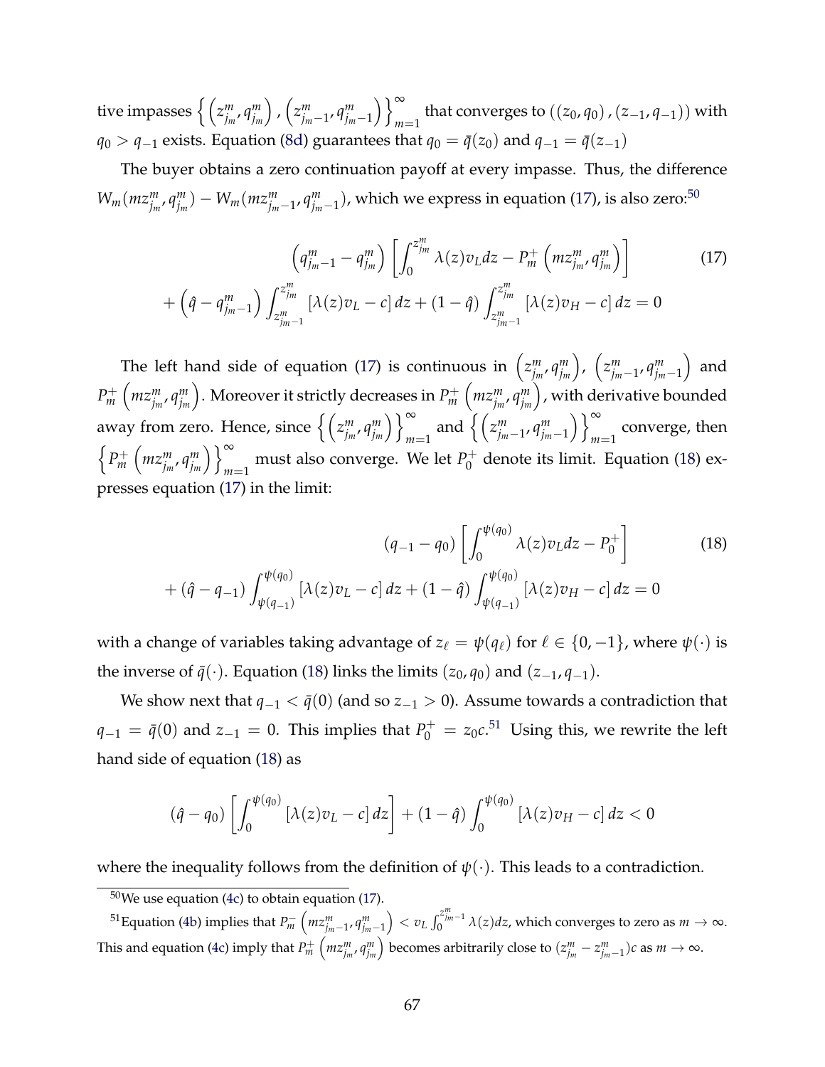tive impasses $\left\{ \left(z^m_{j_m}, q^m_{j_m}\right), \left(z^m_{j_m-1}, q^m_{j_m-1}\right) \right\}_{m=1}^{\infty}$ that converges to $((z_0, q_0), (z_{-1}, q_{-1}))$ with $q_0 > q_{-1}$ exists. Equation (8d) guarantees that $q_0 = \bar{q}(z_0)$ and $q_{-1} = \bar{q}(z_{-1})$

The buyer obtains a zero continuation payoff at every impasse. Thus, the difference $W_m(mz^m_{j_m}, q^m_{j_m}) - W_m(mz^m_{j_m-1}, q^m_{j_m-1})$, which we express in equation (17), is also zero:[50]

$$
\begin{gathered}
\left(q^m_{j_m-1} - q^m_{j_m}\right) \left[ \int_0^{z^m_{j_m}} \lambda(z) v_L dz - P^+_m \left(mz^m_{j_m}, q^m_{j_m}\right) \right] \\
+ \left(\hat{q} - q^m_{j_m-1}\right) \int_{z^m_{j_m-1}}^{z^m_{j_m}} \left[\lambda(z) v_L - c\right] dz + (1 - \hat{q}) \int_{z^m_{j_m-1}}^{z^m_{j_m}} \left[\lambda(z) v_H - c\right] dz = 0
\end{gathered} \tag{17}
$$

The left hand side of equation (17) is continuous in $\left(z^m_{j_m}, q^m_{j_m}\right)$, $\left(z^m_{j_m-1}, q^m_{j_m-1}\right)$ and $P^+_m\left(mz^m_{j_m}, q^m_{j_m}\right)$. Moreover it strictly decreases in $P^+_m\left(mz^m_{j_m}, q^m_{j_m}\right)$, with derivative bounded away from zero. Hence, since $\left\{ \left(z^m_{j_m}, q^m_{j_m}\right) \right\}_{m=1}^{\infty}$ and $\left\{ \left(z^m_{j_m-1}, q^m_{j_m-1}\right) \right\}_{m=1}^{\infty}$ converge, then $\left\{ P^+_m\left(mz^m_{j_m}, q^m_{j_m}\right) \right\}_{m=1}^{\infty}$ must also converge. We let $P^+_0$ denote its limit. Equation (18) expresses equation (17) in the limit:

$$
\begin{gathered}
(q_{-1} - q_0) \left[ \int_0^{\psi(q_0)} \lambda(z) v_L dz - P^+_0 \right] \\
+ (\hat{q} - q_{-1}) \int_{\psi(q_{-1})}^{\psi(q_0)} \left[\lambda(z) v_L - c\right] dz + (1 - \hat{q}) \int_{\psi(q_{-1})}^{\psi(q_0)} \left[\lambda(z) v_H - c\right] dz = 0
\end{gathered} \tag{18}
$$

with a change of variables taking advantage of $z_\ell = \psi(q_\ell)$ for $\ell \in \{0, -1\}$, where $\psi(\cdot)$ is the inverse of $\bar{q}(\cdot)$. Equation (18) links the limits $(z_0, q_0)$ and $(z_{-1}, q_{-1})$.

We show next that $q_{-1} < \bar{q}(0)$ (and so $z_{-1} > 0$). Assume towards a contradiction that $q_{-1} = \bar{q}(0)$ and $z_{-1} = 0$. This implies that $P^+_0 = z_0 c$.[51] Using this, we rewrite the left hand side of equation (18) as

$$
(\hat{q} - q_0) \left[ \int_0^{\psi(q_0)} \left[\lambda(z) v_L - c\right] dz \right] + (1 - \hat{q}) \int_0^{\psi(q_0)} \left[\lambda(z) v_H - c\right] dz < 0
$$

where the inequality follows from the definition of $\psi(\cdot)$. This leads to a contradiction.

---

[50] We use equation (4c) to obtain equation (17).

[51] Equation (4b) implies that $P^-_m\left(mz^m_{j_m-1}, q^m_{j_m-1}\right) < v_L \int_0^{z^m_{j_m-1}} \lambda(z) dz$, which converges to zero as $m \to \infty$. This and equation (4c) imply that $P^+_m\left(mz^m_{j_m}, q^m_{j_m}\right)$ becomes arbitrarily close to $(z^m_{j_m} - z^m_{j_m-1})c$ as $m \to \infty$.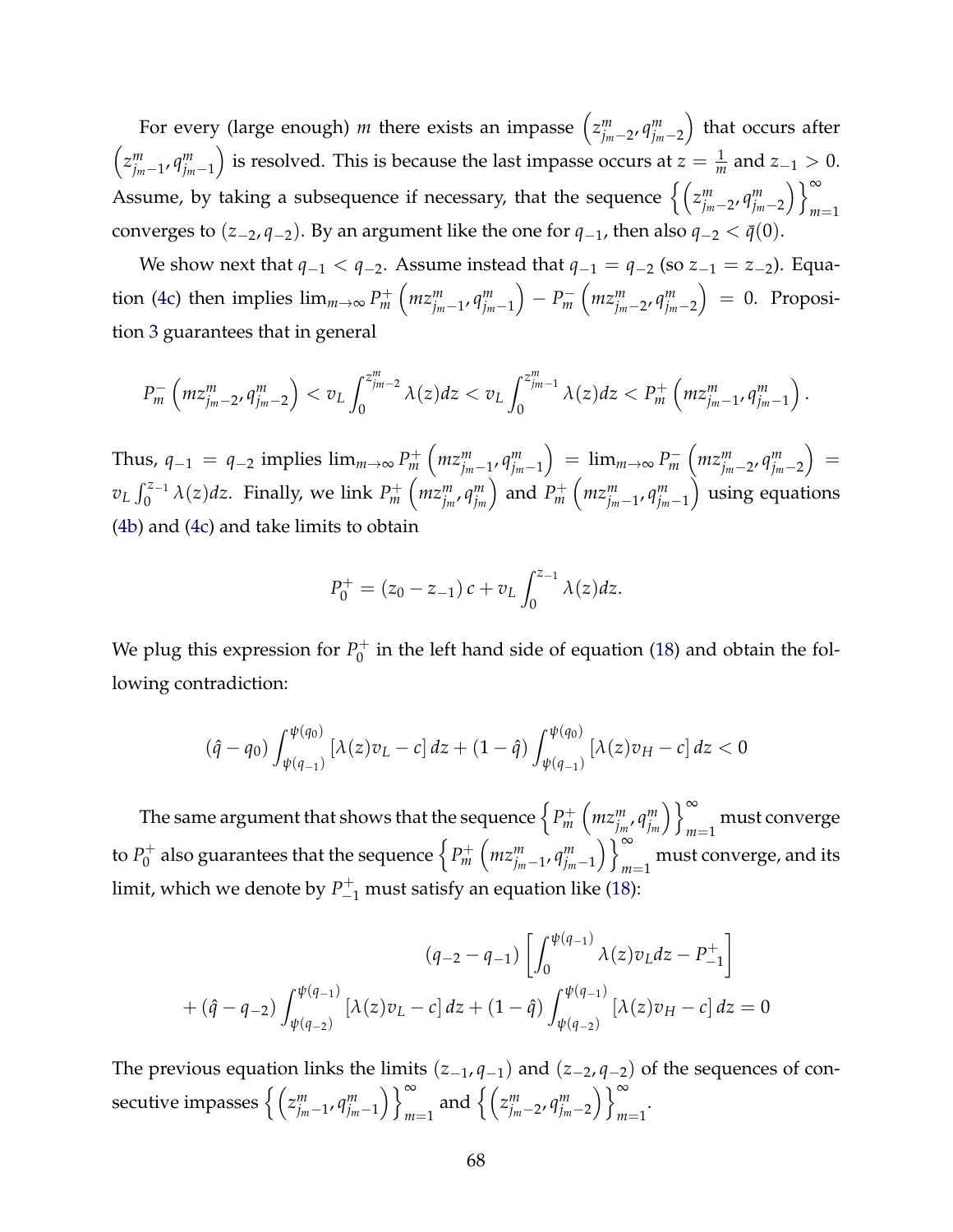For every (large enough) $m$ there exists an impasse $\left(z^m_{j_m-2}, q^m_{j_m-2}\right)$ that occurs after $\left(z^m_{j_m-1}, q^m_{j_m-1}\right)$ is resolved. This is because the last impasse occurs at $z = \frac{1}{m}$ and $z_{-1} > 0$. Assume, by taking a subsequence if necessary, that the sequence $\left\{\left(z^m_{j_m-2}, q^m_{j_m-2}\right)\right\}_{m=1}^{\infty}$ converges to $(z_{-2}, q_{-2})$. By an argument like the one for $q_{-1}$, then also $q_{-2} < \bar{q}(0)$.

We show next that $q_{-1} < q_{-2}$. Assume instead that $q_{-1} = q_{-2}$ (so $z_{-1} = z_{-2}$). Equation (4c) then implies $\lim_{m\to\infty} P^+_m\left(mz^m_{j_m-1}, q^m_{j_m-1}\right) - P^-_m\left(mz^m_{j_m-2}, q^m_{j_m-2}\right) = 0$. Proposition 3 guarantees that in general

$$P^-_m\left(mz^m_{j_m-2}, q^m_{j_m-2}\right) < v_L \int_0^{z^m_{j_m-2}} \lambda(z)dz < v_L \int_0^{z^m_{j_m-1}} \lambda(z)dz < P^+_m\left(mz^m_{j_m-1}, q^m_{j_m-1}\right).$$

Thus, $q_{-1} = q_{-2}$ implies $\lim_{m\to\infty} P^+_m\left(mz^m_{j_m-1}, q^m_{j_m-1}\right) = \lim_{m\to\infty} P^-_m\left(mz^m_{j_m-2}, q^m_{j_m-2}\right) = v_L \int_0^{z_{-1}} \lambda(z)dz$. Finally, we link $P^+_m\left(mz^m_{j_m}, q^m_{j_m}\right)$ and $P^+_m\left(mz^m_{j_m-1}, q^m_{j_m-1}\right)$ using equations (4b) and (4c) and take limits to obtain

$$P^+_0 = (z_0 - z_{-1})\, c + v_L \int_0^{z_{-1}} \lambda(z)dz.$$

We plug this expression for $P^+_0$ in the left hand side of equation (18) and obtain the following contradiction:

$$(\hat{q} - q_0) \int_{\psi(q_{-1})}^{\psi(q_0)} \left[\lambda(z)v_L - c\right] dz + (1 - \hat{q}) \int_{\psi(q_{-1})}^{\psi(q_0)} \left[\lambda(z)v_H - c\right] dz < 0$$

The same argument that shows that the sequence $\left\{P^+_m\left(mz^m_{j_m}, q^m_{j_m}\right)\right\}_{m=1}^{\infty}$ must converge to $P^+_0$ also guarantees that the sequence $\left\{P^+_m\left(mz^m_{j_m-1}, q^m_{j_m-1}\right)\right\}_{m=1}^{\infty}$ must converge, and its limit, which we denote by $P^+_{-1}$ must satisfy an equation like (18):

$$\begin{aligned}
&(q_{-2} - q_{-1}) \left[\int_0^{\psi(q_{-1})} \lambda(z)v_L dz - P^+_{-1}\right] \\
&+ (\hat{q} - q_{-2}) \int_{\psi(q_{-2})}^{\psi(q_{-1})} \left[\lambda(z)v_L - c\right] dz + (1 - \hat{q}) \int_{\psi(q_{-2})}^{\psi(q_{-1})} \left[\lambda(z)v_H - c\right] dz = 0
\end{aligned}$$

The previous equation links the limits $(z_{-1}, q_{-1})$ and $(z_{-2}, q_{-2})$ of the sequences of consecutive impasses $\left\{\left(z^m_{j_m-1}, q^m_{j_m-1}\right)\right\}_{m=1}^{\infty}$ and $\left\{\left(z^m_{j_m-2}, q^m_{j_m-2}\right)\right\}_{m=1}^{\infty}$.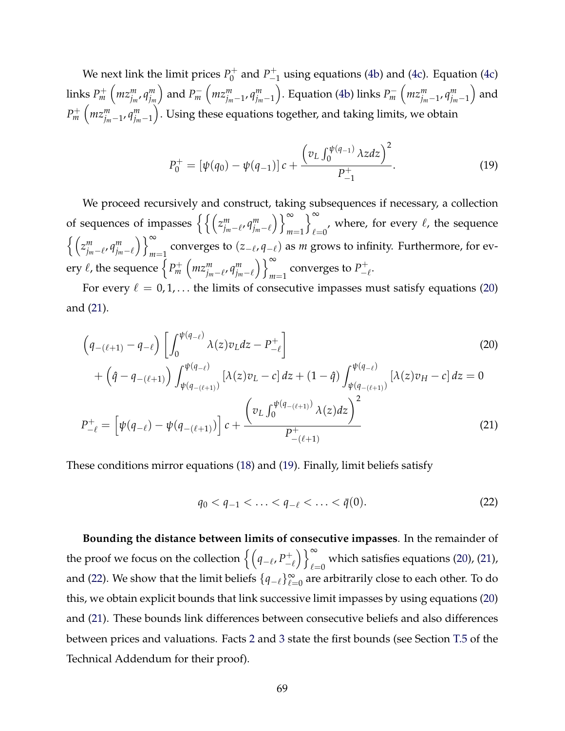We next link the limit prices $P_0^+$ and $P_{-1}^+$ using equations (4b) and (4c). Equation (4c) links $P_m^+\left(mz_{j_m}^m, q_{j_m}^m\right)$ and $P_m^-\left(mz_{j_m-1}^m, q_{j_m-1}^m\right)$. Equation (4b) links $P_m^-\left(mz_{j_m-1}^m, q_{j_m-1}^m\right)$ and $P_m^+\left(mz_{j_m-1}^m, q_{j_m-1}^m\right)$. Using these equations together, and taking limits, we obtain

$$P_0^+ = [\psi(q_0) - \psi(q_{-1})]\, c + \frac{\left(v_L \int_0^{\psi(q_{-1})} \lambda z dz\right)^2}{P_{-1}^+}. \tag{19}$$

We proceed recursively and construct, taking subsequences if necessary, a collection of sequences of impasses $\left\{\left\{\left(z_{j_m-\ell}^m, q_{j_m-\ell}^m\right)\right\}_{m=1}^{\infty}\right\}_{\ell=0}^{\infty}$, where, for every $\ell$, the sequence $\left\{\left(z_{j_m-\ell}^m, q_{j_m-\ell}^m\right)\right\}_{m=1}^{\infty}$ converges to $(z_{-\ell}, q_{-\ell})$ as $m$ grows to infinity. Furthermore, for every $\ell$, the sequence $\left\{P_m^+\left(mz_{j_m-\ell}^m, q_{j_m-\ell}^m\right)\right\}_{m=1}^{\infty}$ converges to $P_{-\ell}^+$.

For every $\ell = 0, 1, \ldots$ the limits of consecutive impasses must satisfy equations (20) and (21).

$$\begin{aligned}
&\left(q_{-(\ell+1)} - q_{-\ell}\right)\left[\int_0^{\psi(q_{-\ell})} \lambda(z) v_L dz - P_{-\ell}^+\right] \\
&\quad + \left(\hat{q} - q_{-(\ell+1)}\right)\int_{\psi(q_{-(\ell+1)})}^{\psi(q_{-\ell})} \left[\lambda(z)v_L - c\right] dz + (1-\hat{q})\int_{\psi(q_{-(\ell+1)})}^{\psi(q_{-\ell})} \left[\lambda(z)v_H - c\right] dz = 0
\end{aligned} \tag{20}$$

$$P_{-\ell}^+ = \left[\psi(q_{-\ell}) - \psi(q_{-(\ell+1)})\right] c + \frac{\left(v_L \int_0^{\psi(q_{-(\ell+1)})} \lambda(z) dz\right)^2}{P_{-(\ell+1)}^+} \tag{21}$$

These conditions mirror equations (18) and (19). Finally, limit beliefs satisfy

$$q_0 < q_{-1} < \ldots < q_{-\ell} < \ldots < \bar{q}(0). \tag{22}$$

**Bounding the distance between limits of consecutive impasses**. In the remainder of the proof we focus on the collection $\left\{\left(q_{-\ell}, P_{-\ell}^+\right)\right\}_{\ell=0}^{\infty}$ which satisfies equations (20), (21), and (22). We show that the limit beliefs $\{q_{-\ell}\}_{\ell=0}^{\infty}$ are arbitrarily close to each other. To do this, we obtain explicit bounds that link successive limit impasses by using equations (20) and (21). These bounds link differences between consecutive beliefs and also differences between prices and valuations. Facts 2 and 3 state the first bounds (see Section T.5 of the Technical Addendum for their proof).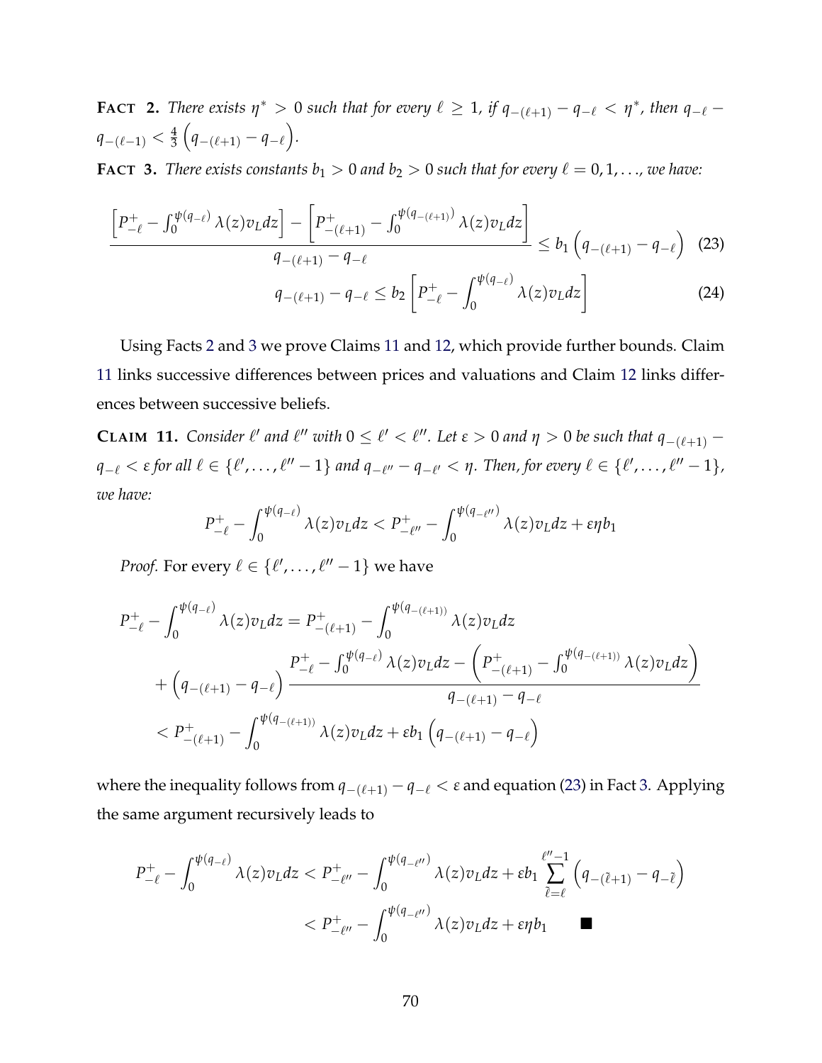**FACT 2.** *There exists $\eta^* > 0$ such that for every $\ell \geq 1$, if $q_{-(\ell+1)} - q_{-\ell} < \eta^*$, then $q_{-\ell} - q_{-(\ell-1)} < \frac{4}{3}\left(q_{-(\ell+1)} - q_{-\ell}\right)$.*

**FACT 3.** *There exists constants $b_1 > 0$ and $b_2 > 0$ such that for every $\ell = 0, 1, \ldots$, we have:*

$$\frac{\left[P^+_{-\ell} - \int_0^{\psi(q_{-\ell})} \lambda(z) v_L dz\right] - \left[P^+_{-(\ell+1)} - \int_0^{\psi(q_{-(\ell+1)})} \lambda(z) v_L dz\right]}{q_{-(\ell+1)} - q_{-\ell}} \leq b_1 \left(q_{-(\ell+1)} - q_{-\ell}\right) \tag{23}$$

$$q_{-(\ell+1)} - q_{-\ell} \leq b_2 \left[P^+_{-\ell} - \int_0^{\psi(q_{-\ell})} \lambda(z) v_L dz\right] \tag{24}$$

Using Facts 2 and 3 we prove Claims 11 and 12, which provide further bounds. Claim 11 links successive differences between prices and valuations and Claim 12 links differences between successive beliefs.

**CLAIM 11.** *Consider $\ell'$ and $\ell''$ with $0 \leq \ell' < \ell''$. Let $\varepsilon > 0$ and $\eta > 0$ be such that $q_{-(\ell+1)} - q_{-\ell} < \varepsilon$ for all $\ell \in \{\ell', \ldots, \ell'' - 1\}$ and $q_{-\ell''} - q_{-\ell'} < \eta$. Then, for every $\ell \in \{\ell', \ldots, \ell'' - 1\}$, we have:*

$$P^+_{-\ell} - \int_0^{\psi(q_{-\ell})} \lambda(z) v_L dz < P^+_{-\ell''} - \int_0^{\psi(q_{-\ell''})} \lambda(z) v_L dz + \varepsilon \eta b_1$$

*Proof.* For every $\ell \in \{\ell', \ldots, \ell'' - 1\}$ we have

$$\begin{aligned}
P^+_{-\ell} - \int_0^{\psi(q_{-\ell})} \lambda(z) v_L dz &= P^+_{-(\ell+1)} - \int_0^{\psi(q_{-(\ell+1)})} \lambda(z) v_L dz \\
&\quad + \left(q_{-(\ell+1)} - q_{-\ell}\right) \frac{P^+_{-\ell} - \int_0^{\psi(q_{-\ell})} \lambda(z) v_L dz - \left(P^+_{-(\ell+1)} - \int_0^{\psi(q_{-(\ell+1)})} \lambda(z) v_L dz\right)}{q_{-(\ell+1)} - q_{-\ell}} \\
&< P^+_{-(\ell+1)} - \int_0^{\psi(q_{-(\ell+1)})} \lambda(z) v_L dz + \varepsilon b_1 \left(q_{-(\ell+1)} - q_{-\ell}\right)
\end{aligned}$$

where the inequality follows from $q_{-(\ell+1)} - q_{-\ell} < \varepsilon$ and equation (23) in Fact 3. Applying the same argument recursively leads to

$$\begin{aligned}
P^+_{-\ell} - \int_0^{\psi(q_{-\ell})} \lambda(z) v_L dz &< P^+_{-\ell''} - \int_0^{\psi(q_{-\ell''})} \lambda(z) v_L dz + \varepsilon b_1 \sum_{\tilde{\ell}=\ell}^{\ell''-1} \left(q_{-(\tilde{\ell}+1)} - q_{-\tilde{\ell}}\right) \\
&< P^+_{-\ell''} - \int_0^{\psi(q_{-\ell''})} \lambda(z) v_L dz + \varepsilon \eta b_1 \qquad \blacksquare
\end{aligned}$$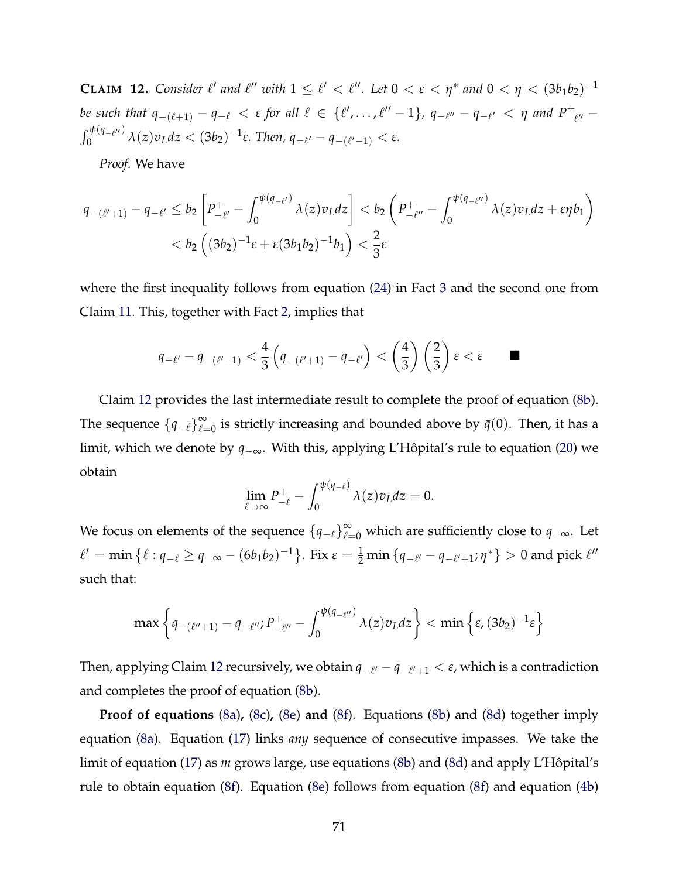**CLAIM 12.** *Consider $\ell'$ and $\ell''$ with $1 \leq \ell' < \ell''$. Let $0 < \varepsilon < \eta^*$ and $0 < \eta < (3b_1b_2)^{-1}$ be such that $q_{-(\ell+1)} - q_{-\ell} < \varepsilon$ for all $\ell \in \{\ell', \ldots, \ell''-1\}$, $q_{-\ell''} - q_{-\ell'} < \eta$ and $P^+_{-\ell''} - \int_0^{\psi(q_{-\ell''})} \lambda(z) v_L dz < (3b_2)^{-1}\varepsilon$. Then, $q_{-\ell'} - q_{-(\ell'-1)} < \varepsilon$.*

*Proof.* We have

$$
\begin{aligned}
q_{-(\ell'+1)} - q_{-\ell'} &\leq b_2 \left[ P^+_{-\ell'} - \int_0^{\psi(q_{-\ell'})} \lambda(z) v_L dz \right] < b_2 \left( P^+_{-\ell''} - \int_0^{\psi(q_{-\ell''})} \lambda(z) v_L dz + \varepsilon \eta b_1 \right) \\
&< b_2 \left( (3b_2)^{-1}\varepsilon + \varepsilon (3b_1b_2)^{-1} b_1 \right) < \frac{2}{3}\varepsilon
\end{aligned}
$$

where the first inequality follows from equation (24) in Fact 3 and the second one from Claim 11. This, together with Fact 2, implies that

$$
q_{-\ell'} - q_{-(\ell'-1)} < \frac{4}{3}\left( q_{-(\ell'+1)} - q_{-\ell'} \right) < \left(\frac{4}{3}\right)\left(\frac{2}{3}\right)\varepsilon < \varepsilon \qquad \blacksquare
$$

Claim 12 provides the last intermediate result to complete the proof of equation (8b). The sequence $\{q_{-\ell}\}_{\ell=0}^{\infty}$ is strictly increasing and bounded above by $\bar{q}(0)$. Then, it has a limit, which we denote by $q_{-\infty}$. With this, applying L'Hôpital's rule to equation (20) we obtain

$$
\lim_{\ell \to \infty} P^+_{-\ell} - \int_0^{\psi(q_{-\ell})} \lambda(z) v_L dz = 0.
$$

We focus on elements of the sequence $\{q_{-\ell}\}_{\ell=0}^{\infty}$ which are sufficiently close to $q_{-\infty}$. Let $\ell' = \min\left\{ \ell : q_{-\ell} \geq q_{-\infty} - (6b_1b_2)^{-1} \right\}$. Fix $\varepsilon = \frac{1}{2}\min\left\{ q_{-\ell'} - q_{-\ell'+1}; \eta^* \right\} > 0$ and pick $\ell''$ such that:

$$
\max\left\{ q_{-(\ell''+1)} - q_{-\ell''}; P^+_{-\ell''} - \int_0^{\psi(q_{-\ell''})} \lambda(z) v_L dz \right\} < \min\left\{ \varepsilon, (3b_2)^{-1}\varepsilon \right\}
$$

Then, applying Claim 12 recursively, we obtain $q_{-\ell'} - q_{-\ell'+1} < \varepsilon$, which is a contradiction and completes the proof of equation (8b).

**Proof of equations (8a), (8c), (8e) and (8f).** Equations (8b) and (8d) together imply equation (8a). Equation (17) links *any* sequence of consecutive impasses. We take the limit of equation (17) as $m$ grows large, use equations (8b) and (8d) and apply L'Hôpital's rule to obtain equation (8f). Equation (8e) follows from equation (8f) and equation (4b)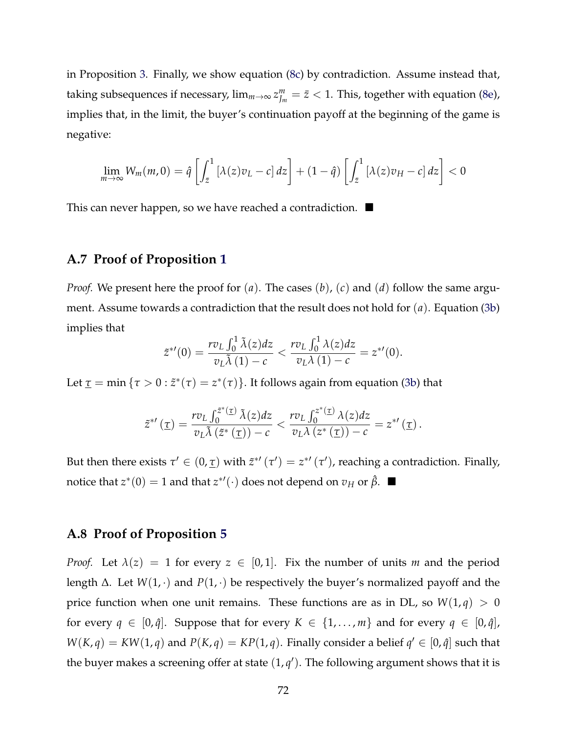in Proposition 3. Finally, we show equation (8c) by contradiction. Assume instead that, taking subsequences if necessary, $\lim_{m\to\infty} z^m_{J_m} = \bar{z} < 1$. This, together with equation (8e), implies that, in the limit, the buyer's continuation payoff at the beginning of the game is negative:

$$\lim_{m\to\infty} W_m(m,0) = \hat{q}\left[\int_{\bar{z}}^{1} [\lambda(z)v_L - c]\, dz\right] + (1-\hat{q})\left[\int_{\bar{z}}^{1} [\lambda(z)v_H - c]\, dz\right] < 0$$

This can never happen, so we have reached a contradiction. ■

## A.7 Proof of Proposition 1

*Proof.* We present here the proof for $(a)$. The cases $(b)$, $(c)$ and $(d)$ follow the same argument. Assume towards a contradiction that the result does not hold for $(a)$. Equation (3b) implies that

$$\tilde{z}^{*\prime}(0) = \frac{rv_L \int_0^1 \tilde{\lambda}(z)dz}{v_L\tilde{\lambda}(1) - c} < \frac{rv_L \int_0^1 \lambda(z)dz}{v_L\lambda(1) - c} = z^{*\prime}(0).$$

Let $\underline{\tau} = \min\{\tau > 0 : \tilde{z}^*(\tau) = z^*(\tau)\}$. It follows again from equation (3b) that

$$\tilde{z}^{*\prime}(\underline{\tau}) = \frac{rv_L \int_0^{\tilde{z}^*(\underline{\tau})} \tilde{\lambda}(z)dz}{v_L\tilde{\lambda}(\tilde{z}^*(\underline{\tau})) - c} < \frac{rv_L \int_0^{z^*(\underline{\tau})} \lambda(z)dz}{v_L\lambda(z^*(\underline{\tau})) - c} = z^{*\prime}(\underline{\tau}).$$

But then there exists $\tau' \in (0, \underline{\tau})$ with $\tilde{z}^{*\prime}(\tau') = z^{*\prime}(\tau')$, reaching a contradiction. Finally, notice that $z^*(0) = 1$ and that $z^{*\prime}(\cdot)$ does not depend on $v_H$ or $\hat{\beta}$. ■

## A.8 Proof of Proposition 5

*Proof.* Let $\lambda(z) = 1$ for every $z \in [0,1]$. Fix the number of units $m$ and the period length $\Delta$. Let $W(1,\cdot)$ and $P(1,\cdot)$ be respectively the buyer's normalized payoff and the price function when one unit remains. These functions are as in DL, so $W(1,q) > 0$ for every $q \in [0,\hat{q}]$. Suppose that for every $K \in \{1,\ldots,m\}$ and for every $q \in [0,\hat{q}]$, $W(K,q) = KW(1,q)$ and $P(K,q) = KP(1,q)$. Finally consider a belief $q' \in [0,\hat{q}]$ such that the buyer makes a screening offer at state $(1,q')$. The following argument shows that it is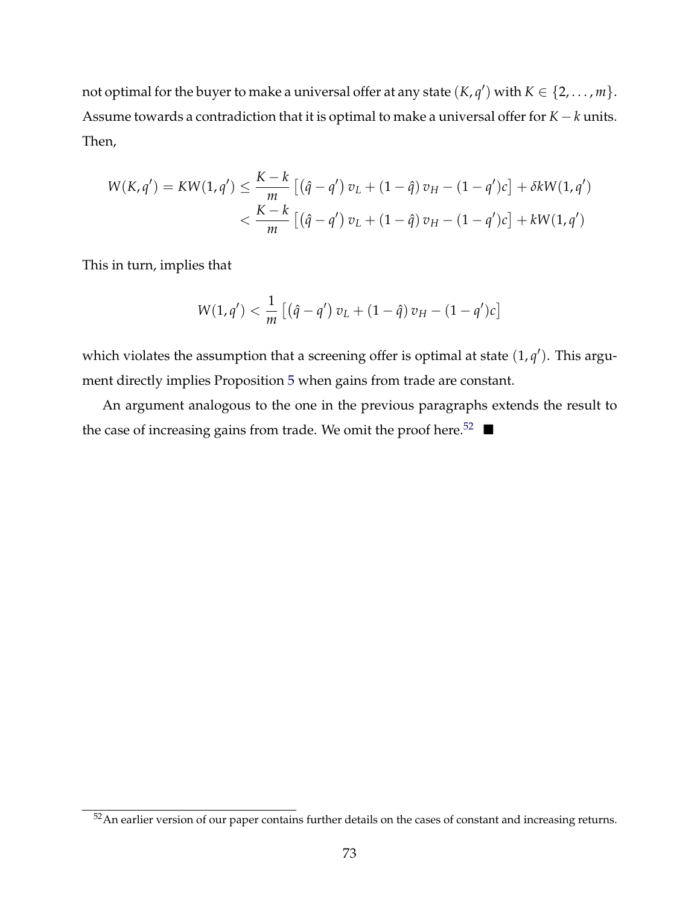not optimal for the buyer to make a universal offer at any state $(K, q')$ with $K \in \{2, \ldots, m\}$. Assume towards a contradiction that it is optimal to make a universal offer for $K - k$ units. Then,

$$
\begin{aligned}
W(K, q') = KW(1, q') &\leq \frac{K-k}{m} \left[ \left(\hat{q} - q'\right) v_L + \left(1 - \hat{q}\right) v_H - (1 - q')c \right] + \delta k W(1, q') \\
&< \frac{K-k}{m} \left[ \left(\hat{q} - q'\right) v_L + \left(1 - \hat{q}\right) v_H - (1 - q')c \right] + k W(1, q')
\end{aligned}
$$

This in turn, implies that

$$
W(1, q') < \frac{1}{m} \left[ \left(\hat{q} - q'\right) v_L + \left(1 - \hat{q}\right) v_H - (1 - q')c \right]
$$

which violates the assumption that a screening offer is optimal at state $(1, q')$. This argument directly implies Proposition 5 when gains from trade are constant.

An argument analogous to the one in the previous paragraphs extends the result to the case of increasing gains from trade. We omit the proof here.[52] ■

[52] An earlier version of our paper contains further details on the cases of constant and increasing returns.